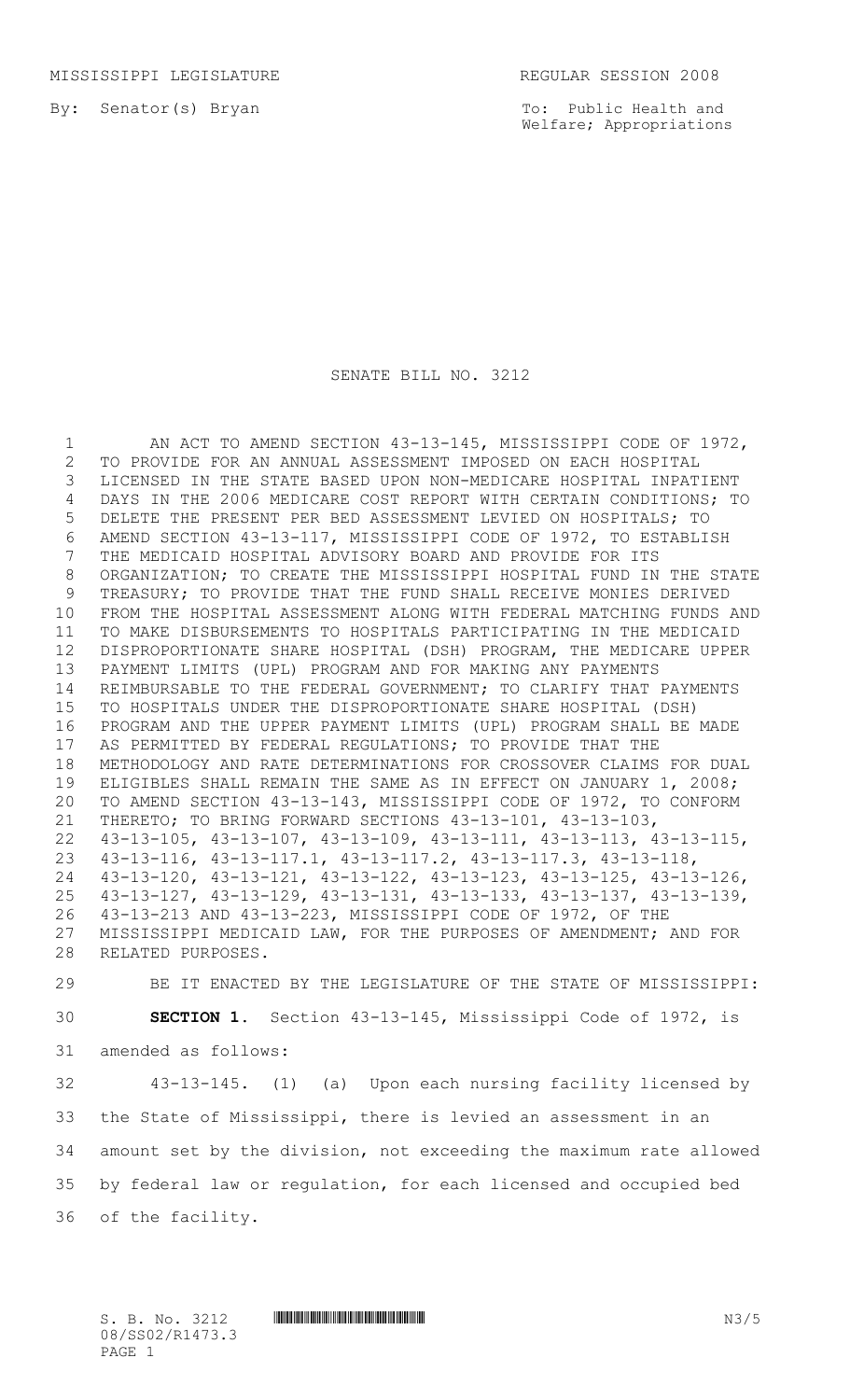MISSISSIPPI LEGISLATURE REGULAR SESSION 2008

By: Senator(s) Bryan

To: Public Health and Welfare; Appropriations

# SENATE BILL NO. 3212

AN ACT TO AMEND SECTION 43-13-145, MISSISSIPPI CODE OF 1972, TO PROVIDE FOR AN ANNUAL ASSESSMENT IMPOSED ON EACH HOSPITAL LICENSED IN THE STATE BASED UPON NON-MEDICARE HOSPITAL INPATIENT DAYS IN THE 2006 MEDICARE COST REPORT WITH CERTAIN CONDITIONS; TO DELETE THE PRESENT PER BED ASSESSMENT LEVIED ON HOSPITALS; TO AMEND SECTION 43-13-117, MISSISSIPPI CODE OF 1972, TO ESTABLISH THE MEDICAID HOSPITAL ADVISORY BOARD AND PROVIDE FOR ITS ORGANIZATION; TO CREATE THE MISSISSIPPI HOSPITAL FUND IN THE STATE TREASURY; TO PROVIDE THAT THE FUND SHALL RECEIVE MONIES DERIVED FROM THE HOSPITAL ASSESSMENT ALONG WITH FEDERAL MATCHING FUNDS AND TO MAKE DISBURSEMENTS TO HOSPITALS PARTICIPATING IN THE MEDICAID DISPROPORTIONATE SHARE HOSPITAL (DSH) PROGRAM, THE MEDICARE UPPER PAYMENT LIMITS (UPL) PROGRAM AND FOR MAKING ANY PAYMENTS REIMBURSABLE TO THE FEDERAL GOVERNMENT; TO CLARIFY THAT PAYMENTS TO HOSPITALS UNDER THE DISPROPORTIONATE SHARE HOSPITAL (DSH) PROGRAM AND THE UPPER PAYMENT LIMITS (UPL) PROGRAM SHALL BE MADE AS PERMITTED BY FEDERAL REGULATIONS; TO PROVIDE THAT THE METHODOLOGY AND RATE DETERMINATIONS FOR CROSSOVER CLAIMS FOR DUAL ELIGIBLES SHALL REMAIN THE SAME AS IN EFFECT ON JANUARY 1, 2008; TO AMEND SECTION 43-13-143, MISSISSIPPI CODE OF 1972, TO CONFORM THERETO; TO BRING FORWARD SECTIONS 43-13-101, 43-13-103, 43-13-105, 43-13-107, 43-13-109, 43-13-111, 43-13-113, 43-13-115, 43-13-116, 43-13-117.1, 43-13-117.2, 43-13-117.3, 43-13-118, 43-13-120, 43-13-121, 43-13-122, 43-13-123, 43-13-125, 43-13-126, 43-13-127, 43-13-129, 43-13-131, 43-13-133, 43-13-137, 43-13-139, 43-13-213 AND 43-13-223, MISSISSIPPI CODE OF 1972, OF THE MISSISSIPPI MEDICAID LAW, FOR THE PURPOSES OF AMENDMENT; AND FOR RELATED PURPOSES.

BE IT ENACTED BY THE LEGISLATURE OF THE STATE OF MISSISSIPPI:

**SECTION 1.** Section 43-13-145, Mississippi Code of 1972, is amended as follows:

43-13-145. (1) (a) Upon each nursing facility licensed by the State of Mississippi, there is levied an assessment in an amount set by the division, not exceeding the maximum rate allowed by federal law or regulation, for each licensed and occupied bed of the facility.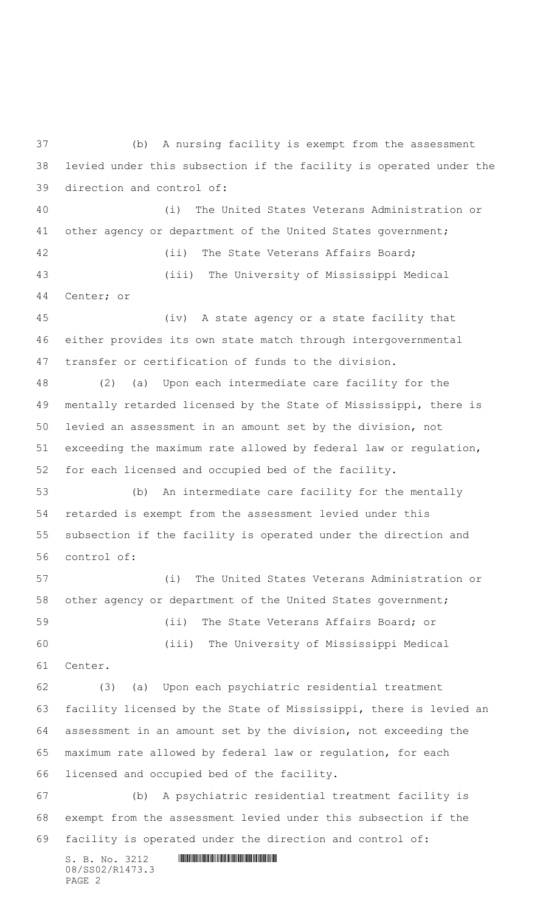(b) A nursing facility is exempt from the assessment levied under this subsection if the facility is operated under the direction and control of:

(i) The United States Veterans Administration or other agency or department of the United States government;

(ii) The State Veterans Affairs Board;

(iii) The University of Mississippi Medical Center; or

(iv) A state agency or a state facility that either provides its own state match through intergovernmental transfer or certification of funds to the division.

(2) (a) Upon each intermediate care facility for the mentally retarded licensed by the State of Mississippi, there is levied an assessment in an amount set by the division, not exceeding the maximum rate allowed by federal law or regulation, for each licensed and occupied bed of the facility.

(b) An intermediate care facility for the mentally retarded is exempt from the assessment levied under this subsection if the facility is operated under the direction and control of:

(i) The United States Veterans Administration or other agency or department of the United States government;

(ii) The State Veterans Affairs Board; or

(iii) The University of Mississippi Medical Center.

(3) (a) Upon each psychiatric residential treatment facility licensed by the State of Mississippi, there is levied an assessment in an amount set by the division, not exceeding the maximum rate allowed by federal law or regulation, for each licensed and occupied bed of the facility.

(b) A psychiatric residential treatment facility is exempt from the assessment levied under this subsection if the facility is operated under the direction and control of: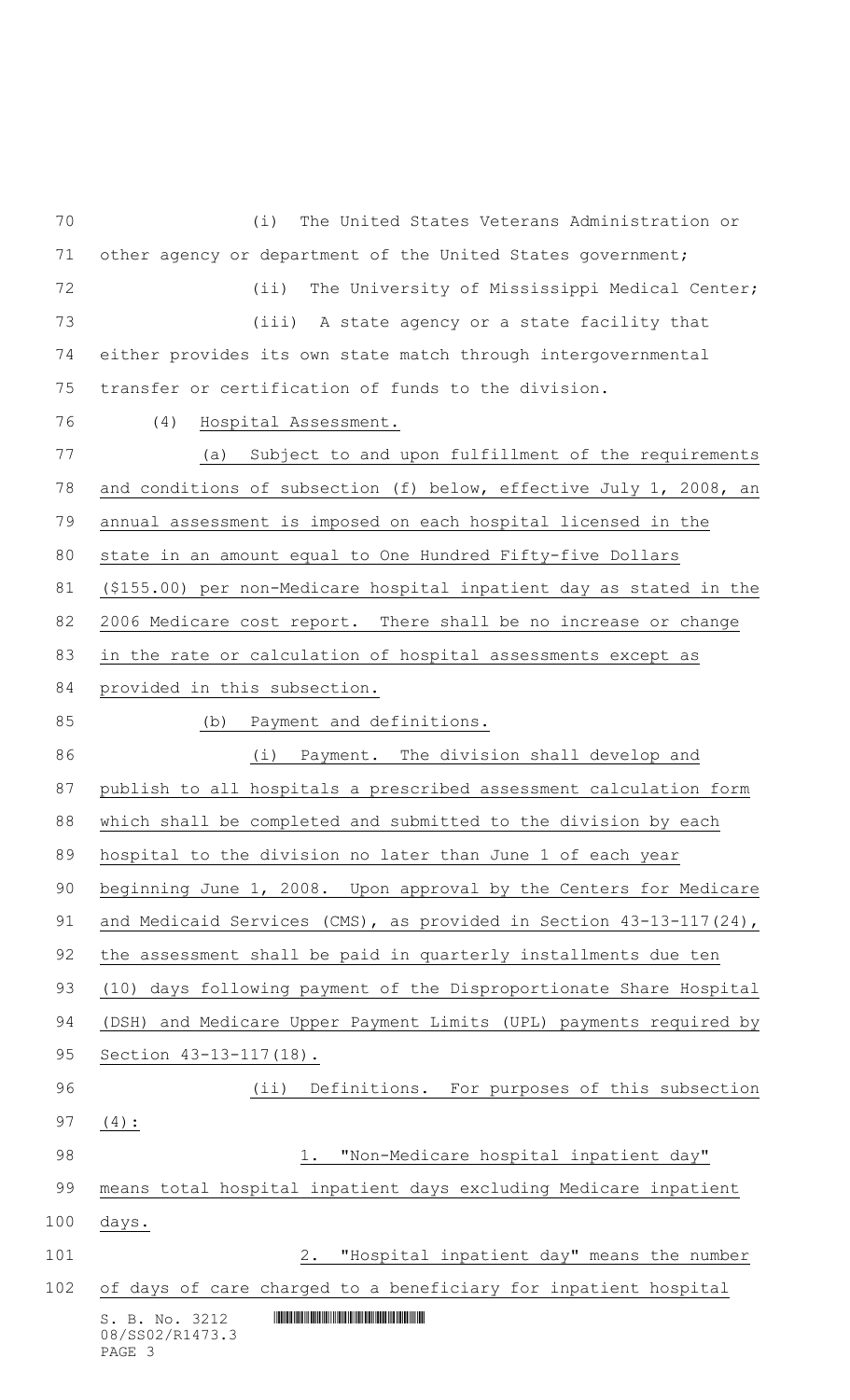(i) The United States Veterans Administration or other agency or department of the United States government;

(ii) The University of Mississippi Medical Center;

(iii) A state agency or a state facility that either provides its own state match through intergovernmental transfer or certification of funds to the division.

(4) Hospital Assessment.

(a) Subject to and upon fulfillment of the requirements and conditions of subsection (f) below, effective July 1, 2008, an annual assessment is imposed on each hospital licensed in the state in an amount equal to One Hundred Fifty-five Dollars ($155.00) per non-Medicare hospital inpatient day as stated in the 2006 Medicare cost report. There shall be no increase or change in the rate or calculation of hospital assessments except as provided in this subsection.

(b) Payment and definitions.

(i) Payment. The division shall develop and publish to all hospitals a prescribed assessment calculation form which shall be completed and submitted to the division by each hospital to the division no later than June 1 of each year beginning June 1, 2008. Upon approval by the Centers for Medicare and Medicaid Services (CMS), as provided in Section 43-13-117(24), the assessment shall be paid in quarterly installments due ten (10) days following payment of the Disproportionate Share Hospital (DSH) and Medicare Upper Payment Limits (UPL) payments required by Section 43-13-117(18).

(ii) Definitions. For purposes of this subsection (4):

1. "Non-Medicare hospital inpatient day" means total hospital inpatient days excluding Medicare inpatient days.

2. "Hospital inpatient day" means the number of days of care charged to a beneficiary for inpatient hospital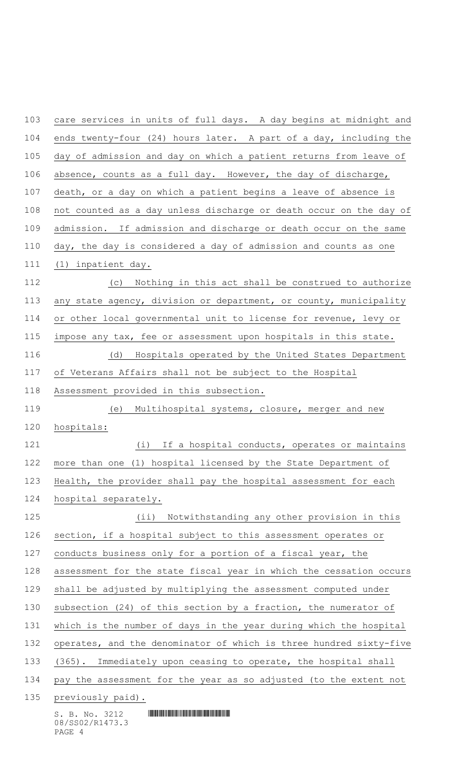care services in units of full days. A day begins at midnight and ends twenty-four (24) hours later. A part of a day, including the day of admission and day on which a patient returns from leave of absence, counts as a full day. However, the day of discharge, death, or a day on which a patient begins a leave of absence is not counted as a day unless discharge or death occur on the day of admission. If admission and discharge or death occur on the same day, the day is considered a day of admission and counts as one (1) inpatient day.

(c) Nothing in this act shall be construed to authorize any state agency, division or department, or county, municipality or other local governmental unit to license for revenue, levy or impose any tax, fee or assessment upon hospitals in this state.

(d) Hospitals operated by the United States Department of Veterans Affairs shall not be subject to the Hospital Assessment provided in this subsection.

(e) Multihospital systems, closure, merger and new hospitals:

(i) If a hospital conducts, operates or maintains more than one (1) hospital licensed by the State Department of Health, the provider shall pay the hospital assessment for each hospital separately.

(ii) Notwithstanding any other provision in this section, if a hospital subject to this assessment operates or conducts business only for a portion of a fiscal year, the assessment for the state fiscal year in which the cessation occurs shall be adjusted by multiplying the assessment computed under subsection (24) of this section by a fraction, the numerator of which is the number of days in the year during which the hospital operates, and the denominator of which is three hundred sixty-five (365). Immediately upon ceasing to operate, the hospital shall pay the assessment for the year as so adjusted (to the extent not previously paid).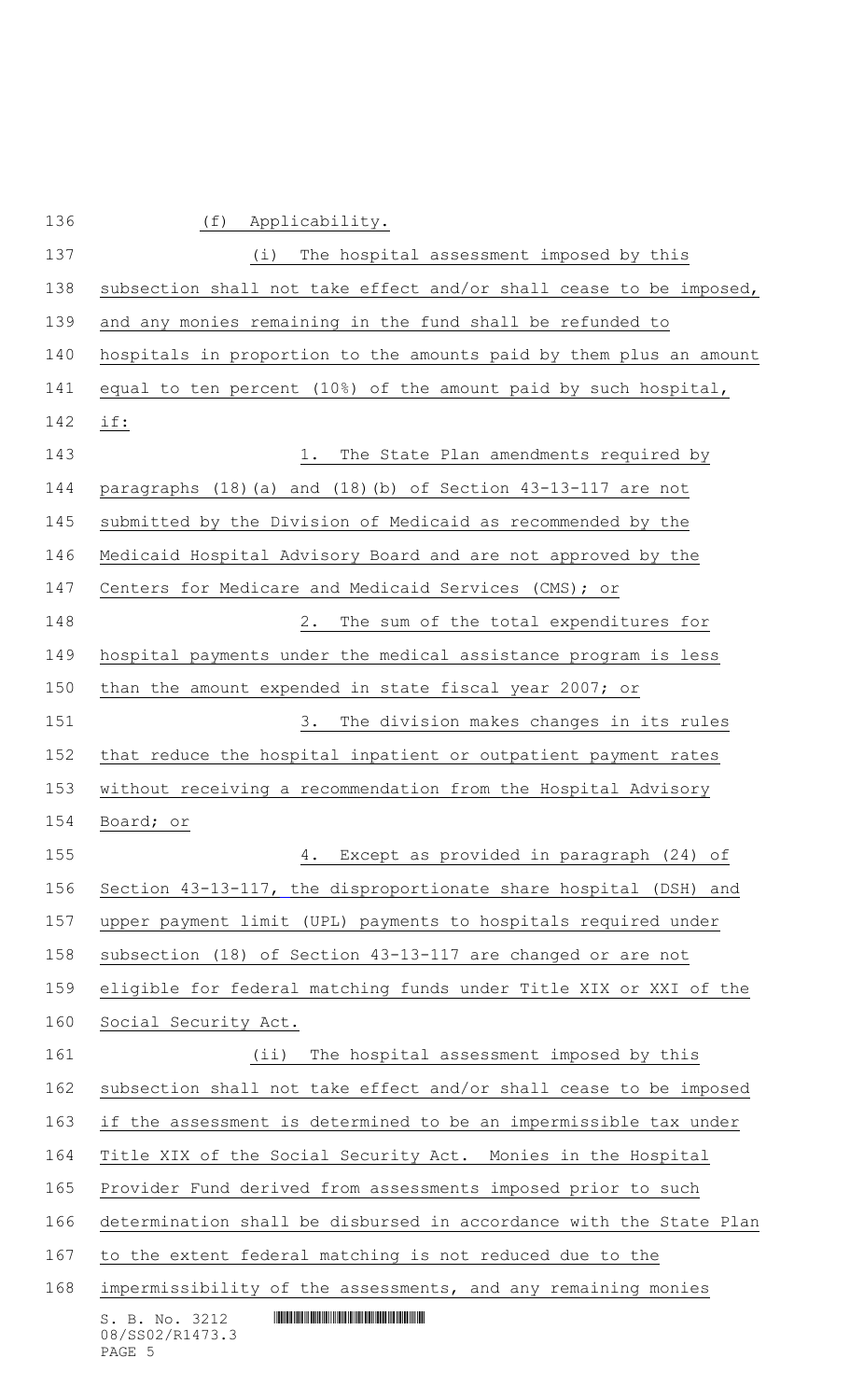(f) Applicability.

(i) The hospital assessment imposed by this subsection shall not take effect and/or shall cease to be imposed, and any monies remaining in the fund shall be refunded to hospitals in proportion to the amounts paid by them plus an amount equal to ten percent (10%) of the amount paid by such hospital, if:

1. The State Plan amendments required by paragraphs (18)(a) and (18)(b) of Section 43-13-117 are not submitted by the Division of Medicaid as recommended by the Medicaid Hospital Advisory Board and are not approved by the Centers for Medicare and Medicaid Services (CMS); or

2. The sum of the total expenditures for hospital payments under the medical assistance program is less than the amount expended in state fiscal year 2007; or

3. The division makes changes in its rules that reduce the hospital inpatient or outpatient payment rates without receiving a recommendation from the Hospital Advisory Board; or

4. Except as provided in paragraph (24) of Section 43-13-117, the disproportionate share hospital (DSH) and upper payment limit (UPL) payments to hospitals required under subsection (18) of Section 43-13-117 are changed or are not eligible for federal matching funds under Title XIX or XXI of the Social Security Act.

(ii) The hospital assessment imposed by this subsection shall not take effect and/or shall cease to be imposed if the assessment is determined to be an impermissible tax under Title XIX of the Social Security Act. Monies in the Hospital Provider Fund derived from assessments imposed prior to such determination shall be disbursed in accordance with the State Plan to the extent federal matching is not reduced due to the impermissibility of the assessments, and any remaining monies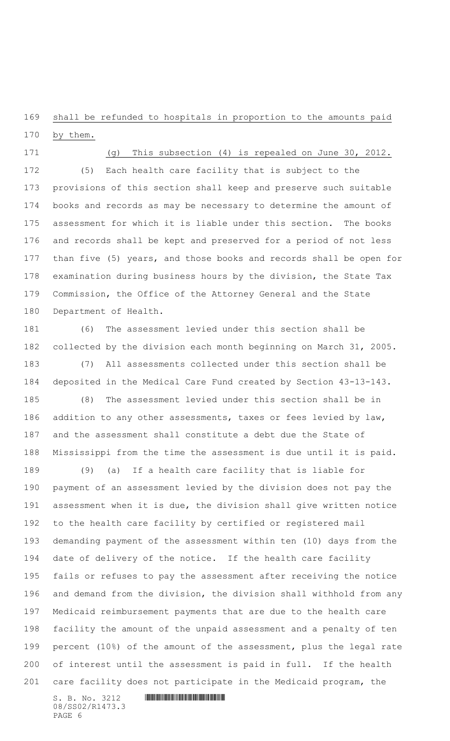shall be refunded to hospitals in proportion to the amounts paid by them.

(g) This subsection (4) is repealed on June 30, 2012.

(5) Each health care facility that is subject to the provisions of this section shall keep and preserve such suitable books and records as may be necessary to determine the amount of assessment for which it is liable under this section. The books and records shall be kept and preserved for a period of not less than five (5) years, and those books and records shall be open for examination during business hours by the division, the State Tax Commission, the Office of the Attorney General and the State Department of Health.

(6) The assessment levied under this section shall be collected by the division each month beginning on March 31, 2005.

(7) All assessments collected under this section shall be deposited in the Medical Care Fund created by Section 43-13-143.

(8) The assessment levied under this section shall be in addition to any other assessments, taxes or fees levied by law, and the assessment shall constitute a debt due the State of Mississippi from the time the assessment is due until it is paid.

(9) (a) If a health care facility that is liable for payment of an assessment levied by the division does not pay the assessment when it is due, the division shall give written notice to the health care facility by certified or registered mail demanding payment of the assessment within ten (10) days from the date of delivery of the notice. If the health care facility fails or refuses to pay the assessment after receiving the notice and demand from the division, the division shall withhold from any Medicaid reimbursement payments that are due to the health care facility the amount of the unpaid assessment and a penalty of ten percent (10%) of the amount of the assessment, plus the legal rate of interest until the assessment is paid in full. If the health care facility does not participate in the Medicaid program, the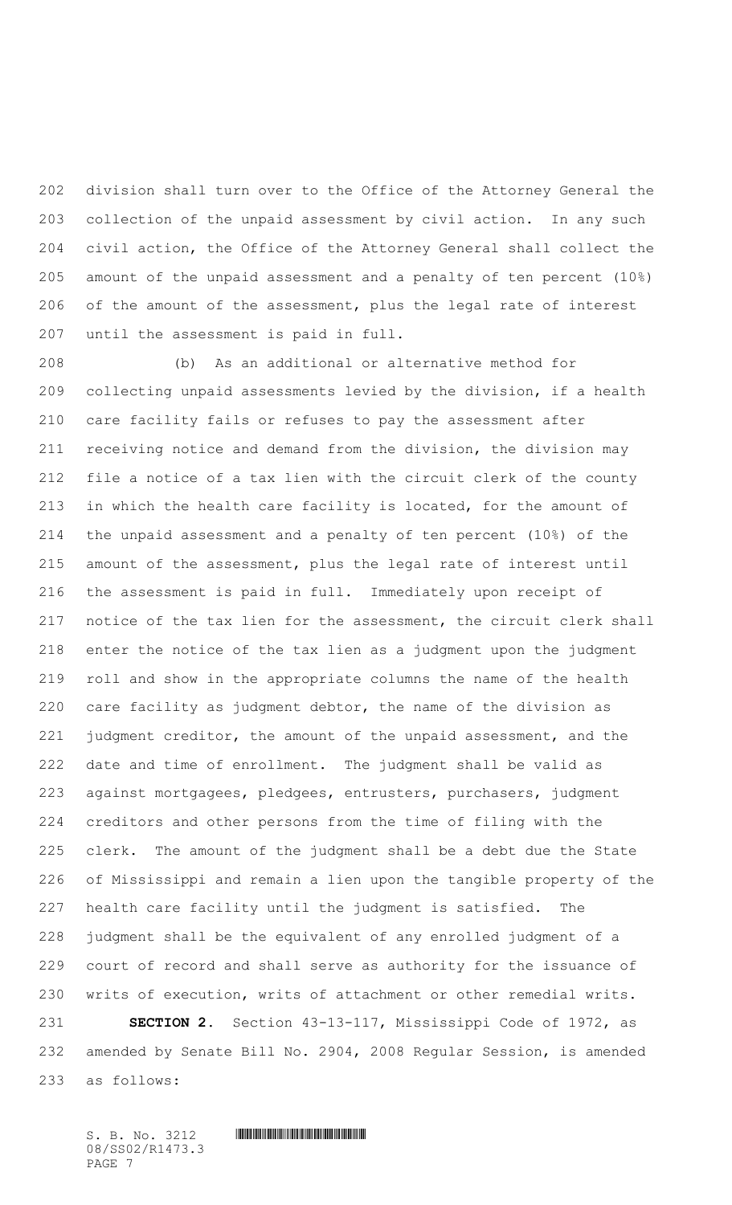division shall turn over to the Office of the Attorney General the collection of the unpaid assessment by civil action. In any such civil action, the Office of the Attorney General shall collect the amount of the unpaid assessment and a penalty of ten percent (10%) of the amount of the assessment, plus the legal rate of interest until the assessment is paid in full.

(b) As an additional or alternative method for collecting unpaid assessments levied by the division, if a health care facility fails or refuses to pay the assessment after receiving notice and demand from the division, the division may file a notice of a tax lien with the circuit clerk of the county in which the health care facility is located, for the amount of the unpaid assessment and a penalty of ten percent (10%) of the amount of the assessment, plus the legal rate of interest until the assessment is paid in full. Immediately upon receipt of notice of the tax lien for the assessment, the circuit clerk shall enter the notice of the tax lien as a judgment upon the judgment roll and show in the appropriate columns the name of the health care facility as judgment debtor, the name of the division as judgment creditor, the amount of the unpaid assessment, and the date and time of enrollment. The judgment shall be valid as against mortgagees, pledgees, entrusters, purchasers, judgment creditors and other persons from the time of filing with the clerk. The amount of the judgment shall be a debt due the State of Mississippi and remain a lien upon the tangible property of the health care facility until the judgment is satisfied. The judgment shall be the equivalent of any enrolled judgment of a court of record and shall serve as authority for the issuance of writs of execution, writs of attachment or other remedial writs.

**SECTION 2.** Section 43-13-117, Mississippi Code of 1972, as amended by Senate Bill No. 2904, 2008 Regular Session, is amended as follows: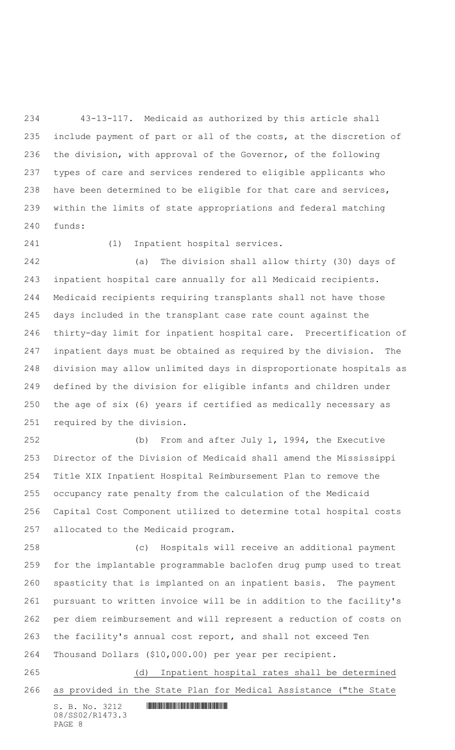43-13-117. Medicaid as authorized by this article shall include payment of part or all of the costs, at the discretion of the division, with approval of the Governor, of the following types of care and services rendered to eligible applicants who have been determined to be eligible for that care and services, within the limits of state appropriations and federal matching funds:

(1) Inpatient hospital services.

(a) The division shall allow thirty (30) days of inpatient hospital care annually for all Medicaid recipients. Medicaid recipients requiring transplants shall not have those days included in the transplant case rate count against the thirty-day limit for inpatient hospital care. Precertification of inpatient days must be obtained as required by the division. The division may allow unlimited days in disproportionate hospitals as defined by the division for eligible infants and children under the age of six (6) years if certified as medically necessary as required by the division.

(b) From and after July 1, 1994, the Executive Director of the Division of Medicaid shall amend the Mississippi Title XIX Inpatient Hospital Reimbursement Plan to remove the occupancy rate penalty from the calculation of the Medicaid Capital Cost Component utilized to determine total hospital costs allocated to the Medicaid program.

(c) Hospitals will receive an additional payment for the implantable programmable baclofen drug pump used to treat spasticity that is implanted on an inpatient basis. The payment pursuant to written invoice will be in addition to the facility's per diem reimbursement and will represent a reduction of costs on the facility's annual cost report, and shall not exceed Ten Thousand Dollars ($10,000.00) per year per recipient.

<u>(d) Inpatient hospital rates shall be determined as provided in the State Plan for Medical Assistance ("the State</u>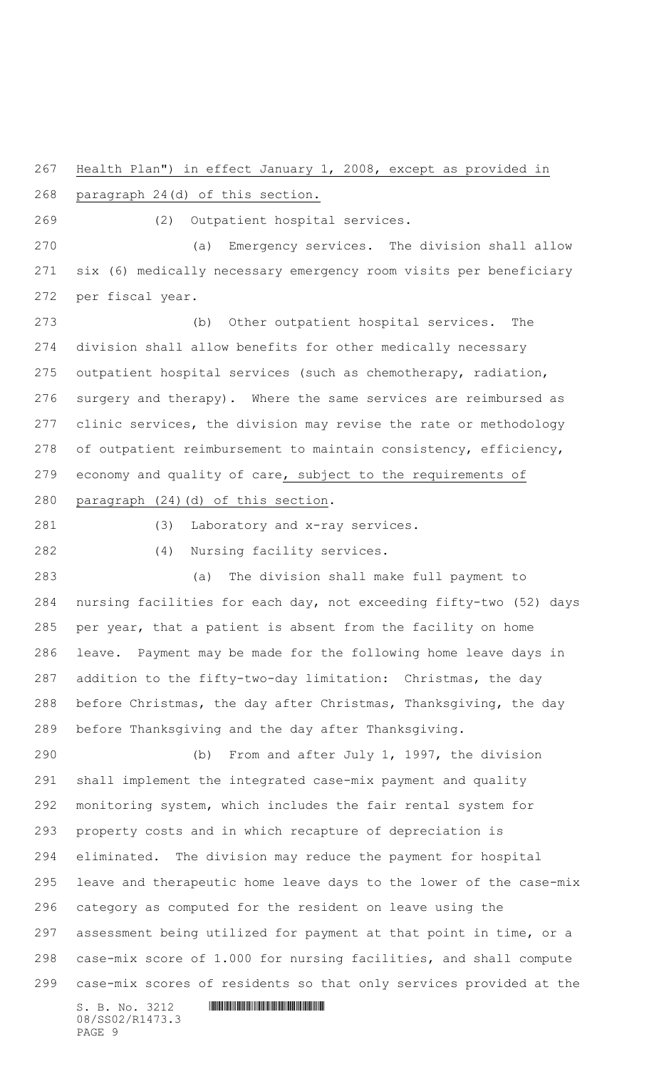Health Plan") in effect January 1, 2008, except as provided in paragraph 24(d) of this section.

(2) Outpatient hospital services.

(a) Emergency services. The division shall allow six (6) medically necessary emergency room visits per beneficiary per fiscal year.

(b) Other outpatient hospital services. The division shall allow benefits for other medically necessary outpatient hospital services (such as chemotherapy, radiation, surgery and therapy). Where the same services are reimbursed as clinic services, the division may revise the rate or methodology of outpatient reimbursement to maintain consistency, efficiency, economy and quality of care, subject to the requirements of paragraph (24)(d) of this section.

(3) Laboratory and x-ray services.

(4) Nursing facility services.

(a) The division shall make full payment to nursing facilities for each day, not exceeding fifty-two (52) days per year, that a patient is absent from the facility on home leave. Payment may be made for the following home leave days in addition to the fifty-two-day limitation: Christmas, the day before Christmas, the day after Christmas, Thanksgiving, the day before Thanksgiving and the day after Thanksgiving.

(b) From and after July 1, 1997, the division shall implement the integrated case-mix payment and quality monitoring system, which includes the fair rental system for property costs and in which recapture of depreciation is eliminated. The division may reduce the payment for hospital leave and therapeutic home leave days to the lower of the case-mix category as computed for the resident on leave using the assessment being utilized for payment at that point in time, or a case-mix score of 1.000 for nursing facilities, and shall compute case-mix scores of residents so that only services provided at the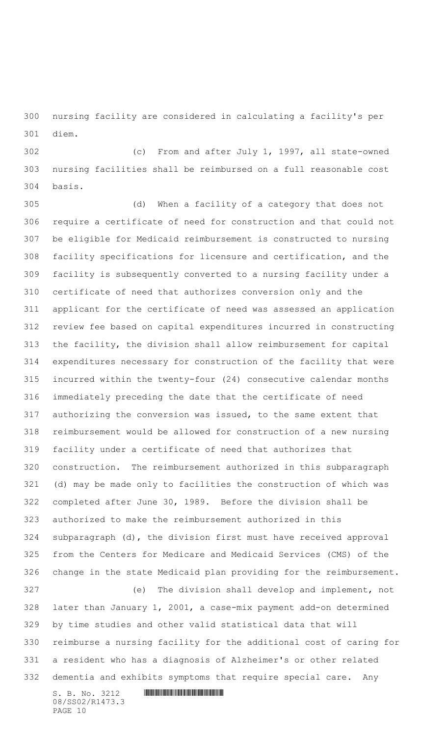nursing facility are considered in calculating a facility's per diem.

(c) From and after July 1, 1997, all state-owned nursing facilities shall be reimbursed on a full reasonable cost basis.

(d) When a facility of a category that does not require a certificate of need for construction and that could not be eligible for Medicaid reimbursement is constructed to nursing facility specifications for licensure and certification, and the facility is subsequently converted to a nursing facility under a certificate of need that authorizes conversion only and the applicant for the certificate of need was assessed an application review fee based on capital expenditures incurred in constructing the facility, the division shall allow reimbursement for capital expenditures necessary for construction of the facility that were incurred within the twenty-four (24) consecutive calendar months immediately preceding the date that the certificate of need authorizing the conversion was issued, to the same extent that reimbursement would be allowed for construction of a new nursing facility under a certificate of need that authorizes that construction. The reimbursement authorized in this subparagraph (d) may be made only to facilities the construction of which was completed after June 30, 1989. Before the division shall be authorized to make the reimbursement authorized in this subparagraph (d), the division first must have received approval from the Centers for Medicare and Medicaid Services (CMS) of the change in the state Medicaid plan providing for the reimbursement.

(e) The division shall develop and implement, not later than January 1, 2001, a case-mix payment add-on determined by time studies and other valid statistical data that will reimburse a nursing facility for the additional cost of caring for a resident who has a diagnosis of Alzheimer's or other related dementia and exhibits symptoms that require special care. Any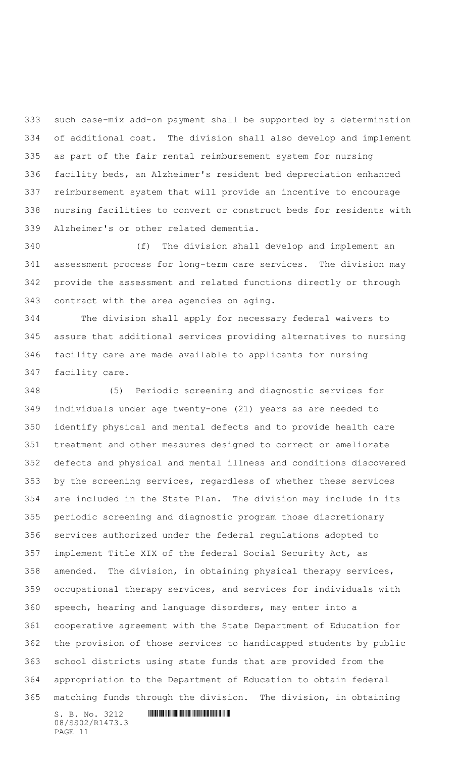such case-mix add-on payment shall be supported by a determination of additional cost. The division shall also develop and implement as part of the fair rental reimbursement system for nursing facility beds, an Alzheimer's resident bed depreciation enhanced reimbursement system that will provide an incentive to encourage nursing facilities to convert or construct beds for residents with Alzheimer's or other related dementia.

(f) The division shall develop and implement an assessment process for long-term care services. The division may provide the assessment and related functions directly or through contract with the area agencies on aging.

The division shall apply for necessary federal waivers to assure that additional services providing alternatives to nursing facility care are made available to applicants for nursing facility care.

(5) Periodic screening and diagnostic services for individuals under age twenty-one (21) years as are needed to identify physical and mental defects and to provide health care treatment and other measures designed to correct or ameliorate defects and physical and mental illness and conditions discovered by the screening services, regardless of whether these services are included in the State Plan. The division may include in its periodic screening and diagnostic program those discretionary services authorized under the federal regulations adopted to implement Title XIX of the federal Social Security Act, as amended. The division, in obtaining physical therapy services, occupational therapy services, and services for individuals with speech, hearing and language disorders, may enter into a cooperative agreement with the State Department of Education for the provision of those services to handicapped students by public school districts using state funds that are provided from the appropriation to the Department of Education to obtain federal matching funds through the division. The division, in obtaining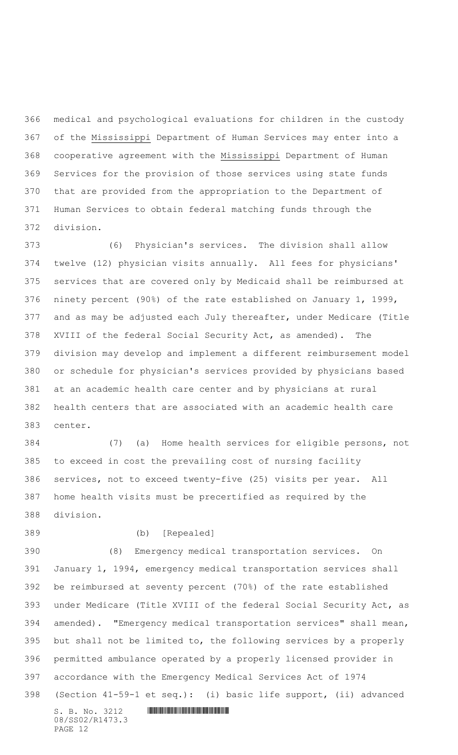medical and psychological evaluations for children in the custody of the Mississippi Department of Human Services may enter into a cooperative agreement with the Mississippi Department of Human Services for the provision of those services using state funds that are provided from the appropriation to the Department of Human Services to obtain federal matching funds through the division.

(6) Physician's services. The division shall allow twelve (12) physician visits annually. All fees for physicians' services that are covered only by Medicaid shall be reimbursed at ninety percent (90%) of the rate established on January 1, 1999, and as may be adjusted each July thereafter, under Medicare (Title XVIII of the federal Social Security Act, as amended). The division may develop and implement a different reimbursement model or schedule for physician's services provided by physicians based at an academic health care center and by physicians at rural health centers that are associated with an academic health care center.

(7) (a) Home health services for eligible persons, not to exceed in cost the prevailing cost of nursing facility services, not to exceed twenty-five (25) visits per year. All home health visits must be precertified as required by the division.

(b) [Repealed]

(8) Emergency medical transportation services. On January 1, 1994, emergency medical transportation services shall be reimbursed at seventy percent (70%) of the rate established under Medicare (Title XVIII of the federal Social Security Act, as amended). "Emergency medical transportation services" shall mean, but shall not be limited to, the following services by a properly permitted ambulance operated by a properly licensed provider in accordance with the Emergency Medical Services Act of 1974 (Section 41-59-1 et seq.): (i) basic life support, (ii) advanced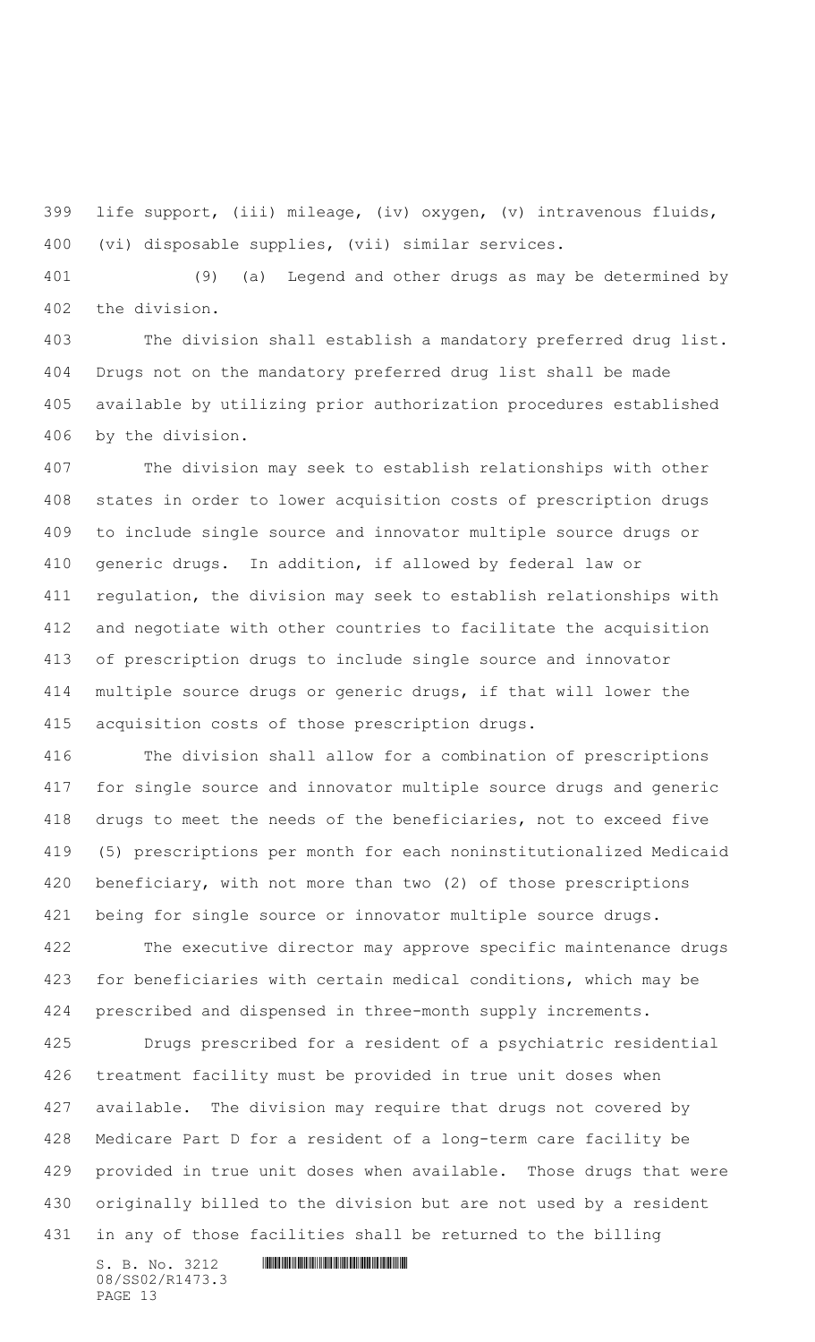life support, (iii) mileage, (iv) oxygen, (v) intravenous fluids, (vi) disposable supplies, (vii) similar services.

(9) (a) Legend and other drugs as may be determined by the division.

The division shall establish a mandatory preferred drug list. Drugs not on the mandatory preferred drug list shall be made available by utilizing prior authorization procedures established by the division.

The division may seek to establish relationships with other states in order to lower acquisition costs of prescription drugs to include single source and innovator multiple source drugs or generic drugs. In addition, if allowed by federal law or regulation, the division may seek to establish relationships with and negotiate with other countries to facilitate the acquisition of prescription drugs to include single source and innovator multiple source drugs or generic drugs, if that will lower the acquisition costs of those prescription drugs.

The division shall allow for a combination of prescriptions for single source and innovator multiple source drugs and generic drugs to meet the needs of the beneficiaries, not to exceed five (5) prescriptions per month for each noninstitutionalized Medicaid beneficiary, with not more than two (2) of those prescriptions being for single source or innovator multiple source drugs.

The executive director may approve specific maintenance drugs for beneficiaries with certain medical conditions, which may be prescribed and dispensed in three-month supply increments.

Drugs prescribed for a resident of a psychiatric residential treatment facility must be provided in true unit doses when available. The division may require that drugs not covered by Medicare Part D for a resident of a long-term care facility be provided in true unit doses when available. Those drugs that were originally billed to the division but are not used by a resident in any of those facilities shall be returned to the billing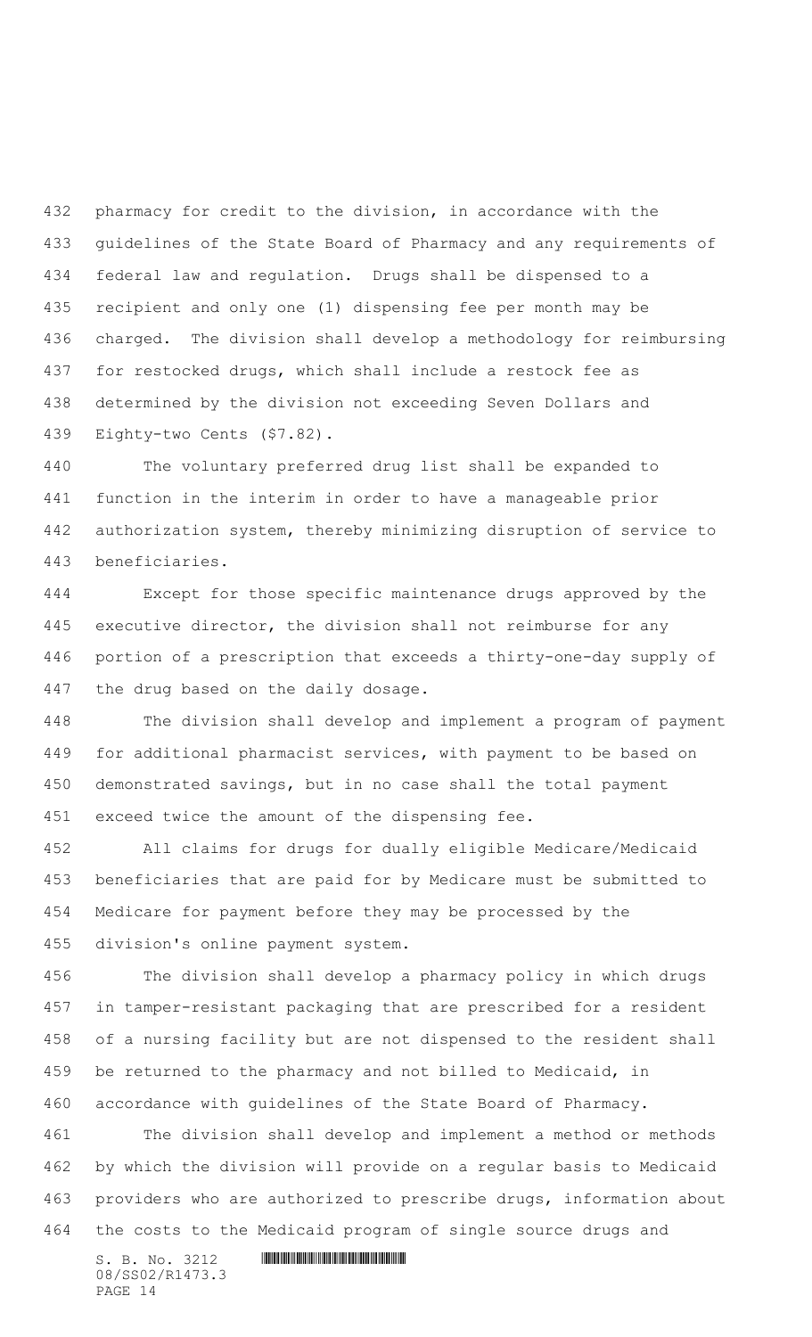pharmacy for credit to the division, in accordance with the guidelines of the State Board of Pharmacy and any requirements of federal law and regulation. Drugs shall be dispensed to a recipient and only one (1) dispensing fee per month may be charged. The division shall develop a methodology for reimbursing for restocked drugs, which shall include a restock fee as determined by the division not exceeding Seven Dollars and Eighty-two Cents ($7.82).

The voluntary preferred drug list shall be expanded to function in the interim in order to have a manageable prior authorization system, thereby minimizing disruption of service to beneficiaries.

Except for those specific maintenance drugs approved by the executive director, the division shall not reimburse for any portion of a prescription that exceeds a thirty-one-day supply of the drug based on the daily dosage.

The division shall develop and implement a program of payment for additional pharmacist services, with payment to be based on demonstrated savings, but in no case shall the total payment exceed twice the amount of the dispensing fee.

All claims for drugs for dually eligible Medicare/Medicaid beneficiaries that are paid for by Medicare must be submitted to Medicare for payment before they may be processed by the division's online payment system.

The division shall develop a pharmacy policy in which drugs in tamper-resistant packaging that are prescribed for a resident of a nursing facility but are not dispensed to the resident shall be returned to the pharmacy and not billed to Medicaid, in accordance with guidelines of the State Board of Pharmacy.

The division shall develop and implement a method or methods by which the division will provide on a regular basis to Medicaid providers who are authorized to prescribe drugs, information about the costs to the Medicaid program of single source drugs and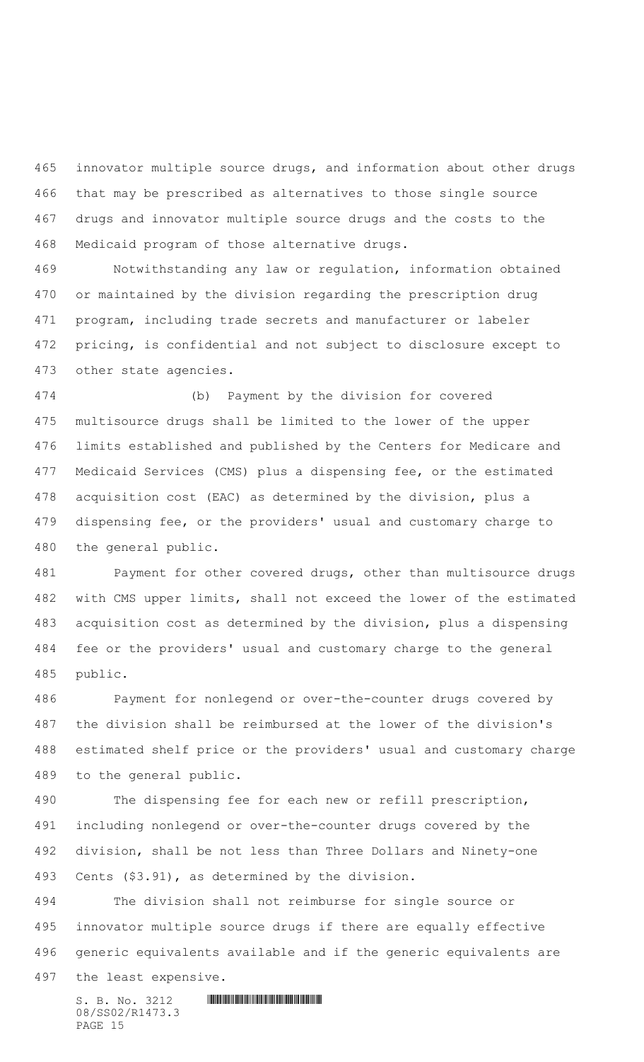innovator multiple source drugs, and information about other drugs that may be prescribed as alternatives to those single source drugs and innovator multiple source drugs and the costs to the Medicaid program of those alternative drugs.

Notwithstanding any law or regulation, information obtained or maintained by the division regarding the prescription drug program, including trade secrets and manufacturer or labeler pricing, is confidential and not subject to disclosure except to other state agencies.

(b) Payment by the division for covered multisource drugs shall be limited to the lower of the upper limits established and published by the Centers for Medicare and Medicaid Services (CMS) plus a dispensing fee, or the estimated acquisition cost (EAC) as determined by the division, plus a dispensing fee, or the providers' usual and customary charge to the general public.

Payment for other covered drugs, other than multisource drugs with CMS upper limits, shall not exceed the lower of the estimated acquisition cost as determined by the division, plus a dispensing fee or the providers' usual and customary charge to the general public.

Payment for nonlegend or over-the-counter drugs covered by the division shall be reimbursed at the lower of the division's estimated shelf price or the providers' usual and customary charge to the general public.

The dispensing fee for each new or refill prescription, including nonlegend or over-the-counter drugs covered by the division, shall be not less than Three Dollars and Ninety-one Cents ($3.91), as determined by the division.

The division shall not reimburse for single source or innovator multiple source drugs if there are equally effective generic equivalents available and if the generic equivalents are the least expensive.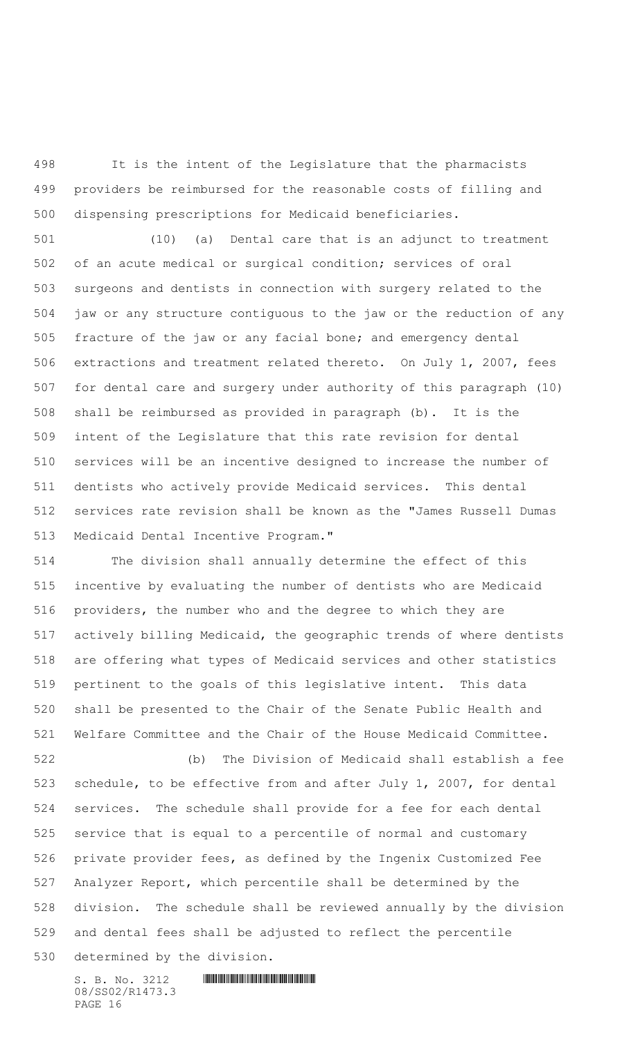It is the intent of the Legislature that the pharmacists providers be reimbursed for the reasonable costs of filling and dispensing prescriptions for Medicaid beneficiaries.

(10) (a) Dental care that is an adjunct to treatment of an acute medical or surgical condition; services of oral surgeons and dentists in connection with surgery related to the jaw or any structure contiguous to the jaw or the reduction of any fracture of the jaw or any facial bone; and emergency dental extractions and treatment related thereto. On July 1, 2007, fees for dental care and surgery under authority of this paragraph (10) shall be reimbursed as provided in paragraph (b). It is the intent of the Legislature that this rate revision for dental services will be an incentive designed to increase the number of dentists who actively provide Medicaid services. This dental services rate revision shall be known as the "James Russell Dumas Medicaid Dental Incentive Program."

The division shall annually determine the effect of this incentive by evaluating the number of dentists who are Medicaid providers, the number who and the degree to which they are actively billing Medicaid, the geographic trends of where dentists are offering what types of Medicaid services and other statistics pertinent to the goals of this legislative intent. This data shall be presented to the Chair of the Senate Public Health and Welfare Committee and the Chair of the House Medicaid Committee.

(b) The Division of Medicaid shall establish a fee schedule, to be effective from and after July 1, 2007, for dental services. The schedule shall provide for a fee for each dental service that is equal to a percentile of normal and customary private provider fees, as defined by the Ingenix Customized Fee Analyzer Report, which percentile shall be determined by the division. The schedule shall be reviewed annually by the division and dental fees shall be adjusted to reflect the percentile determined by the division.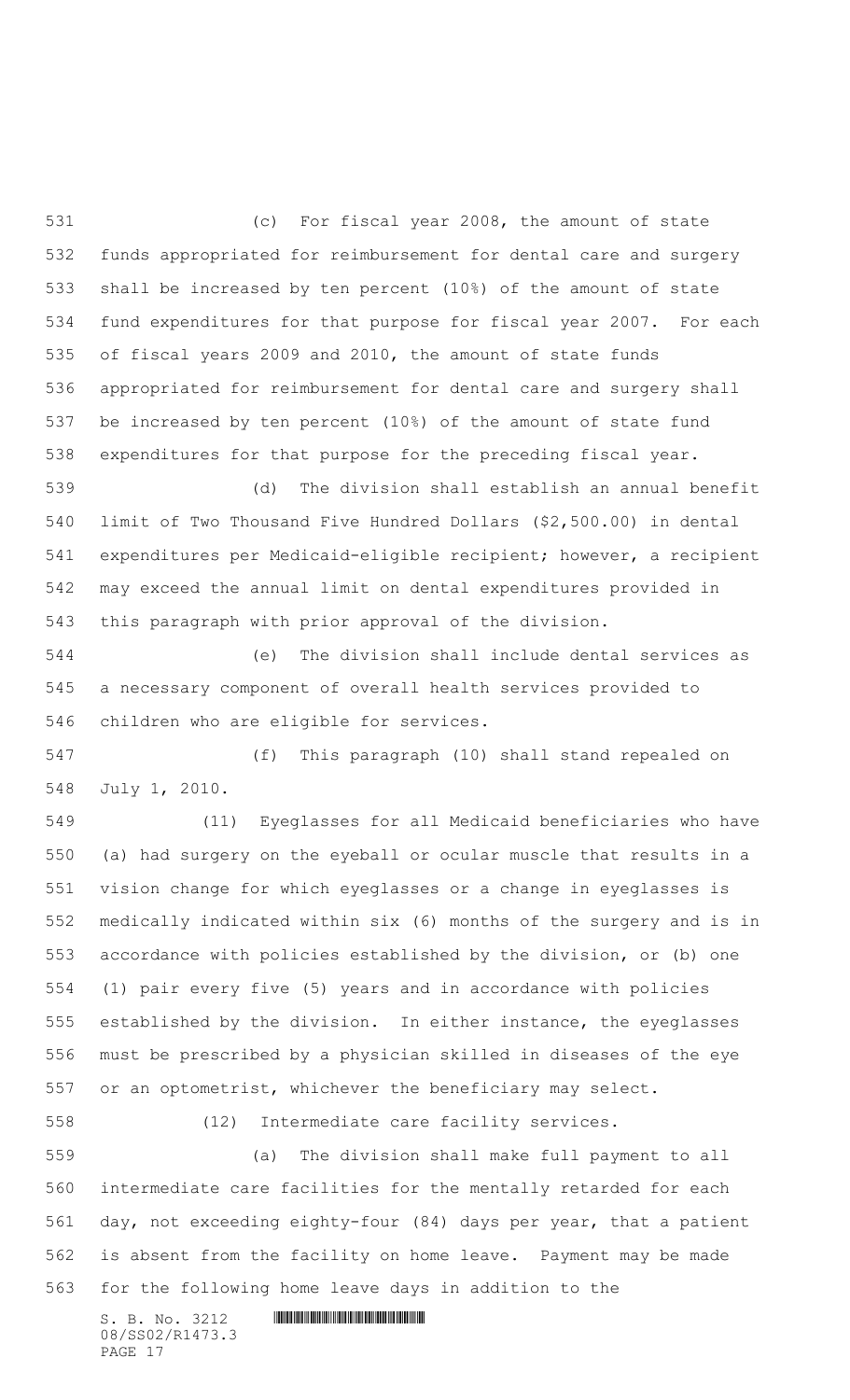(c) For fiscal year 2008, the amount of state funds appropriated for reimbursement for dental care and surgery shall be increased by ten percent (10%) of the amount of state fund expenditures for that purpose for fiscal year 2007. For each of fiscal years 2009 and 2010, the amount of state funds appropriated for reimbursement for dental care and surgery shall be increased by ten percent (10%) of the amount of state fund expenditures for that purpose for the preceding fiscal year.

(d) The division shall establish an annual benefit limit of Two Thousand Five Hundred Dollars ($2,500.00) in dental expenditures per Medicaid-eligible recipient; however, a recipient may exceed the annual limit on dental expenditures provided in this paragraph with prior approval of the division.

(e) The division shall include dental services as a necessary component of overall health services provided to children who are eligible for services.

(f) This paragraph (10) shall stand repealed on July 1, 2010.

(11) Eyeglasses for all Medicaid beneficiaries who have (a) had surgery on the eyeball or ocular muscle that results in a vision change for which eyeglasses or a change in eyeglasses is medically indicated within six (6) months of the surgery and is in accordance with policies established by the division, or (b) one (1) pair every five (5) years and in accordance with policies established by the division. In either instance, the eyeglasses must be prescribed by a physician skilled in diseases of the eye or an optometrist, whichever the beneficiary may select.

(12) Intermediate care facility services.

(a) The division shall make full payment to all intermediate care facilities for the mentally retarded for each day, not exceeding eighty-four (84) days per year, that a patient is absent from the facility on home leave. Payment may be made for the following home leave days in addition to the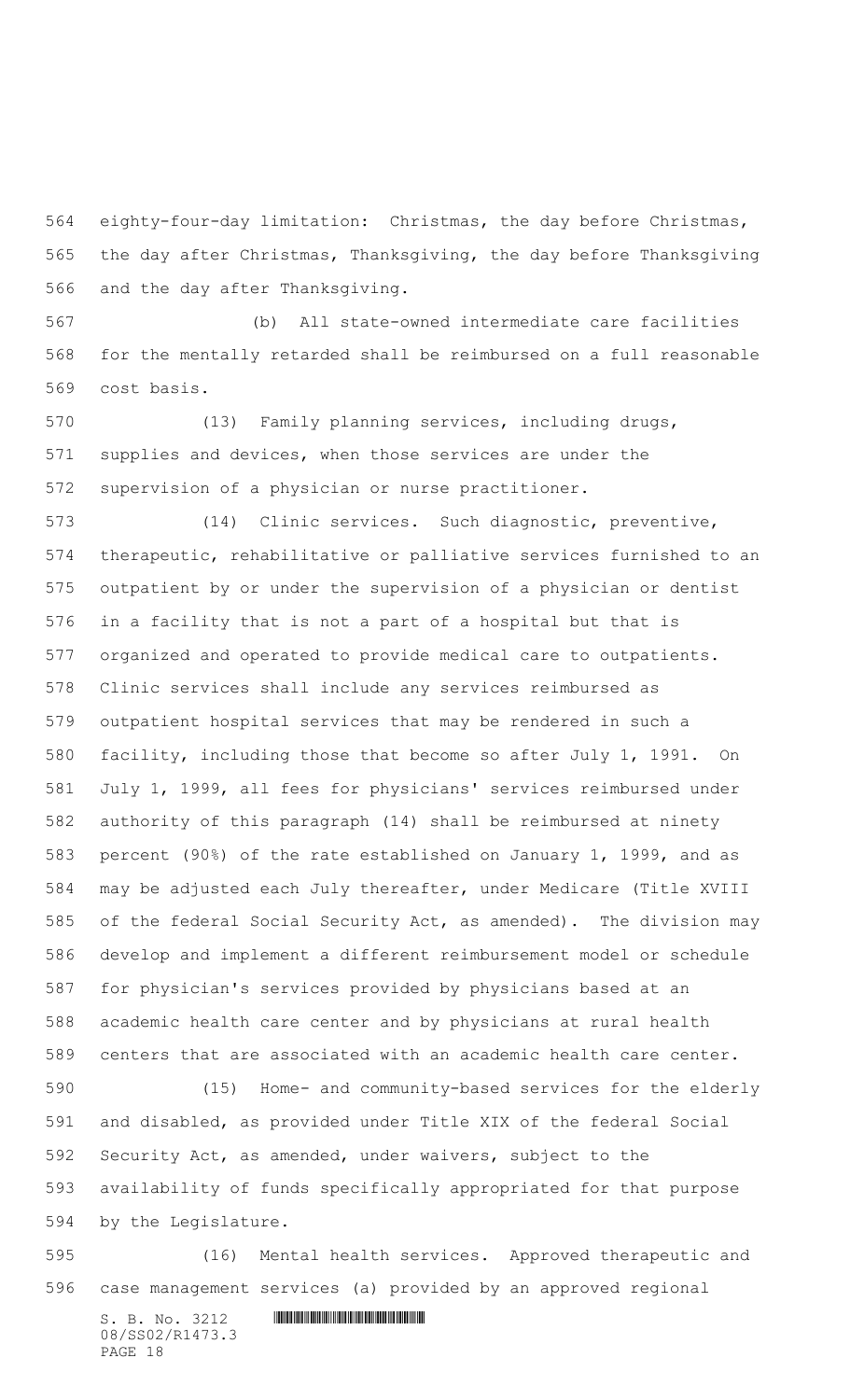eighty-four-day limitation: Christmas, the day before Christmas, the day after Christmas, Thanksgiving, the day before Thanksgiving and the day after Thanksgiving.

(b) All state-owned intermediate care facilities for the mentally retarded shall be reimbursed on a full reasonable cost basis.

(13) Family planning services, including drugs, supplies and devices, when those services are under the supervision of a physician or nurse practitioner.

(14) Clinic services. Such diagnostic, preventive, therapeutic, rehabilitative or palliative services furnished to an outpatient by or under the supervision of a physician or dentist in a facility that is not a part of a hospital but that is organized and operated to provide medical care to outpatients. Clinic services shall include any services reimbursed as outpatient hospital services that may be rendered in such a facility, including those that become so after July 1, 1991. On July 1, 1999, all fees for physicians' services reimbursed under authority of this paragraph (14) shall be reimbursed at ninety percent (90%) of the rate established on January 1, 1999, and as may be adjusted each July thereafter, under Medicare (Title XVIII of the federal Social Security Act, as amended). The division may develop and implement a different reimbursement model or schedule for physician's services provided by physicians based at an academic health care center and by physicians at rural health centers that are associated with an academic health care center.

(15) Home- and community-based services for the elderly and disabled, as provided under Title XIX of the federal Social Security Act, as amended, under waivers, subject to the availability of funds specifically appropriated for that purpose by the Legislature.

(16) Mental health services. Approved therapeutic and case management services (a) provided by an approved regional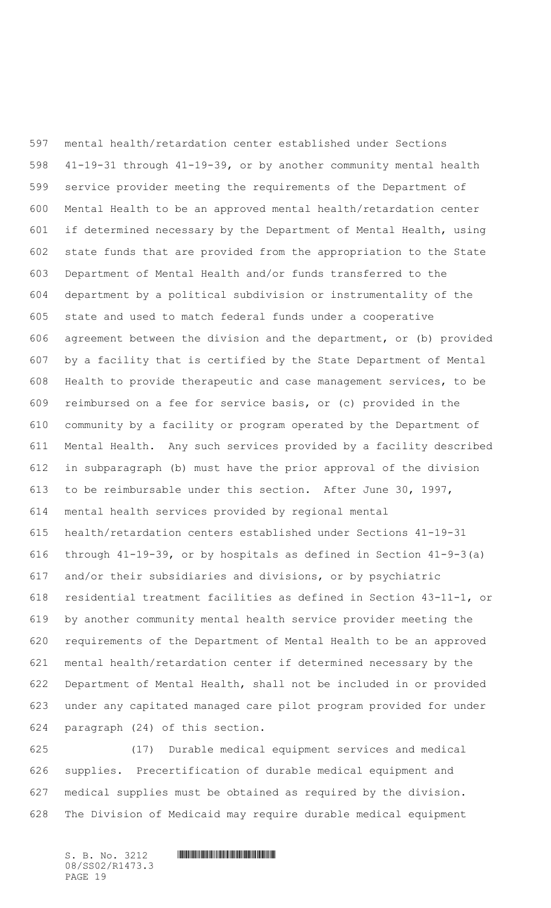mental health/retardation center established under Sections 41-19-31 through 41-19-39, or by another community mental health service provider meeting the requirements of the Department of Mental Health to be an approved mental health/retardation center if determined necessary by the Department of Mental Health, using state funds that are provided from the appropriation to the State Department of Mental Health and/or funds transferred to the department by a political subdivision or instrumentality of the state and used to match federal funds under a cooperative agreement between the division and the department, or (b) provided by a facility that is certified by the State Department of Mental Health to provide therapeutic and case management services, to be reimbursed on a fee for service basis, or (c) provided in the community by a facility or program operated by the Department of Mental Health. Any such services provided by a facility described in subparagraph (b) must have the prior approval of the division to be reimbursable under this section. After June 30, 1997, mental health services provided by regional mental health/retardation centers established under Sections 41-19-31 through 41-19-39, or by hospitals as defined in Section 41-9-3(a) and/or their subsidiaries and divisions, or by psychiatric residential treatment facilities as defined in Section 43-11-1, or by another community mental health service provider meeting the requirements of the Department of Mental Health to be an approved mental health/retardation center if determined necessary by the Department of Mental Health, shall not be included in or provided under any capitated managed care pilot program provided for under paragraph (24) of this section.

(17) Durable medical equipment services and medical supplies. Precertification of durable medical equipment and medical supplies must be obtained as required by the division. The Division of Medicaid may require durable medical equipment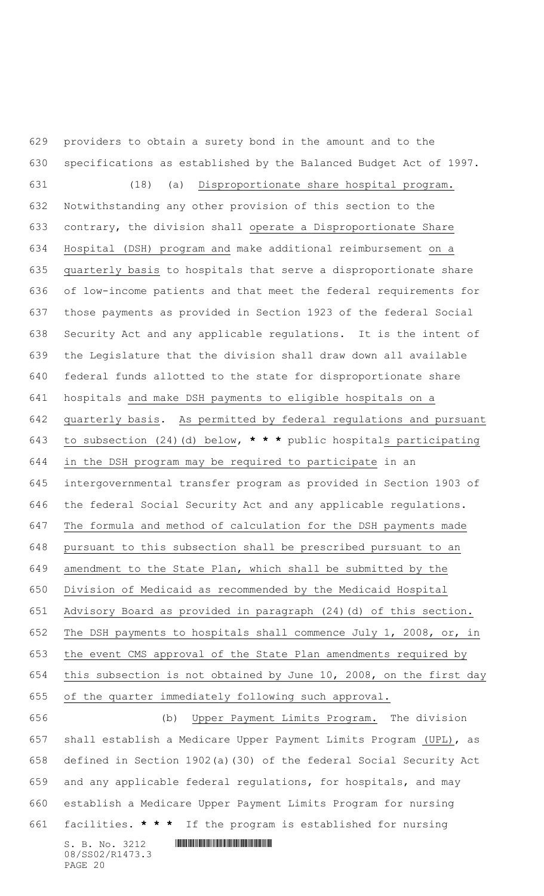providers to obtain a surety bond in the amount and to the specifications as established by the Balanced Budget Act of 1997.

(18) (a) Disproportionate share hospital program. Notwithstanding any other provision of this section to the contrary, the division shall operate a Disproportionate Share Hospital (DSH) program and make additional reimbursement on a quarterly basis to hospitals that serve a disproportionate share of low-income patients and that meet the federal requirements for those payments as provided in Section 1923 of the federal Social Security Act and any applicable regulations. It is the intent of the Legislature that the division shall draw down all available federal funds allotted to the state for disproportionate share hospitals and make DSH payments to eligible hospitals on a quarterly basis. As permitted by federal regulations and pursuant to subsection (24)(d) below, * * * public hospitals participating in the DSH program may be required to participate in an intergovernmental transfer program as provided in Section 1903 of the federal Social Security Act and any applicable regulations. The formula and method of calculation for the DSH payments made pursuant to this subsection shall be prescribed pursuant to an amendment to the State Plan, which shall be submitted by the Division of Medicaid as recommended by the Medicaid Hospital Advisory Board as provided in paragraph (24)(d) of this section. The DSH payments to hospitals shall commence July 1, 2008, or, in the event CMS approval of the State Plan amendments required by this subsection is not obtained by June 10, 2008, on the first day of the quarter immediately following such approval.

(b) Upper Payment Limits Program. The division shall establish a Medicare Upper Payment Limits Program (UPL), as defined in Section 1902(a)(30) of the federal Social Security Act and any applicable federal regulations, for hospitals, and may establish a Medicare Upper Payment Limits Program for nursing facilities. * * * If the program is established for nursing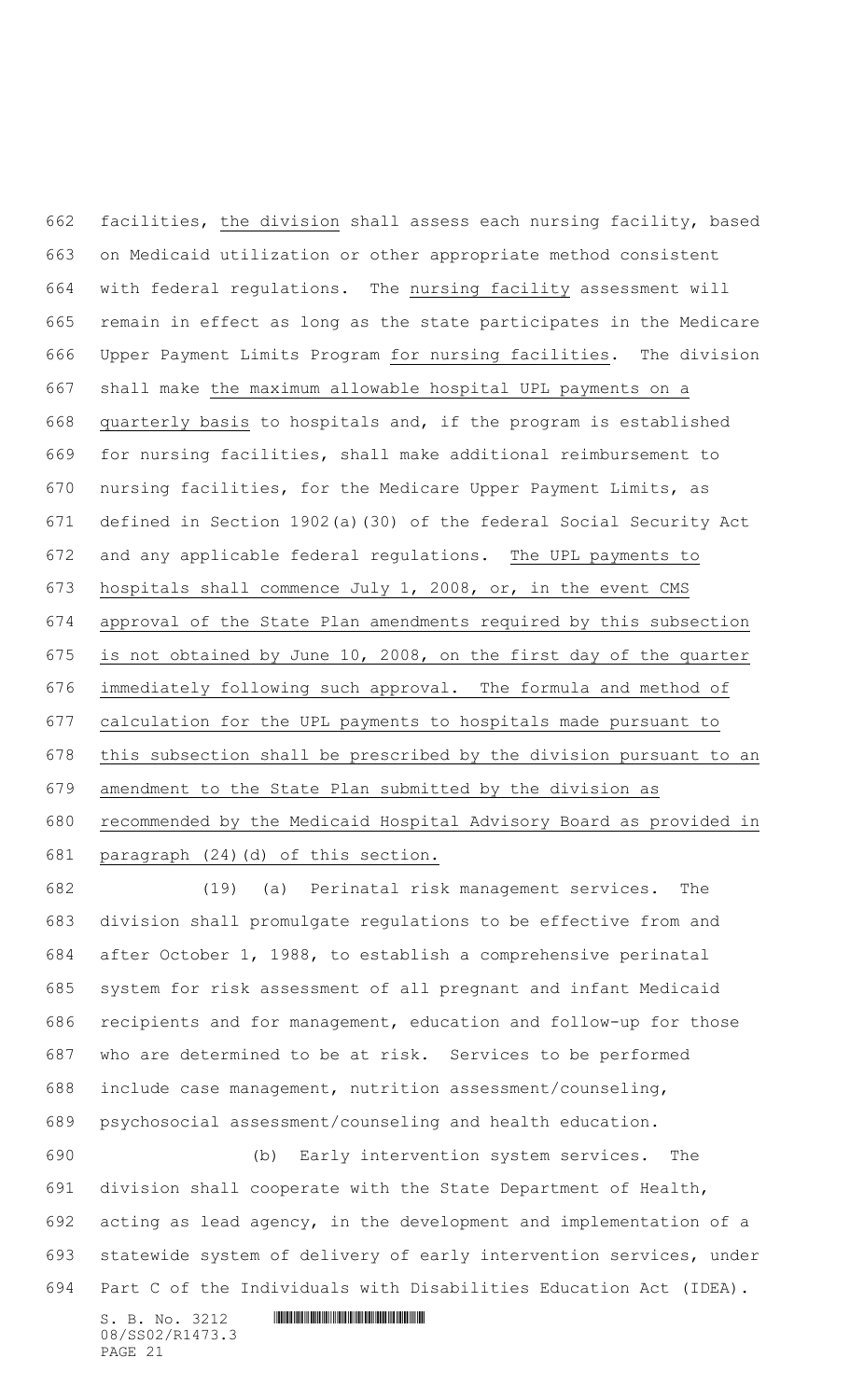facilities, the division shall assess each nursing facility, based on Medicaid utilization or other appropriate method consistent with federal regulations. The nursing facility assessment will remain in effect as long as the state participates in the Medicare Upper Payment Limits Program for nursing facilities. The division shall make the maximum allowable hospital UPL payments on a quarterly basis to hospitals and, if the program is established for nursing facilities, shall make additional reimbursement to nursing facilities, for the Medicare Upper Payment Limits, as defined in Section 1902(a)(30) of the federal Social Security Act and any applicable federal regulations. The UPL payments to hospitals shall commence July 1, 2008, or, in the event CMS approval of the State Plan amendments required by this subsection is not obtained by June 10, 2008, on the first day of the quarter immediately following such approval. The formula and method of calculation for the UPL payments to hospitals made pursuant to this subsection shall be prescribed by the division pursuant to an amendment to the State Plan submitted by the division as recommended by the Medicaid Hospital Advisory Board as provided in paragraph (24)(d) of this section.

(19) (a) Perinatal risk management services. The division shall promulgate regulations to be effective from and after October 1, 1988, to establish a comprehensive perinatal system for risk assessment of all pregnant and infant Medicaid recipients and for management, education and follow-up for those who are determined to be at risk. Services to be performed include case management, nutrition assessment/counseling, psychosocial assessment/counseling and health education.

(b) Early intervention system services. The division shall cooperate with the State Department of Health, acting as lead agency, in the development and implementation of a statewide system of delivery of early intervention services, under Part C of the Individuals with Disabilities Education Act (IDEA).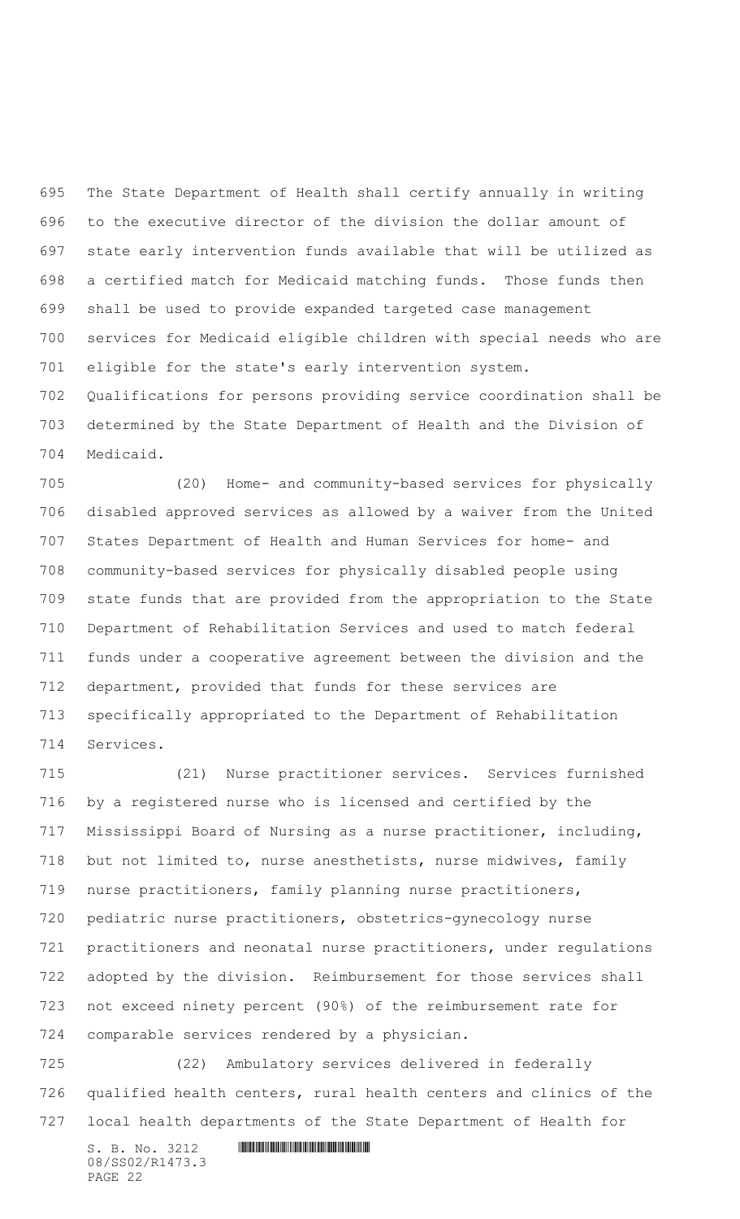The State Department of Health shall certify annually in writing to the executive director of the division the dollar amount of state early intervention funds available that will be utilized as a certified match for Medicaid matching funds. Those funds then shall be used to provide expanded targeted case management services for Medicaid eligible children with special needs who are eligible for the state's early intervention system. Qualifications for persons providing service coordination shall be determined by the State Department of Health and the Division of Medicaid.

(20) Home- and community-based services for physically disabled approved services as allowed by a waiver from the United States Department of Health and Human Services for home- and community-based services for physically disabled people using state funds that are provided from the appropriation to the State Department of Rehabilitation Services and used to match federal funds under a cooperative agreement between the division and the department, provided that funds for these services are specifically appropriated to the Department of Rehabilitation Services.

(21) Nurse practitioner services. Services furnished by a registered nurse who is licensed and certified by the Mississippi Board of Nursing as a nurse practitioner, including, but not limited to, nurse anesthetists, nurse midwives, family nurse practitioners, family planning nurse practitioners, pediatric nurse practitioners, obstetrics-gynecology nurse practitioners and neonatal nurse practitioners, under regulations adopted by the division. Reimbursement for those services shall not exceed ninety percent (90%) of the reimbursement rate for comparable services rendered by a physician.

(22) Ambulatory services delivered in federally qualified health centers, rural health centers and clinics of the local health departments of the State Department of Health for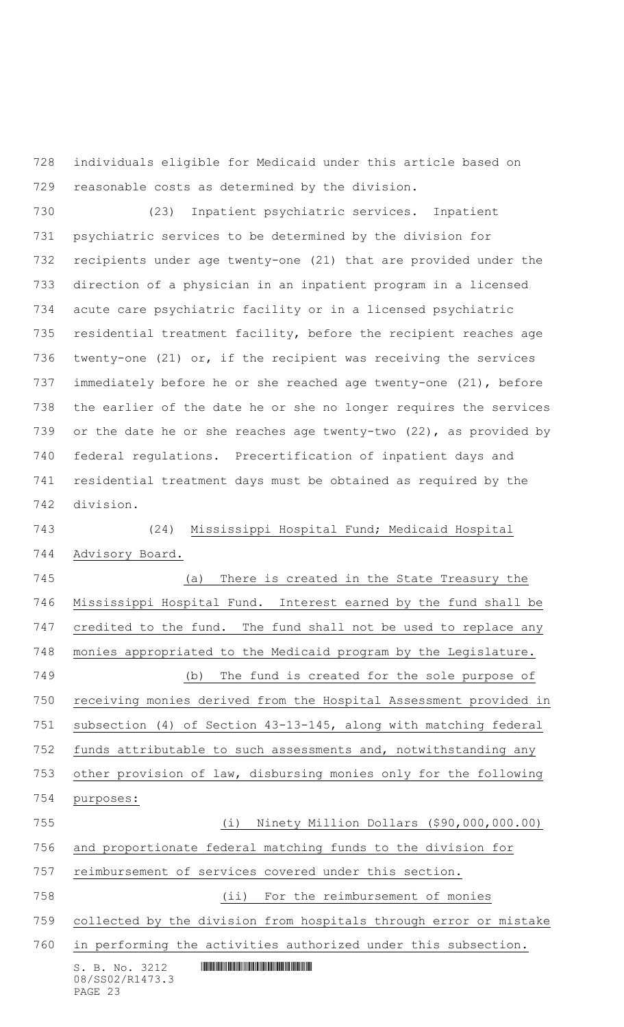individuals eligible for Medicaid under this article based on reasonable costs as determined by the division.

(23) Inpatient psychiatric services. Inpatient psychiatric services to be determined by the division for recipients under age twenty-one (21) that are provided under the direction of a physician in an inpatient program in a licensed acute care psychiatric facility or in a licensed psychiatric residential treatment facility, before the recipient reaches age twenty-one (21) or, if the recipient was receiving the services immediately before he or she reached age twenty-one (21), before the earlier of the date he or she no longer requires the services or the date he or she reaches age twenty-two (22), as provided by federal regulations. Precertification of inpatient days and residential treatment days must be obtained as required by the division.

(24) Mississippi Hospital Fund; Medicaid Hospital Advisory Board.

(a) There is created in the State Treasury the Mississippi Hospital Fund. Interest earned by the fund shall be credited to the fund. The fund shall not be used to replace any monies appropriated to the Medicaid program by the Legislature.

(b) The fund is created for the sole purpose of receiving monies derived from the Hospital Assessment provided in subsection (4) of Section 43-13-145, along with matching federal funds attributable to such assessments and, notwithstanding any other provision of law, disbursing monies only for the following purposes:

(i) Ninety Million Dollars ($90,000,000.00) and proportionate federal matching funds to the division for reimbursement of services covered under this section.

(ii) For the reimbursement of monies collected by the division from hospitals through error or mistake in performing the activities authorized under this subsection.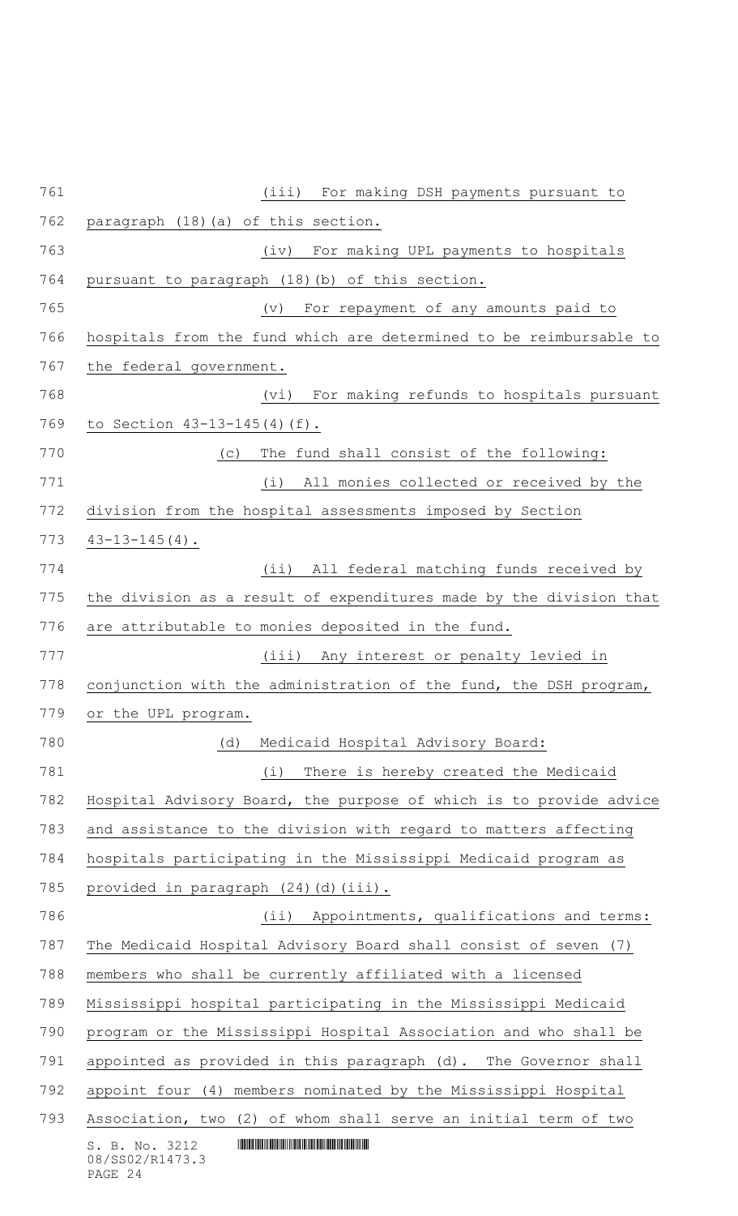(iii) For making DSH payments pursuant to paragraph (18)(a) of this section.

(iv) For making UPL payments to hospitals pursuant to paragraph (18)(b) of this section.

(v) For repayment of any amounts paid to hospitals from the fund which are determined to be reimbursable to the federal government.

(vi) For making refunds to hospitals pursuant to Section 43-13-145(4)(f).

(c) The fund shall consist of the following:

(i) All monies collected or received by the division from the hospital assessments imposed by Section 43-13-145(4).

(ii) All federal matching funds received by the division as a result of expenditures made by the division that are attributable to monies deposited in the fund.

(iii) Any interest or penalty levied in conjunction with the administration of the fund, the DSH program, or the UPL program.

(d) Medicaid Hospital Advisory Board:

(i) There is hereby created the Medicaid Hospital Advisory Board, the purpose of which is to provide advice and assistance to the division with regard to matters affecting hospitals participating in the Mississippi Medicaid program as provided in paragraph (24)(d)(iii).

(ii) Appointments, qualifications and terms: The Medicaid Hospital Advisory Board shall consist of seven (7) members who shall be currently affiliated with a licensed Mississippi hospital participating in the Mississippi Medicaid program or the Mississippi Hospital Association and who shall be appointed as provided in this paragraph (d). The Governor shall appoint four (4) members nominated by the Mississippi Hospital Association, two (2) of whom shall serve an initial term of two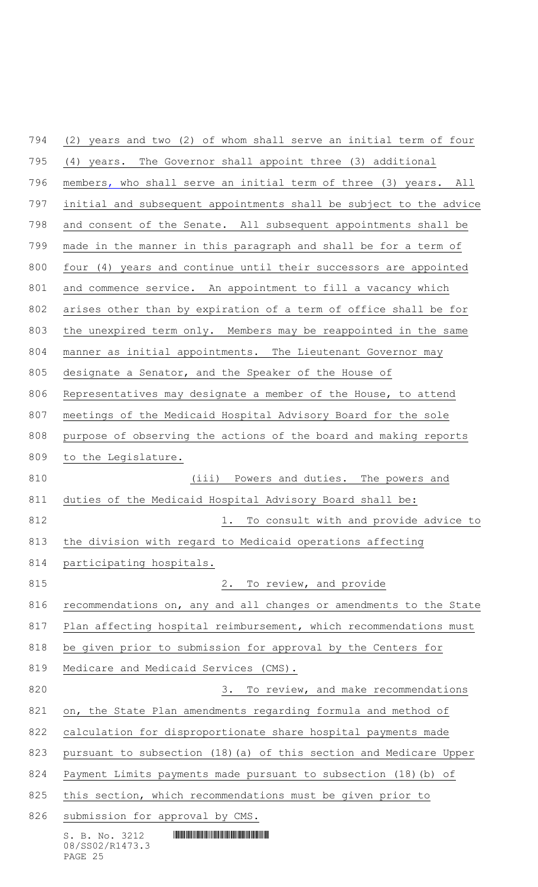(2) years and two (2) of whom shall serve an initial term of four (4) years. The Governor shall appoint three (3) additional members, who shall serve an initial term of three (3) years. All initial and subsequent appointments shall be subject to the advice and consent of the Senate. All subsequent appointments shall be made in the manner in this paragraph and shall be for a term of four (4) years and continue until their successors are appointed and commence service. An appointment to fill a vacancy which arises other than by expiration of a term of office shall be for the unexpired term only. Members may be reappointed in the same manner as initial appointments. The Lieutenant Governor may designate a Senator, and the Speaker of the House of Representatives may designate a member of the House, to attend meetings of the Medicaid Hospital Advisory Board for the sole purpose of observing the actions of the board and making reports to the Legislature.

(iii) Powers and duties. The powers and duties of the Medicaid Hospital Advisory Board shall be:

1. To consult with and provide advice to the division with regard to Medicaid operations affecting participating hospitals.

2. To review, and provide recommendations on, any and all changes or amendments to the State Plan affecting hospital reimbursement, which recommendations must be given prior to submission for approval by the Centers for Medicare and Medicaid Services (CMS).

3. To review, and make recommendations on, the State Plan amendments regarding formula and method of calculation for disproportionate share hospital payments made pursuant to subsection (18)(a) of this section and Medicare Upper Payment Limits payments made pursuant to subsection (18)(b) of this section, which recommendations must be given prior to submission for approval by CMS.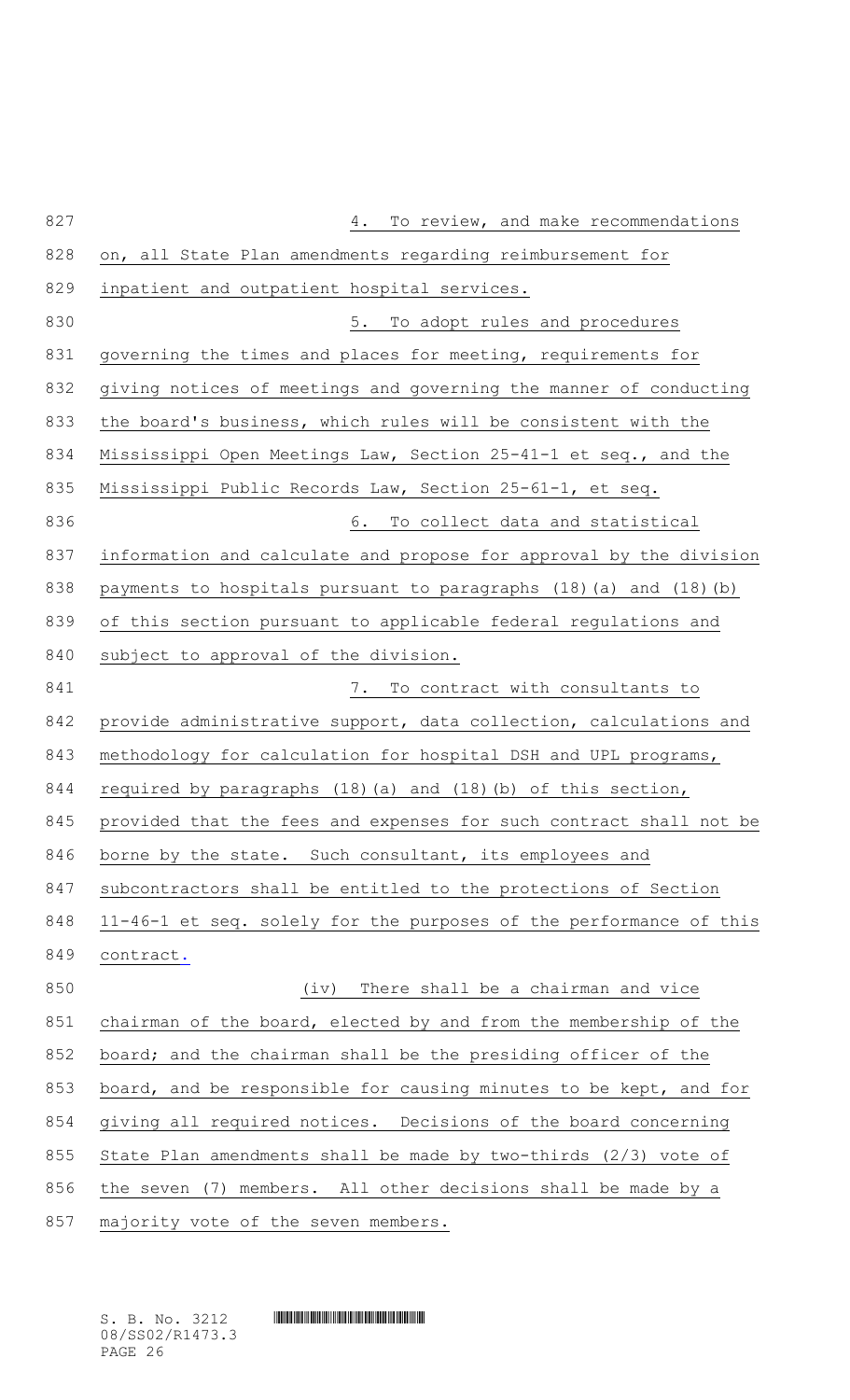4. To review, and make recommendations on, all State Plan amendments regarding reimbursement for inpatient and outpatient hospital services.

5. To adopt rules and procedures governing the times and places for meeting, requirements for giving notices of meetings and governing the manner of conducting the board's business, which rules will be consistent with the Mississippi Open Meetings Law, Section 25-41-1 et seq., and the Mississippi Public Records Law, Section 25-61-1, et seq.

6. To collect data and statistical information and calculate and propose for approval by the division payments to hospitals pursuant to paragraphs (18)(a) and (18)(b) of this section pursuant to applicable federal regulations and subject to approval of the division.

7. To contract with consultants to provide administrative support, data collection, calculations and methodology for calculation for hospital DSH and UPL programs, required by paragraphs (18)(a) and (18)(b) of this section, provided that the fees and expenses for such contract shall not be borne by the state. Such consultant, its employees and subcontractors shall be entitled to the protections of Section 11-46-1 et seq. solely for the purposes of the performance of this contract.

(iv) There shall be a chairman and vice chairman of the board, elected by and from the membership of the board; and the chairman shall be the presiding officer of the board, and be responsible for causing minutes to be kept, and for giving all required notices. Decisions of the board concerning State Plan amendments shall be made by two-thirds (2/3) vote of the seven (7) members. All other decisions shall be made by a majority vote of the seven members.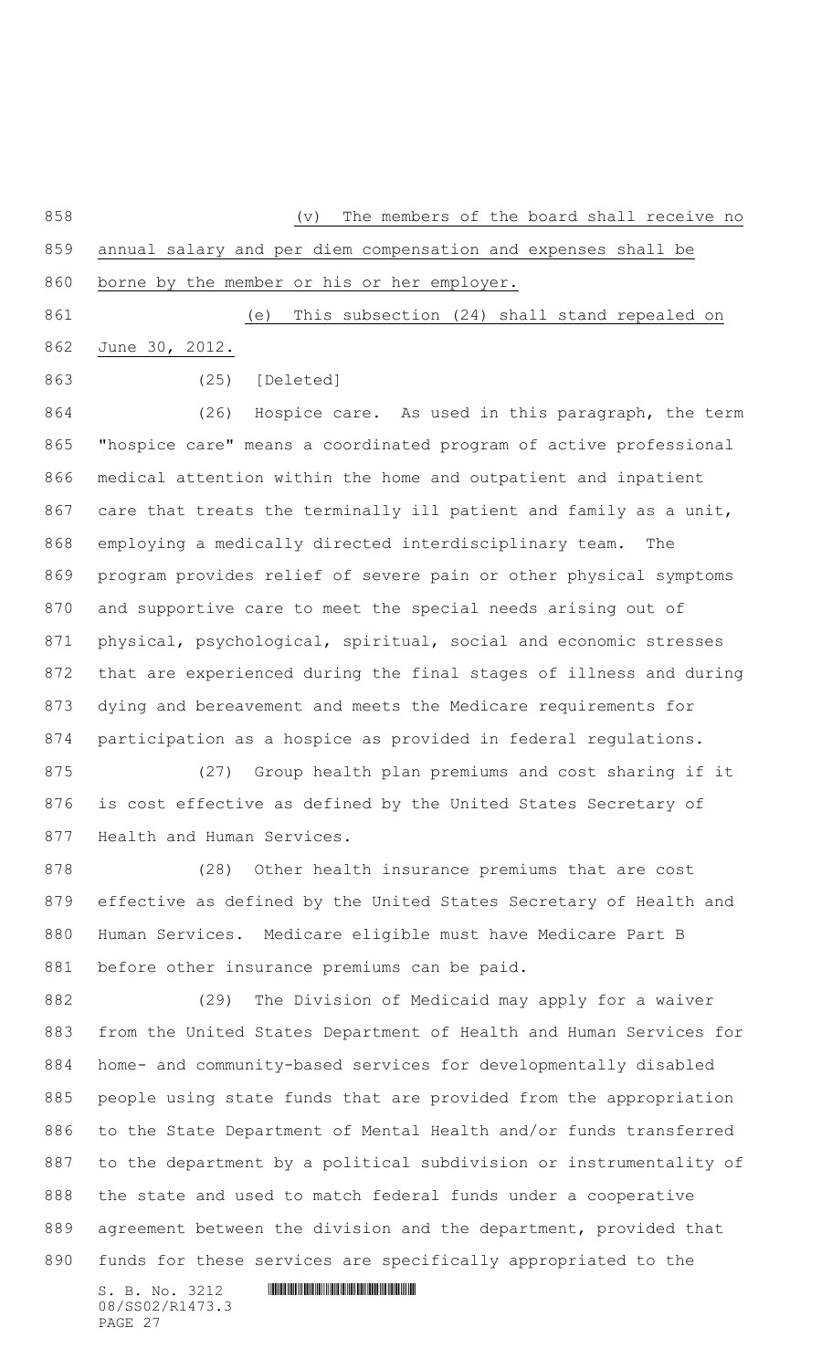(v) The members of the board shall receive no annual salary and per diem compensation and expenses shall be borne by the member or his or her employer.

(e) This subsection (24) shall stand repealed on June 30, 2012.

(25) [Deleted]

(26) Hospice care. As used in this paragraph, the term "hospice care" means a coordinated program of active professional medical attention within the home and outpatient and inpatient care that treats the terminally ill patient and family as a unit, employing a medically directed interdisciplinary team. The program provides relief of severe pain or other physical symptoms and supportive care to meet the special needs arising out of physical, psychological, spiritual, social and economic stresses that are experienced during the final stages of illness and during dying and bereavement and meets the Medicare requirements for participation as a hospice as provided in federal regulations.

(27) Group health plan premiums and cost sharing if it is cost effective as defined by the United States Secretary of Health and Human Services.

(28) Other health insurance premiums that are cost effective as defined by the United States Secretary of Health and Human Services. Medicare eligible must have Medicare Part B before other insurance premiums can be paid.

(29) The Division of Medicaid may apply for a waiver from the United States Department of Health and Human Services for home- and community-based services for developmentally disabled people using state funds that are provided from the appropriation to the State Department of Mental Health and/or funds transferred to the department by a political subdivision or instrumentality of the state and used to match federal funds under a cooperative agreement between the division and the department, provided that funds for these services are specifically appropriated to the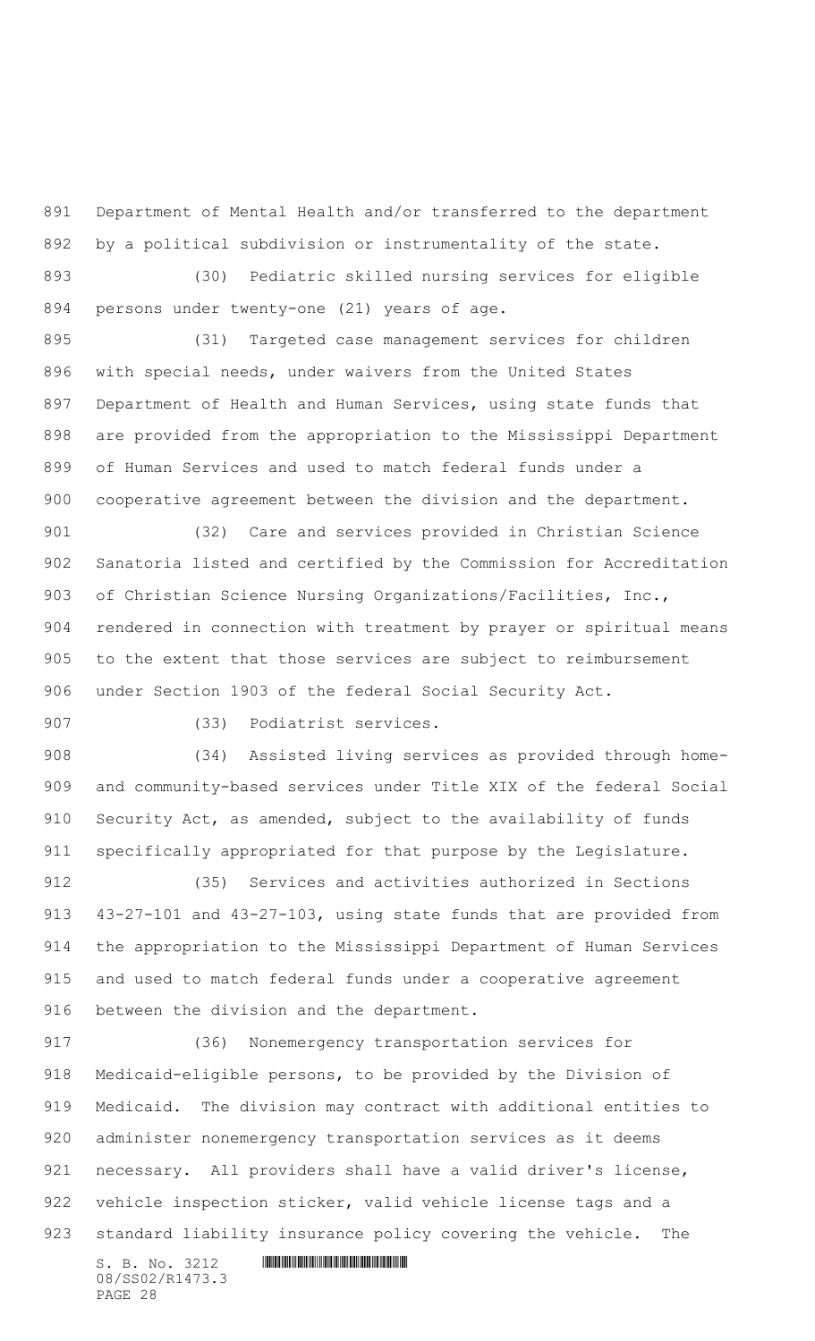Department of Mental Health and/or transferred to the department by a political subdivision or instrumentality of the state.

(30) Pediatric skilled nursing services for eligible persons under twenty-one (21) years of age.

(31) Targeted case management services for children with special needs, under waivers from the United States Department of Health and Human Services, using state funds that are provided from the appropriation to the Mississippi Department of Human Services and used to match federal funds under a cooperative agreement between the division and the department.

(32) Care and services provided in Christian Science Sanatoria listed and certified by the Commission for Accreditation of Christian Science Nursing Organizations/Facilities, Inc., rendered in connection with treatment by prayer or spiritual means to the extent that those services are subject to reimbursement under Section 1903 of the federal Social Security Act.

(33) Podiatrist services.

(34) Assisted living services as provided through home- and community-based services under Title XIX of the federal Social Security Act, as amended, subject to the availability of funds specifically appropriated for that purpose by the Legislature.

(35) Services and activities authorized in Sections 43-27-101 and 43-27-103, using state funds that are provided from the appropriation to the Mississippi Department of Human Services and used to match federal funds under a cooperative agreement between the division and the department.

(36) Nonemergency transportation services for Medicaid-eligible persons, to be provided by the Division of Medicaid. The division may contract with additional entities to administer nonemergency transportation services as it deems necessary. All providers shall have a valid driver's license, vehicle inspection sticker, valid vehicle license tags and a standard liability insurance policy covering the vehicle. The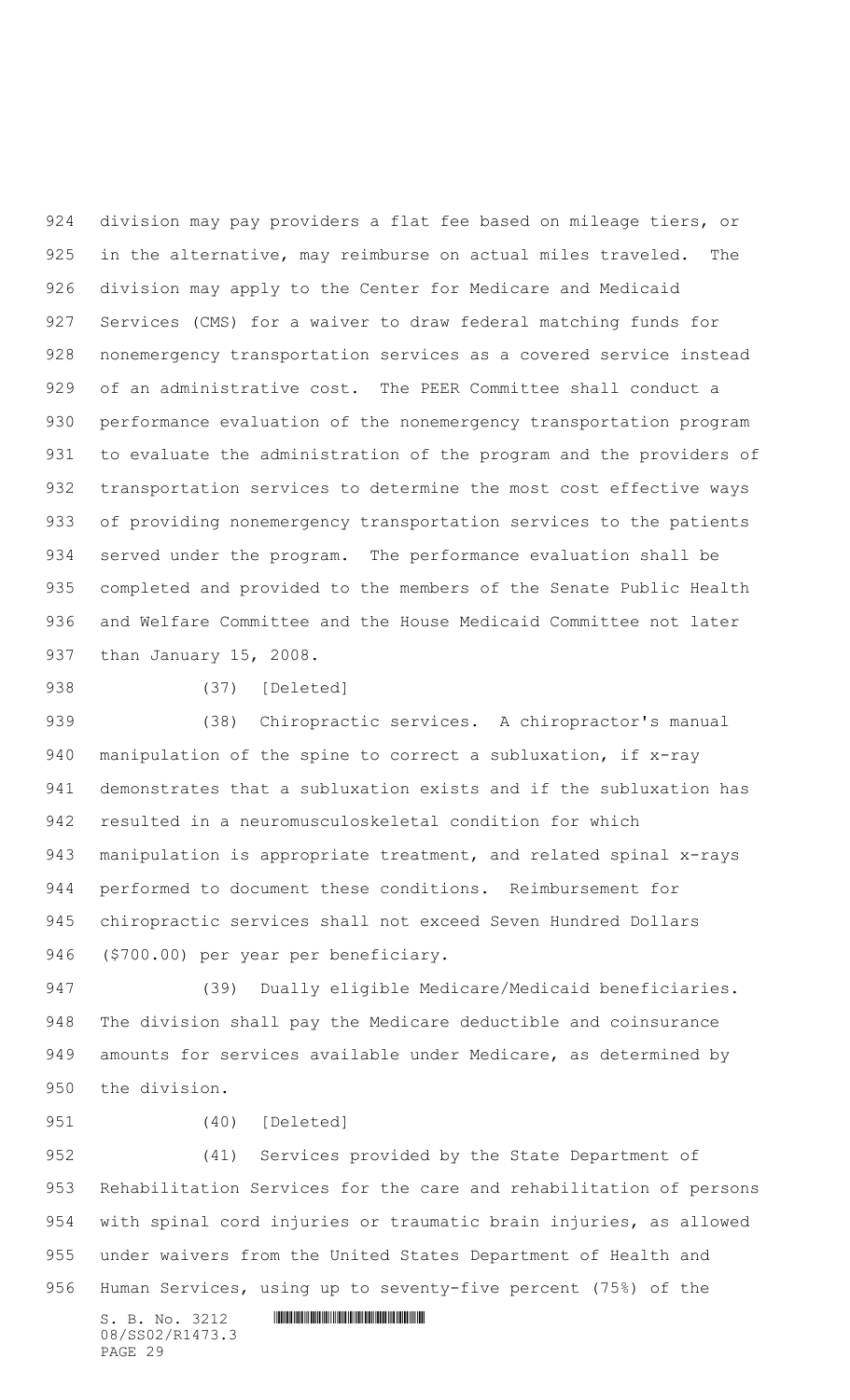division may pay providers a flat fee based on mileage tiers, or in the alternative, may reimburse on actual miles traveled. The division may apply to the Center for Medicare and Medicaid Services (CMS) for a waiver to draw federal matching funds for nonemergency transportation services as a covered service instead of an administrative cost. The PEER Committee shall conduct a performance evaluation of the nonemergency transportation program to evaluate the administration of the program and the providers of transportation services to determine the most cost effective ways of providing nonemergency transportation services to the patients served under the program. The performance evaluation shall be completed and provided to the members of the Senate Public Health and Welfare Committee and the House Medicaid Committee not later than January 15, 2008.

(37) [Deleted]

(38) Chiropractic services. A chiropractor's manual manipulation of the spine to correct a subluxation, if x-ray demonstrates that a subluxation exists and if the subluxation has resulted in a neuromusculoskeletal condition for which manipulation is appropriate treatment, and related spinal x-rays performed to document these conditions. Reimbursement for chiropractic services shall not exceed Seven Hundred Dollars ($700.00) per year per beneficiary.

(39) Dually eligible Medicare/Medicaid beneficiaries. The division shall pay the Medicare deductible and coinsurance amounts for services available under Medicare, as determined by the division.

(40) [Deleted]

(41) Services provided by the State Department of Rehabilitation Services for the care and rehabilitation of persons with spinal cord injuries or traumatic brain injuries, as allowed under waivers from the United States Department of Health and Human Services, using up to seventy-five percent (75%) of the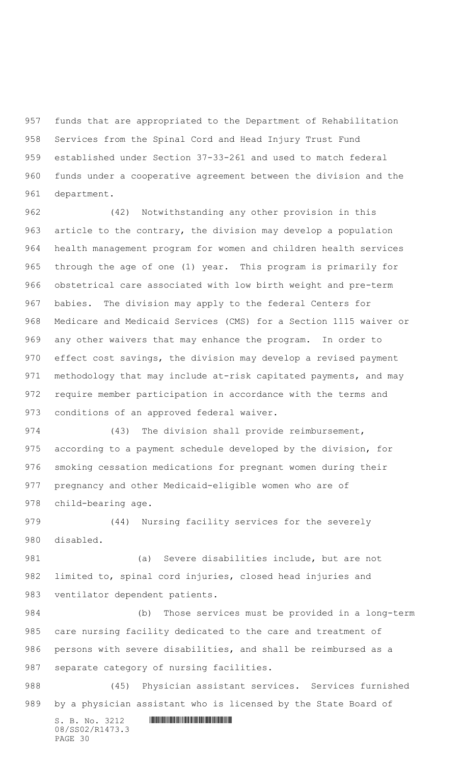funds that are appropriated to the Department of Rehabilitation Services from the Spinal Cord and Head Injury Trust Fund established under Section 37-33-261 and used to match federal funds under a cooperative agreement between the division and the department.

(42) Notwithstanding any other provision in this article to the contrary, the division may develop a population health management program for women and children health services through the age of one (1) year. This program is primarily for obstetrical care associated with low birth weight and pre-term babies. The division may apply to the federal Centers for Medicare and Medicaid Services (CMS) for a Section 1115 waiver or any other waivers that may enhance the program. In order to effect cost savings, the division may develop a revised payment methodology that may include at-risk capitated payments, and may require member participation in accordance with the terms and conditions of an approved federal waiver.

(43) The division shall provide reimbursement, according to a payment schedule developed by the division, for smoking cessation medications for pregnant women during their pregnancy and other Medicaid-eligible women who are of child-bearing age.

(44) Nursing facility services for the severely disabled.

(a) Severe disabilities include, but are not limited to, spinal cord injuries, closed head injuries and ventilator dependent patients.

(b) Those services must be provided in a long-term care nursing facility dedicated to the care and treatment of persons with severe disabilities, and shall be reimbursed as a separate category of nursing facilities.

(45) Physician assistant services. Services furnished by a physician assistant who is licensed by the State Board of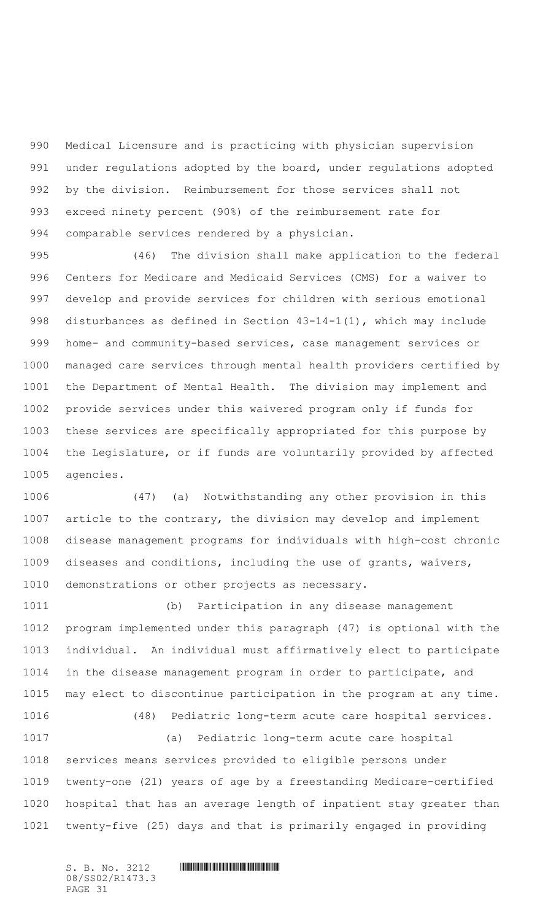Medical Licensure and is practicing with physician supervision under regulations adopted by the board, under regulations adopted by the division. Reimbursement for those services shall not exceed ninety percent (90%) of the reimbursement rate for comparable services rendered by a physician.

(46) The division shall make application to the federal Centers for Medicare and Medicaid Services (CMS) for a waiver to develop and provide services for children with serious emotional disturbances as defined in Section 43-14-1(1), which may include home- and community-based services, case management services or managed care services through mental health providers certified by the Department of Mental Health. The division may implement and provide services under this waivered program only if funds for these services are specifically appropriated for this purpose by the Legislature, or if funds are voluntarily provided by affected agencies.

(47) (a) Notwithstanding any other provision in this article to the contrary, the division may develop and implement disease management programs for individuals with high-cost chronic diseases and conditions, including the use of grants, waivers, demonstrations or other projects as necessary.

(b) Participation in any disease management program implemented under this paragraph (47) is optional with the individual. An individual must affirmatively elect to participate in the disease management program in order to participate, and may elect to discontinue participation in the program at any time.

(48) Pediatric long-term acute care hospital services.

(a) Pediatric long-term acute care hospital services means services provided to eligible persons under twenty-one (21) years of age by a freestanding Medicare-certified hospital that has an average length of inpatient stay greater than twenty-five (25) days and that is primarily engaged in providing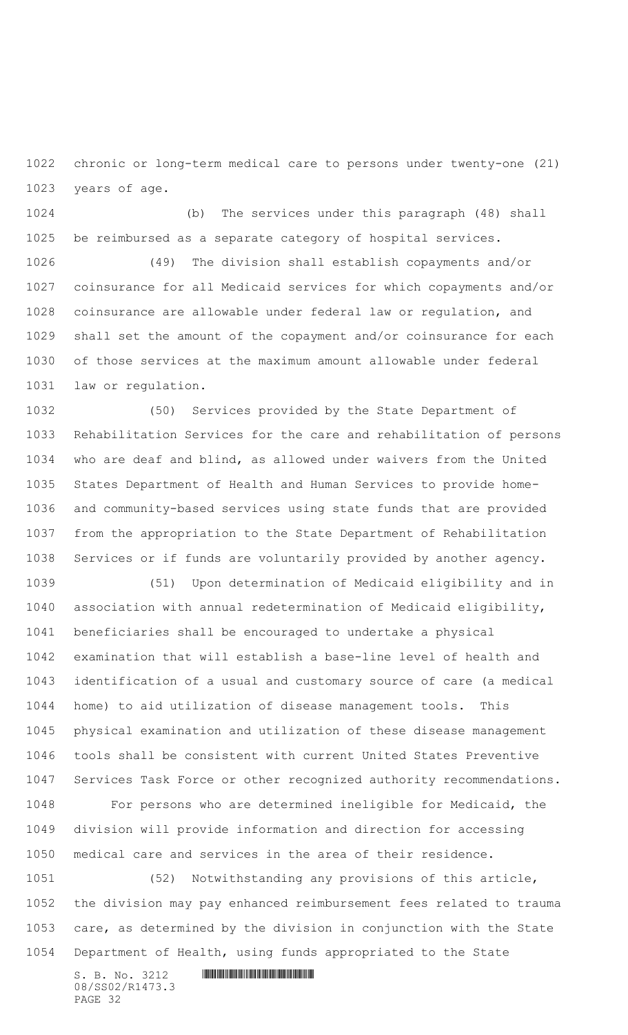chronic or long-term medical care to persons under twenty-one (21) years of age.

(b) The services under this paragraph (48) shall be reimbursed as a separate category of hospital services.

(49) The division shall establish copayments and/or coinsurance for all Medicaid services for which copayments and/or coinsurance are allowable under federal law or regulation, and shall set the amount of the copayment and/or coinsurance for each of those services at the maximum amount allowable under federal law or regulation.

(50) Services provided by the State Department of Rehabilitation Services for the care and rehabilitation of persons who are deaf and blind, as allowed under waivers from the United States Department of Health and Human Services to provide home- and community-based services using state funds that are provided from the appropriation to the State Department of Rehabilitation Services or if funds are voluntarily provided by another agency.

(51) Upon determination of Medicaid eligibility and in association with annual redetermination of Medicaid eligibility, beneficiaries shall be encouraged to undertake a physical examination that will establish a base-line level of health and identification of a usual and customary source of care (a medical home) to aid utilization of disease management tools. This physical examination and utilization of these disease management tools shall be consistent with current United States Preventive Services Task Force or other recognized authority recommendations.

For persons who are determined ineligible for Medicaid, the division will provide information and direction for accessing medical care and services in the area of their residence.

(52) Notwithstanding any provisions of this article, the division may pay enhanced reimbursement fees related to trauma care, as determined by the division in conjunction with the State Department of Health, using funds appropriated to the State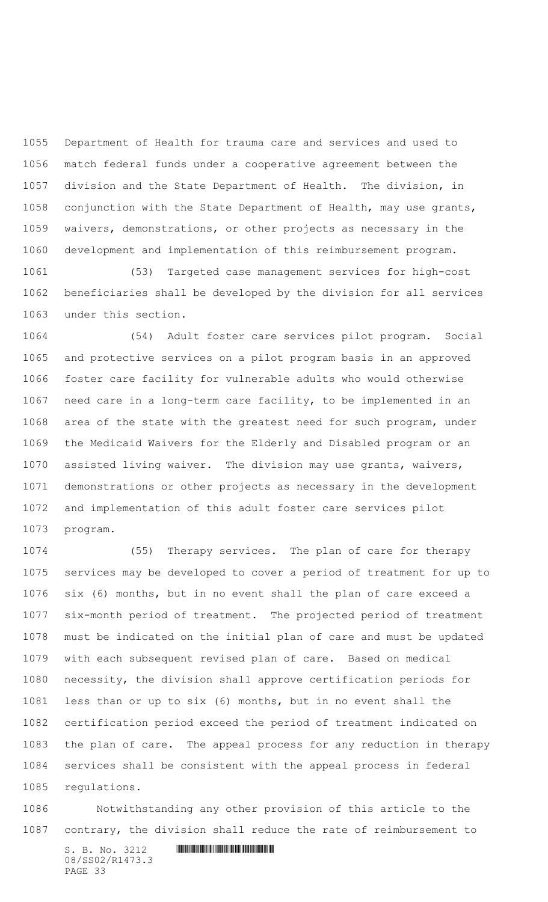Department of Health for trauma care and services and used to match federal funds under a cooperative agreement between the division and the State Department of Health. The division, in conjunction with the State Department of Health, may use grants, waivers, demonstrations, or other projects as necessary in the development and implementation of this reimbursement program.

(53) Targeted case management services for high-cost beneficiaries shall be developed by the division for all services under this section.

(54) Adult foster care services pilot program. Social and protective services on a pilot program basis in an approved foster care facility for vulnerable adults who would otherwise need care in a long-term care facility, to be implemented in an area of the state with the greatest need for such program, under the Medicaid Waivers for the Elderly and Disabled program or an assisted living waiver. The division may use grants, waivers, demonstrations or other projects as necessary in the development and implementation of this adult foster care services pilot program.

(55) Therapy services. The plan of care for therapy services may be developed to cover a period of treatment for up to six (6) months, but in no event shall the plan of care exceed a six-month period of treatment. The projected period of treatment must be indicated on the initial plan of care and must be updated with each subsequent revised plan of care. Based on medical necessity, the division shall approve certification periods for less than or up to six (6) months, but in no event shall the certification period exceed the period of treatment indicated on the plan of care. The appeal process for any reduction in therapy services shall be consistent with the appeal process in federal regulations.

Notwithstanding any other provision of this article to the contrary, the division shall reduce the rate of reimbursement to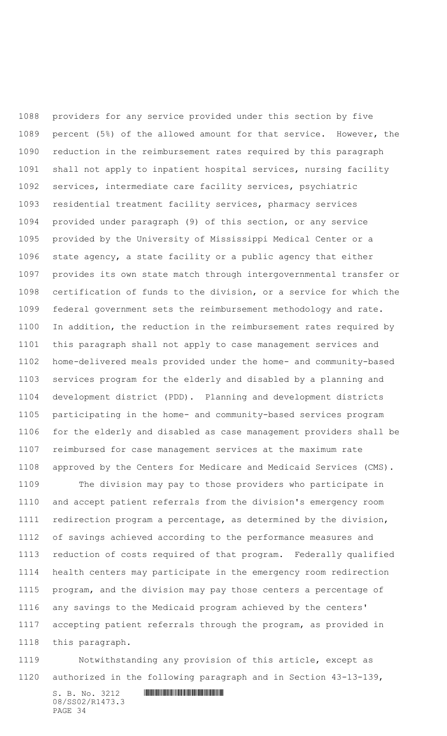providers for any service provided under this section by five percent (5%) of the allowed amount for that service. However, the reduction in the reimbursement rates required by this paragraph shall not apply to inpatient hospital services, nursing facility services, intermediate care facility services, psychiatric residential treatment facility services, pharmacy services provided under paragraph (9) of this section, or any service provided by the University of Mississippi Medical Center or a state agency, a state facility or a public agency that either provides its own state match through intergovernmental transfer or certification of funds to the division, or a service for which the federal government sets the reimbursement methodology and rate. In addition, the reduction in the reimbursement rates required by this paragraph shall not apply to case management services and home-delivered meals provided under the home- and community-based services program for the elderly and disabled by a planning and development district (PDD). Planning and development districts participating in the home- and community-based services program for the elderly and disabled as case management providers shall be reimbursed for case management services at the maximum rate approved by the Centers for Medicare and Medicaid Services (CMS).

The division may pay to those providers who participate in and accept patient referrals from the division's emergency room redirection program a percentage, as determined by the division, of savings achieved according to the performance measures and reduction of costs required of that program. Federally qualified health centers may participate in the emergency room redirection program, and the division may pay those centers a percentage of any savings to the Medicaid program achieved by the centers' accepting patient referrals through the program, as provided in this paragraph.

Notwithstanding any provision of this article, except as authorized in the following paragraph and in Section 43-13-139,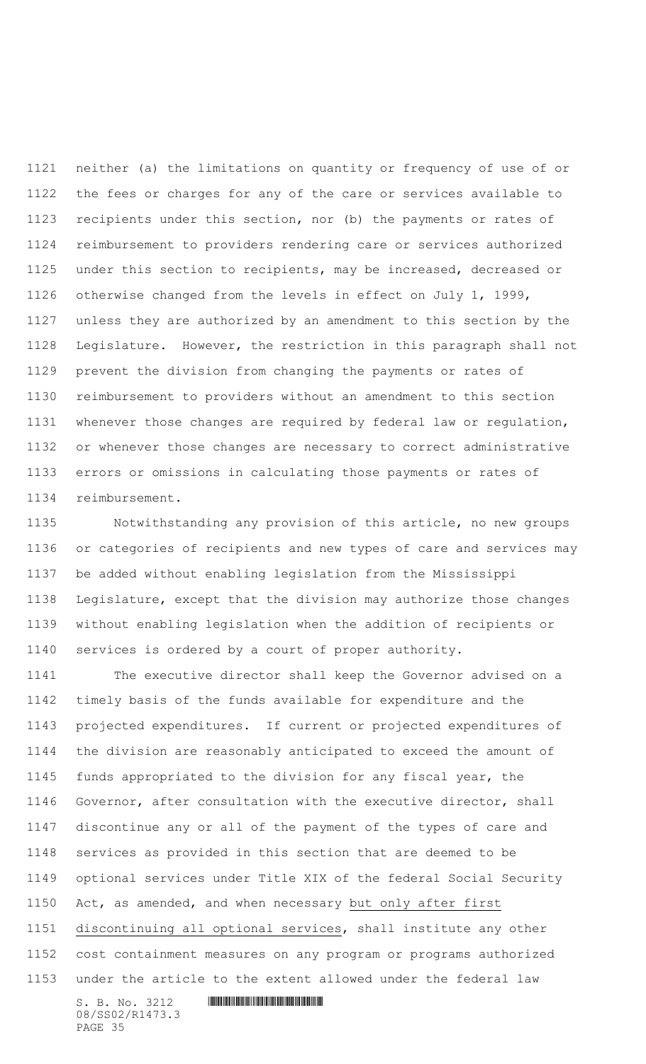neither (a) the limitations on quantity or frequency of use of or the fees or charges for any of the care or services available to recipients under this section, nor (b) the payments or rates of reimbursement to providers rendering care or services authorized under this section to recipients, may be increased, decreased or otherwise changed from the levels in effect on July 1, 1999, unless they are authorized by an amendment to this section by the Legislature. However, the restriction in this paragraph shall not prevent the division from changing the payments or rates of reimbursement to providers without an amendment to this section whenever those changes are required by federal law or regulation, or whenever those changes are necessary to correct administrative errors or omissions in calculating those payments or rates of reimbursement.

Notwithstanding any provision of this article, no new groups or categories of recipients and new types of care and services may be added without enabling legislation from the Mississippi Legislature, except that the division may authorize those changes without enabling legislation when the addition of recipients or services is ordered by a court of proper authority.

The executive director shall keep the Governor advised on a timely basis of the funds available for expenditure and the projected expenditures. If current or projected expenditures of the division are reasonably anticipated to exceed the amount of funds appropriated to the division for any fiscal year, the Governor, after consultation with the executive director, shall discontinue any or all of the payment of the types of care and services as provided in this section that are deemed to be optional services under Title XIX of the federal Social Security Act, as amended, and when necessary <u>but only after first discontinuing all optional services</u>, shall institute any other cost containment measures on any program or programs authorized under the article to the extent allowed under the federal law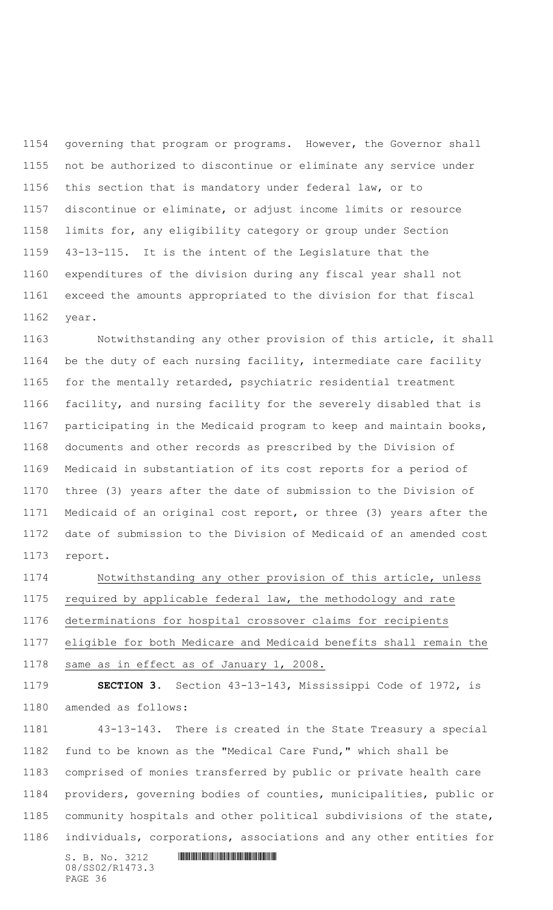governing that program or programs. However, the Governor shall not be authorized to discontinue or eliminate any service under this section that is mandatory under federal law, or to discontinue or eliminate, or adjust income limits or resource limits for, any eligibility category or group under Section 43-13-115. It is the intent of the Legislature that the expenditures of the division during any fiscal year shall not exceed the amounts appropriated to the division for that fiscal year.

Notwithstanding any other provision of this article, it shall be the duty of each nursing facility, intermediate care facility for the mentally retarded, psychiatric residential treatment facility, and nursing facility for the severely disabled that is participating in the Medicaid program to keep and maintain books, documents and other records as prescribed by the Division of Medicaid in substantiation of its cost reports for a period of three (3) years after the date of submission to the Division of Medicaid of an original cost report, or three (3) years after the date of submission to the Division of Medicaid of an amended cost report.

Notwithstanding any other provision of this article, unless required by applicable federal law, the methodology and rate determinations for hospital crossover claims for recipients eligible for both Medicare and Medicaid benefits shall remain the same as in effect as of January 1, 2008.

**SECTION 3.** Section 43-13-143, Mississippi Code of 1972, is amended as follows:

43-13-143. There is created in the State Treasury a special fund to be known as the "Medical Care Fund," which shall be comprised of monies transferred by public or private health care providers, governing bodies of counties, municipalities, public or community hospitals and other political subdivisions of the state, individuals, corporations, associations and any other entities for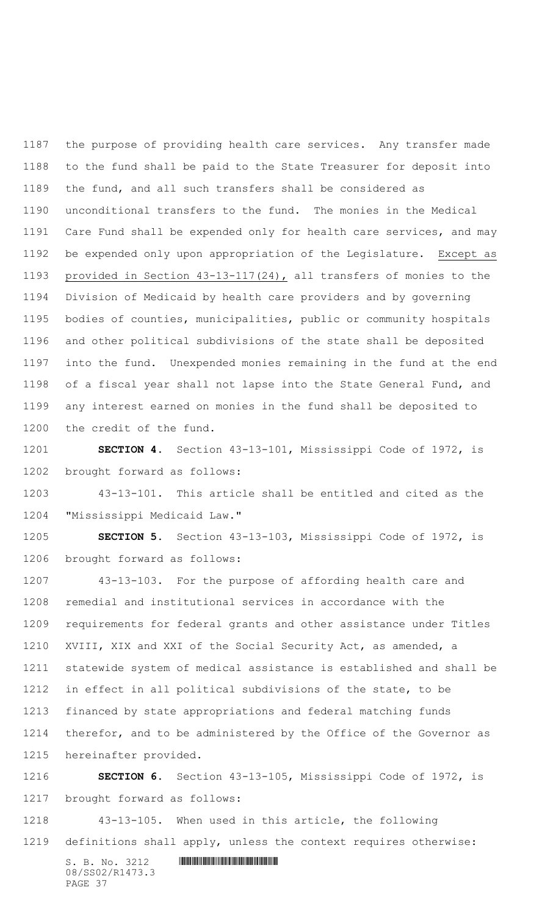the purpose of providing health care services. Any transfer made to the fund shall be paid to the State Treasurer for deposit into the fund, and all such transfers shall be considered as unconditional transfers to the fund. The monies in the Medical Care Fund shall be expended only for health care services, and may be expended only upon appropriation of the Legislature. Except as provided in Section 43-13-117(24), all transfers of monies to the Division of Medicaid by health care providers and by governing bodies of counties, municipalities, public or community hospitals and other political subdivisions of the state shall be deposited into the fund. Unexpended monies remaining in the fund at the end of a fiscal year shall not lapse into the State General Fund, and any interest earned on monies in the fund shall be deposited to the credit of the fund.

**SECTION 4.** Section 43-13-101, Mississippi Code of 1972, is brought forward as follows:

43-13-101. This article shall be entitled and cited as the "Mississippi Medicaid Law."

**SECTION 5.** Section 43-13-103, Mississippi Code of 1972, is brought forward as follows:

43-13-103. For the purpose of affording health care and remedial and institutional services in accordance with the requirements for federal grants and other assistance under Titles XVIII, XIX and XXI of the Social Security Act, as amended, a statewide system of medical assistance is established and shall be in effect in all political subdivisions of the state, to be financed by state appropriations and federal matching funds therefor, and to be administered by the Office of the Governor as hereinafter provided.

**SECTION 6.** Section 43-13-105, Mississippi Code of 1972, is brought forward as follows:

43-13-105. When used in this article, the following definitions shall apply, unless the context requires otherwise: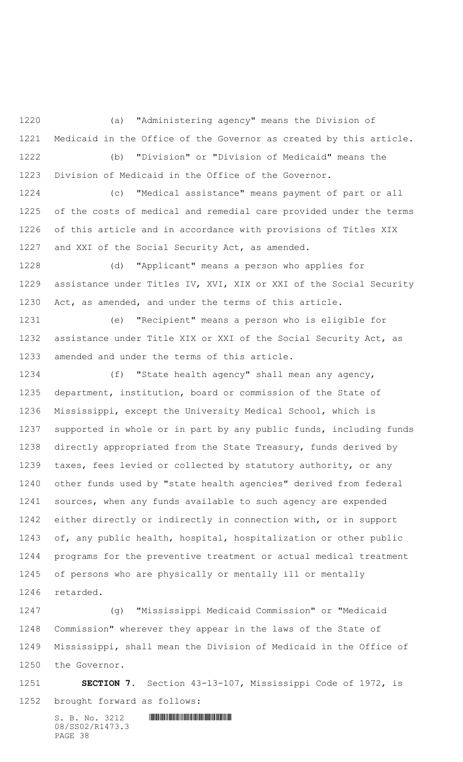(a) "Administering agency" means the Division of Medicaid in the Office of the Governor as created by this article.

(b) "Division" or "Division of Medicaid" means the Division of Medicaid in the Office of the Governor.

(c) "Medical assistance" means payment of part or all of the costs of medical and remedial care provided under the terms of this article and in accordance with provisions of Titles XIX and XXI of the Social Security Act, as amended.

(d) "Applicant" means a person who applies for assistance under Titles IV, XVI, XIX or XXI of the Social Security Act, as amended, and under the terms of this article.

(e) "Recipient" means a person who is eligible for assistance under Title XIX or XXI of the Social Security Act, as amended and under the terms of this article.

(f) "State health agency" shall mean any agency, department, institution, board or commission of the State of Mississippi, except the University Medical School, which is supported in whole or in part by any public funds, including funds directly appropriated from the State Treasury, funds derived by taxes, fees levied or collected by statutory authority, or any other funds used by "state health agencies" derived from federal sources, when any funds available to such agency are expended either directly or indirectly in connection with, or in support of, any public health, hospital, hospitalization or other public programs for the preventive treatment or actual medical treatment of persons who are physically or mentally ill or mentally retarded.

(g) "Mississippi Medicaid Commission" or "Medicaid Commission" wherever they appear in the laws of the State of Mississippi, shall mean the Division of Medicaid in the Office of the Governor.

**SECTION 7.** Section 43-13-107, Mississippi Code of 1972, is brought forward as follows: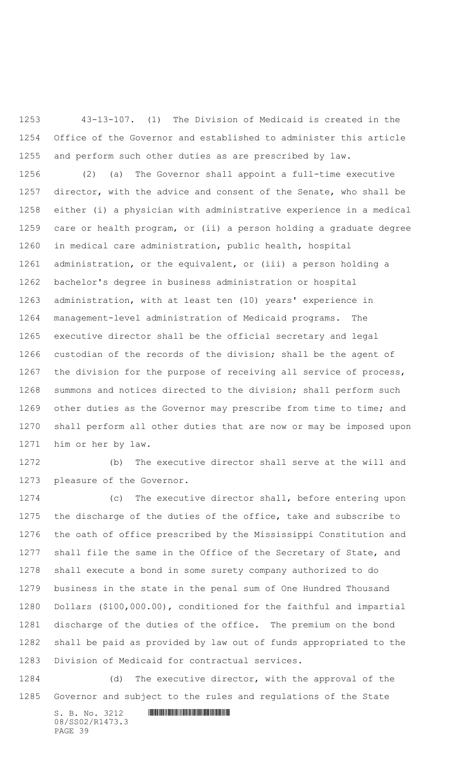43-13-107. (1) The Division of Medicaid is created in the Office of the Governor and established to administer this article and perform such other duties as are prescribed by law.

(2) (a) The Governor shall appoint a full-time executive director, with the advice and consent of the Senate, who shall be either (i) a physician with administrative experience in a medical care or health program, or (ii) a person holding a graduate degree in medical care administration, public health, hospital administration, or the equivalent, or (iii) a person holding a bachelor's degree in business administration or hospital administration, with at least ten (10) years' experience in management-level administration of Medicaid programs. The executive director shall be the official secretary and legal custodian of the records of the division; shall be the agent of the division for the purpose of receiving all service of process, summons and notices directed to the division; shall perform such other duties as the Governor may prescribe from time to time; and shall perform all other duties that are now or may be imposed upon him or her by law.

(b) The executive director shall serve at the will and pleasure of the Governor.

(c) The executive director shall, before entering upon the discharge of the duties of the office, take and subscribe to the oath of office prescribed by the Mississippi Constitution and shall file the same in the Office of the Secretary of State, and shall execute a bond in some surety company authorized to do business in the state in the penal sum of One Hundred Thousand Dollars ($100,000.00), conditioned for the faithful and impartial discharge of the duties of the office. The premium on the bond shall be paid as provided by law out of funds appropriated to the Division of Medicaid for contractual services.

(d) The executive director, with the approval of the Governor and subject to the rules and regulations of the State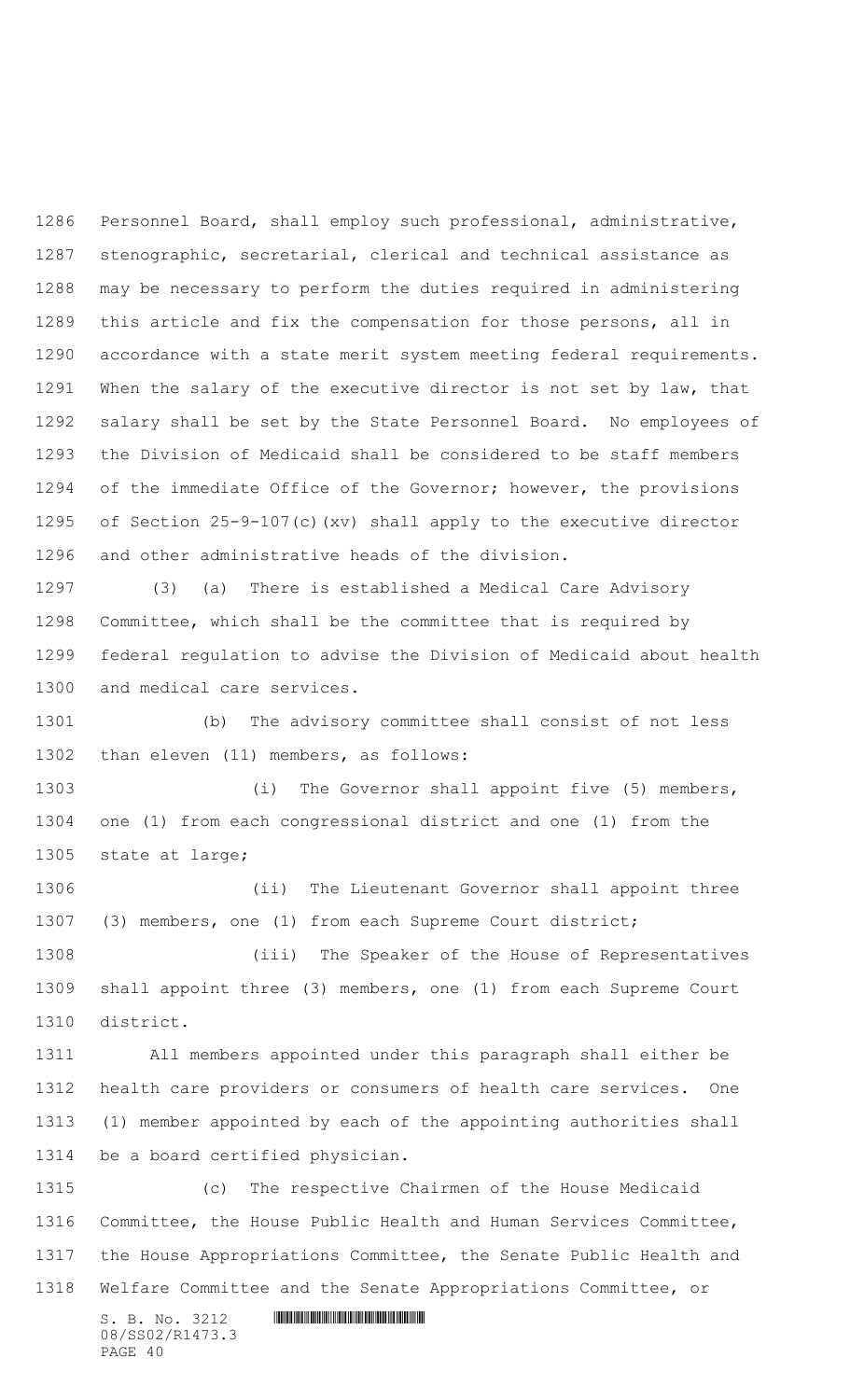Personnel Board, shall employ such professional, administrative, stenographic, secretarial, clerical and technical assistance as may be necessary to perform the duties required in administering this article and fix the compensation for those persons, all in accordance with a state merit system meeting federal requirements. When the salary of the executive director is not set by law, that salary shall be set by the State Personnel Board. No employees of the Division of Medicaid shall be considered to be staff members of the immediate Office of the Governor; however, the provisions of Section 25-9-107(c)(xv) shall apply to the executive director and other administrative heads of the division.

(3) (a) There is established a Medical Care Advisory Committee, which shall be the committee that is required by federal regulation to advise the Division of Medicaid about health and medical care services.

(b) The advisory committee shall consist of not less than eleven (11) members, as follows:

(i) The Governor shall appoint five (5) members, one (1) from each congressional district and one (1) from the state at large;

(ii) The Lieutenant Governor shall appoint three (3) members, one (1) from each Supreme Court district;

(iii) The Speaker of the House of Representatives shall appoint three (3) members, one (1) from each Supreme Court district.

All members appointed under this paragraph shall either be health care providers or consumers of health care services. One (1) member appointed by each of the appointing authorities shall be a board certified physician.

(c) The respective Chairmen of the House Medicaid Committee, the House Public Health and Human Services Committee, the House Appropriations Committee, the Senate Public Health and Welfare Committee and the Senate Appropriations Committee, or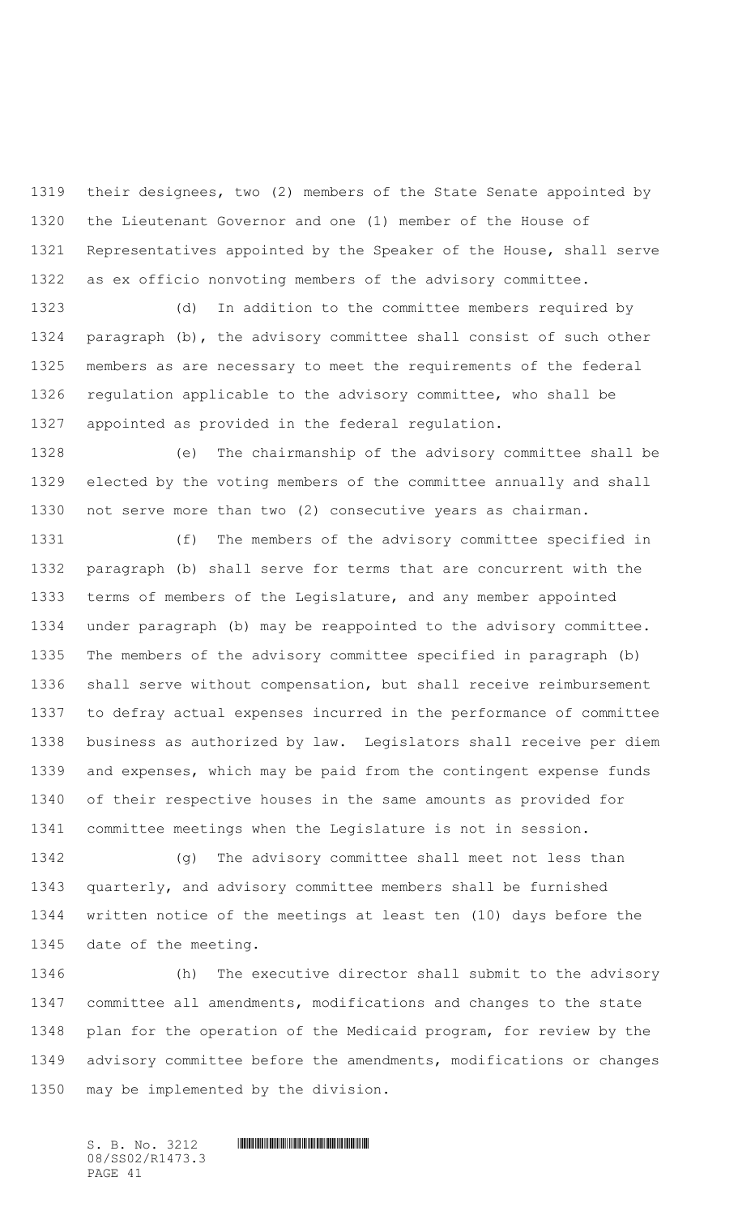their designees, two (2) members of the State Senate appointed by the Lieutenant Governor and one (1) member of the House of Representatives appointed by the Speaker of the House, shall serve as ex officio nonvoting members of the advisory committee.

(d) In addition to the committee members required by paragraph (b), the advisory committee shall consist of such other members as are necessary to meet the requirements of the federal regulation applicable to the advisory committee, who shall be appointed as provided in the federal regulation.

(e) The chairmanship of the advisory committee shall be elected by the voting members of the committee annually and shall not serve more than two (2) consecutive years as chairman.

(f) The members of the advisory committee specified in paragraph (b) shall serve for terms that are concurrent with the terms of members of the Legislature, and any member appointed under paragraph (b) may be reappointed to the advisory committee. The members of the advisory committee specified in paragraph (b) shall serve without compensation, but shall receive reimbursement to defray actual expenses incurred in the performance of committee business as authorized by law. Legislators shall receive per diem and expenses, which may be paid from the contingent expense funds of their respective houses in the same amounts as provided for committee meetings when the Legislature is not in session.

(g) The advisory committee shall meet not less than quarterly, and advisory committee members shall be furnished written notice of the meetings at least ten (10) days before the date of the meeting.

(h) The executive director shall submit to the advisory committee all amendments, modifications and changes to the state plan for the operation of the Medicaid program, for review by the advisory committee before the amendments, modifications or changes may be implemented by the division.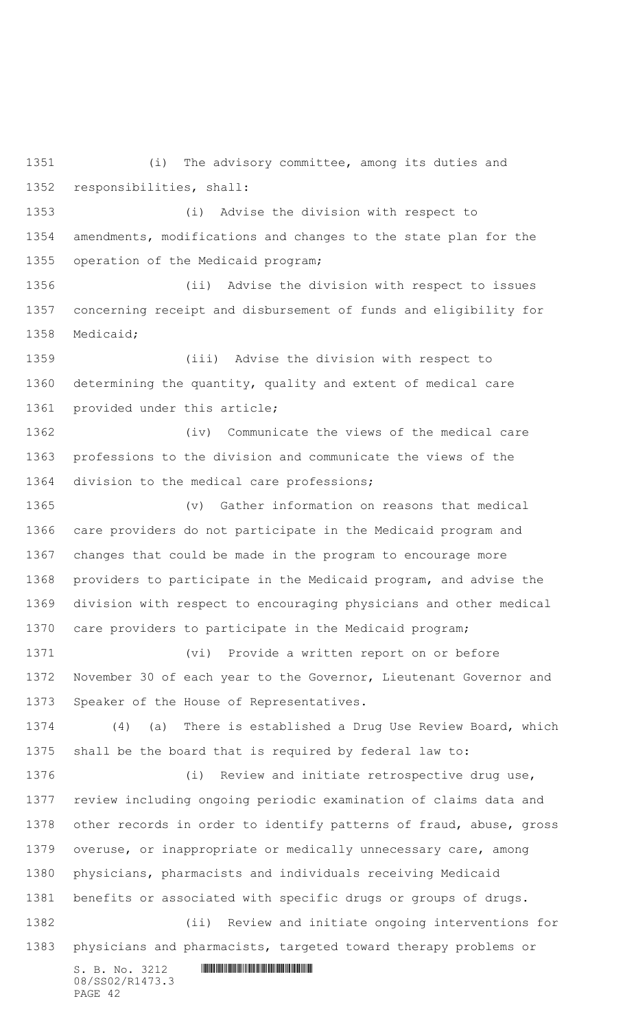(i) The advisory committee, among its duties and responsibilities, shall:

(i) Advise the division with respect to amendments, modifications and changes to the state plan for the operation of the Medicaid program;

(ii) Advise the division with respect to issues concerning receipt and disbursement of funds and eligibility for Medicaid;

(iii) Advise the division with respect to determining the quantity, quality and extent of medical care provided under this article;

(iv) Communicate the views of the medical care professions to the division and communicate the views of the division to the medical care professions;

(v) Gather information on reasons that medical care providers do not participate in the Medicaid program and changes that could be made in the program to encourage more providers to participate in the Medicaid program, and advise the division with respect to encouraging physicians and other medical care providers to participate in the Medicaid program;

(vi) Provide a written report on or before November 30 of each year to the Governor, Lieutenant Governor and Speaker of the House of Representatives.

(4) (a) There is established a Drug Use Review Board, which shall be the board that is required by federal law to:

(i) Review and initiate retrospective drug use, review including ongoing periodic examination of claims data and other records in order to identify patterns of fraud, abuse, gross overuse, or inappropriate or medically unnecessary care, among physicians, pharmacists and individuals receiving Medicaid benefits or associated with specific drugs or groups of drugs.

(ii) Review and initiate ongoing interventions for physicians and pharmacists, targeted toward therapy problems or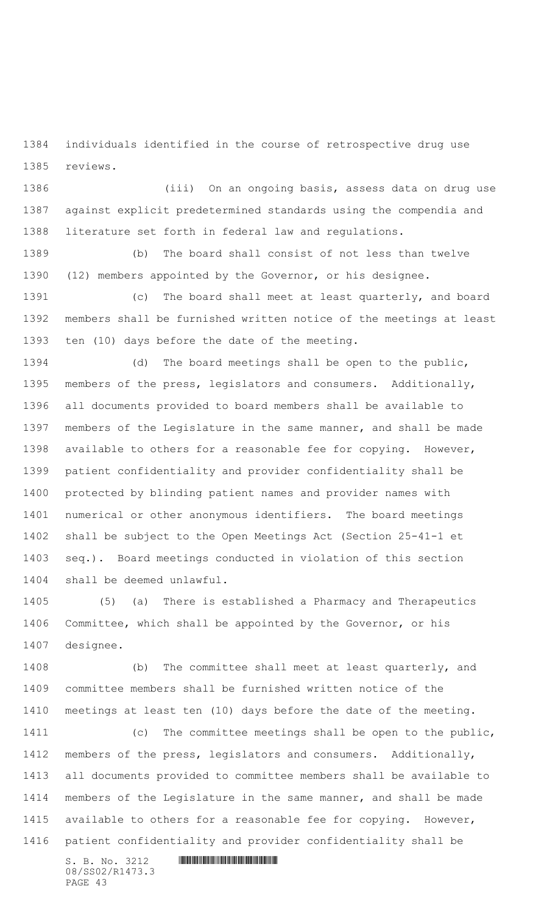individuals identified in the course of retrospective drug use reviews.

(iii) On an ongoing basis, assess data on drug use against explicit predetermined standards using the compendia and literature set forth in federal law and regulations.

(b) The board shall consist of not less than twelve (12) members appointed by the Governor, or his designee.

(c) The board shall meet at least quarterly, and board members shall be furnished written notice of the meetings at least ten (10) days before the date of the meeting.

(d) The board meetings shall be open to the public, members of the press, legislators and consumers. Additionally, all documents provided to board members shall be available to members of the Legislature in the same manner, and shall be made available to others for a reasonable fee for copying. However, patient confidentiality and provider confidentiality shall be protected by blinding patient names and provider names with numerical or other anonymous identifiers. The board meetings shall be subject to the Open Meetings Act (Section 25-41-1 et seq.). Board meetings conducted in violation of this section shall be deemed unlawful.

(5) (a) There is established a Pharmacy and Therapeutics Committee, which shall be appointed by the Governor, or his designee.

(b) The committee shall meet at least quarterly, and committee members shall be furnished written notice of the meetings at least ten (10) days before the date of the meeting.

(c) The committee meetings shall be open to the public, members of the press, legislators and consumers. Additionally, all documents provided to committee members shall be available to members of the Legislature in the same manner, and shall be made available to others for a reasonable fee for copying. However, patient confidentiality and provider confidentiality shall be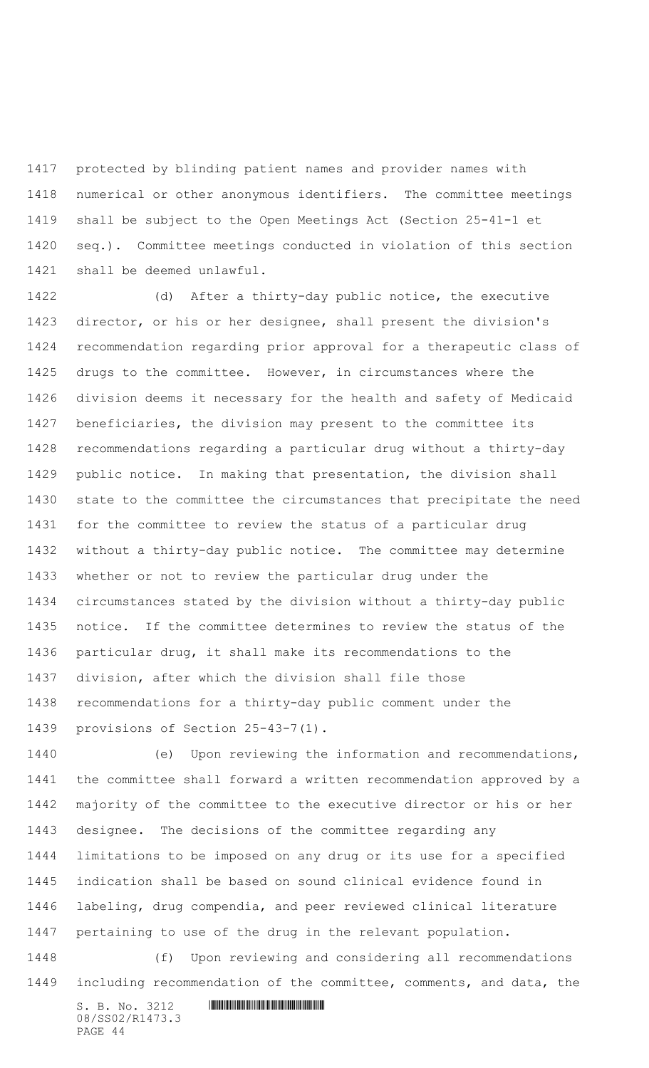protected by blinding patient names and provider names with numerical or other anonymous identifiers. The committee meetings shall be subject to the Open Meetings Act (Section 25-41-1 et seq.). Committee meetings conducted in violation of this section shall be deemed unlawful.

(d) After a thirty-day public notice, the executive director, or his or her designee, shall present the division's recommendation regarding prior approval for a therapeutic class of drugs to the committee. However, in circumstances where the division deems it necessary for the health and safety of Medicaid beneficiaries, the division may present to the committee its recommendations regarding a particular drug without a thirty-day public notice. In making that presentation, the division shall state to the committee the circumstances that precipitate the need for the committee to review the status of a particular drug without a thirty-day public notice. The committee may determine whether or not to review the particular drug under the circumstances stated by the division without a thirty-day public notice. If the committee determines to review the status of the particular drug, it shall make its recommendations to the division, after which the division shall file those recommendations for a thirty-day public comment under the provisions of Section 25-43-7(1).

(e) Upon reviewing the information and recommendations, the committee shall forward a written recommendation approved by a majority of the committee to the executive director or his or her designee. The decisions of the committee regarding any limitations to be imposed on any drug or its use for a specified indication shall be based on sound clinical evidence found in labeling, drug compendia, and peer reviewed clinical literature pertaining to use of the drug in the relevant population.

(f) Upon reviewing and considering all recommendations including recommendation of the committee, comments, and data, the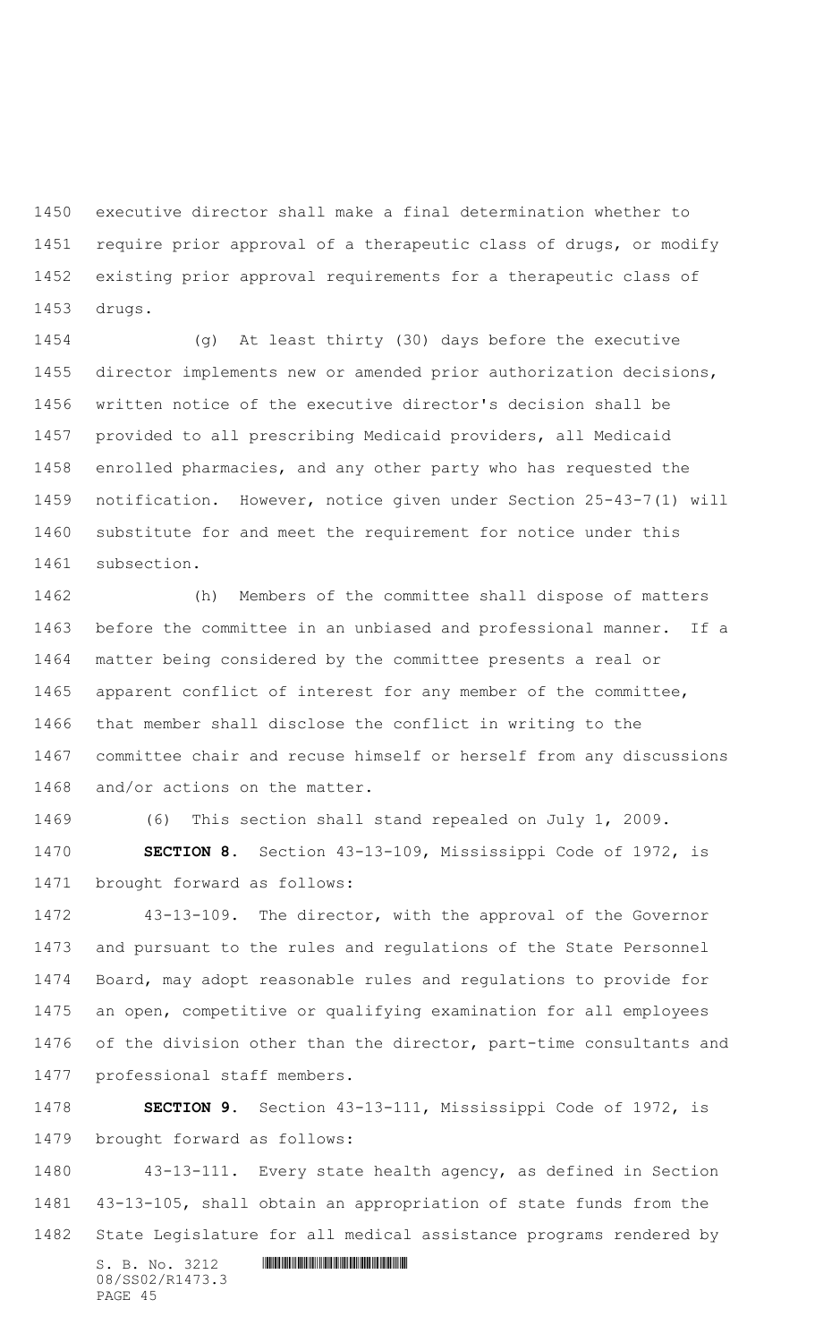executive director shall make a final determination whether to require prior approval of a therapeutic class of drugs, or modify existing prior approval requirements for a therapeutic class of drugs.

(g) At least thirty (30) days before the executive director implements new or amended prior authorization decisions, written notice of the executive director's decision shall be provided to all prescribing Medicaid providers, all Medicaid enrolled pharmacies, and any other party who has requested the notification. However, notice given under Section 25-43-7(1) will substitute for and meet the requirement for notice under this subsection.

(h) Members of the committee shall dispose of matters before the committee in an unbiased and professional manner. If a matter being considered by the committee presents a real or apparent conflict of interest for any member of the committee, that member shall disclose the conflict in writing to the committee chair and recuse himself or herself from any discussions and/or actions on the matter.

(6) This section shall stand repealed on July 1, 2009.

**SECTION 8.** Section 43-13-109, Mississippi Code of 1972, is brought forward as follows:

43-13-109. The director, with the approval of the Governor and pursuant to the rules and regulations of the State Personnel Board, may adopt reasonable rules and regulations to provide for an open, competitive or qualifying examination for all employees of the division other than the director, part-time consultants and professional staff members.

**SECTION 9.** Section 43-13-111, Mississippi Code of 1972, is brought forward as follows:

43-13-111. Every state health agency, as defined in Section 43-13-105, shall obtain an appropriation of state funds from the State Legislature for all medical assistance programs rendered by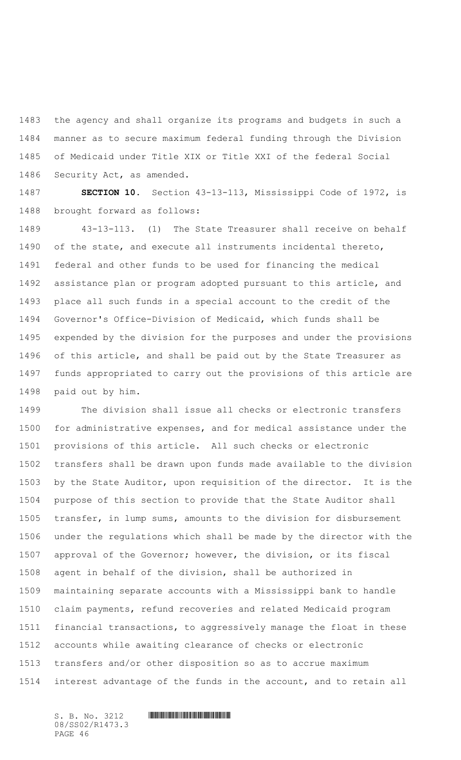the agency and shall organize its programs and budgets in such a manner as to secure maximum federal funding through the Division of Medicaid under Title XIX or Title XXI of the federal Social Security Act, as amended.

**SECTION 10.** Section 43-13-113, Mississippi Code of 1972, is brought forward as follows:

43-13-113. (1) The State Treasurer shall receive on behalf of the state, and execute all instruments incidental thereto, federal and other funds to be used for financing the medical assistance plan or program adopted pursuant to this article, and place all such funds in a special account to the credit of the Governor's Office-Division of Medicaid, which funds shall be expended by the division for the purposes and under the provisions of this article, and shall be paid out by the State Treasurer as funds appropriated to carry out the provisions of this article are paid out by him.

The division shall issue all checks or electronic transfers for administrative expenses, and for medical assistance under the provisions of this article. All such checks or electronic transfers shall be drawn upon funds made available to the division by the State Auditor, upon requisition of the director. It is the purpose of this section to provide that the State Auditor shall transfer, in lump sums, amounts to the division for disbursement under the regulations which shall be made by the director with the approval of the Governor; however, the division, or its fiscal agent in behalf of the division, shall be authorized in maintaining separate accounts with a Mississippi bank to handle claim payments, refund recoveries and related Medicaid program financial transactions, to aggressively manage the float in these accounts while awaiting clearance of checks or electronic transfers and/or other disposition so as to accrue maximum interest advantage of the funds in the account, and to retain all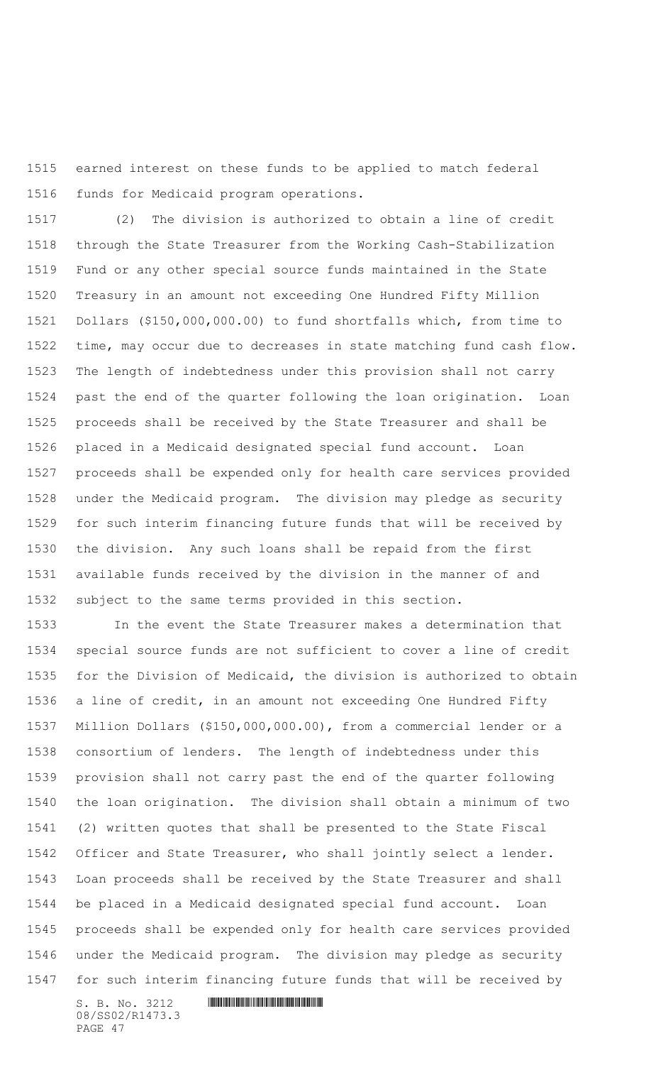earned interest on these funds to be applied to match federal funds for Medicaid program operations.

(2) The division is authorized to obtain a line of credit through the State Treasurer from the Working Cash-Stabilization Fund or any other special source funds maintained in the State Treasury in an amount not exceeding One Hundred Fifty Million Dollars ($150,000,000.00) to fund shortfalls which, from time to time, may occur due to decreases in state matching fund cash flow. The length of indebtedness under this provision shall not carry past the end of the quarter following the loan origination. Loan proceeds shall be received by the State Treasurer and shall be placed in a Medicaid designated special fund account. Loan proceeds shall be expended only for health care services provided under the Medicaid program. The division may pledge as security for such interim financing future funds that will be received by the division. Any such loans shall be repaid from the first available funds received by the division in the manner of and subject to the same terms provided in this section.

In the event the State Treasurer makes a determination that special source funds are not sufficient to cover a line of credit for the Division of Medicaid, the division is authorized to obtain a line of credit, in an amount not exceeding One Hundred Fifty Million Dollars ($150,000,000.00), from a commercial lender or a consortium of lenders. The length of indebtedness under this provision shall not carry past the end of the quarter following the loan origination. The division shall obtain a minimum of two (2) written quotes that shall be presented to the State Fiscal Officer and State Treasurer, who shall jointly select a lender. Loan proceeds shall be received by the State Treasurer and shall be placed in a Medicaid designated special fund account. Loan proceeds shall be expended only for health care services provided under the Medicaid program. The division may pledge as security for such interim financing future funds that will be received by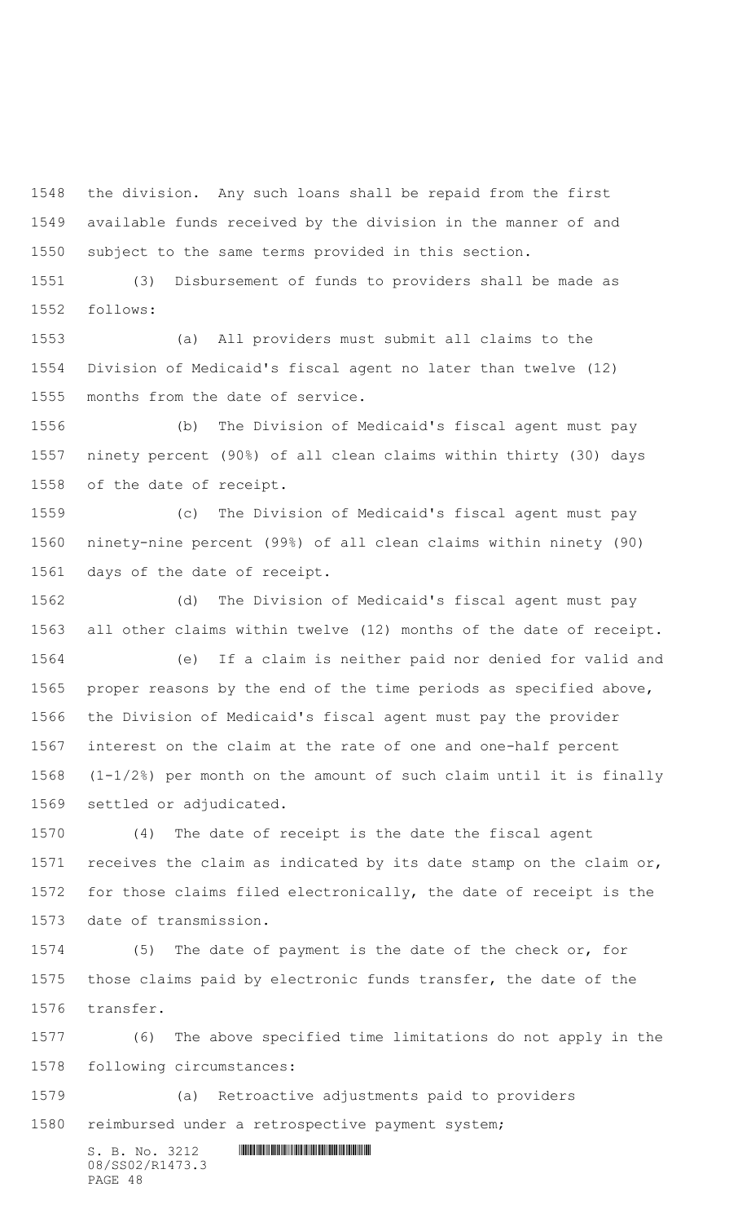the division. Any such loans shall be repaid from the first available funds received by the division in the manner of and subject to the same terms provided in this section.

(3) Disbursement of funds to providers shall be made as follows:

(a) All providers must submit all claims to the Division of Medicaid's fiscal agent no later than twelve (12) months from the date of service.

(b) The Division of Medicaid's fiscal agent must pay ninety percent (90%) of all clean claims within thirty (30) days of the date of receipt.

(c) The Division of Medicaid's fiscal agent must pay ninety-nine percent (99%) of all clean claims within ninety (90) days of the date of receipt.

(d) The Division of Medicaid's fiscal agent must pay all other claims within twelve (12) months of the date of receipt.

(e) If a claim is neither paid nor denied for valid and proper reasons by the end of the time periods as specified above, the Division of Medicaid's fiscal agent must pay the provider interest on the claim at the rate of one and one-half percent (1-1/2%) per month on the amount of such claim until it is finally settled or adjudicated.

(4) The date of receipt is the date the fiscal agent receives the claim as indicated by its date stamp on the claim or, for those claims filed electronically, the date of receipt is the date of transmission.

(5) The date of payment is the date of the check or, for those claims paid by electronic funds transfer, the date of the transfer.

(6) The above specified time limitations do not apply in the following circumstances:

(a) Retroactive adjustments paid to providers reimbursed under a retrospective payment system;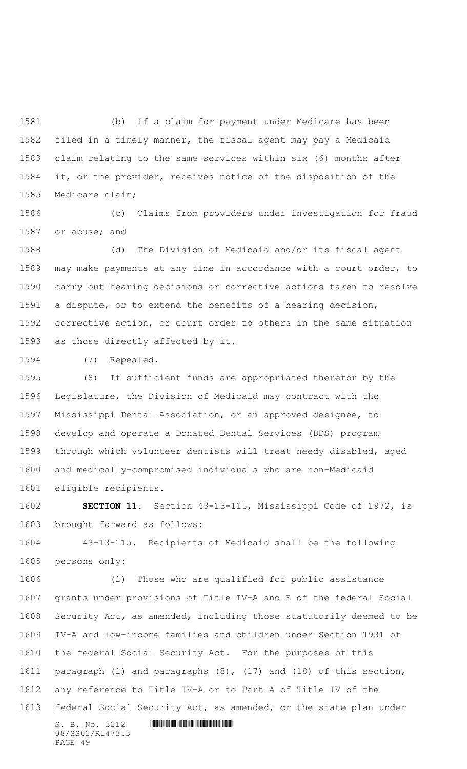(b) If a claim for payment under Medicare has been filed in a timely manner, the fiscal agent may pay a Medicaid claim relating to the same services within six (6) months after it, or the provider, receives notice of the disposition of the Medicare claim;

(c) Claims from providers under investigation for fraud or abuse; and

(d) The Division of Medicaid and/or its fiscal agent may make payments at any time in accordance with a court order, to carry out hearing decisions or corrective actions taken to resolve a dispute, or to extend the benefits of a hearing decision, corrective action, or court order to others in the same situation as those directly affected by it.

(7) Repealed.

(8) If sufficient funds are appropriated therefor by the Legislature, the Division of Medicaid may contract with the Mississippi Dental Association, or an approved designee, to develop and operate a Donated Dental Services (DDS) program through which volunteer dentists will treat needy disabled, aged and medically-compromised individuals who are non-Medicaid eligible recipients.

**SECTION 11.** Section 43-13-115, Mississippi Code of 1972, is brought forward as follows:

43-13-115. Recipients of Medicaid shall be the following persons only:

(1) Those who are qualified for public assistance grants under provisions of Title IV-A and E of the federal Social Security Act, as amended, including those statutorily deemed to be IV-A and low-income families and children under Section 1931 of the federal Social Security Act. For the purposes of this paragraph (1) and paragraphs (8), (17) and (18) of this section, any reference to Title IV-A or to Part A of Title IV of the federal Social Security Act, as amended, or the state plan under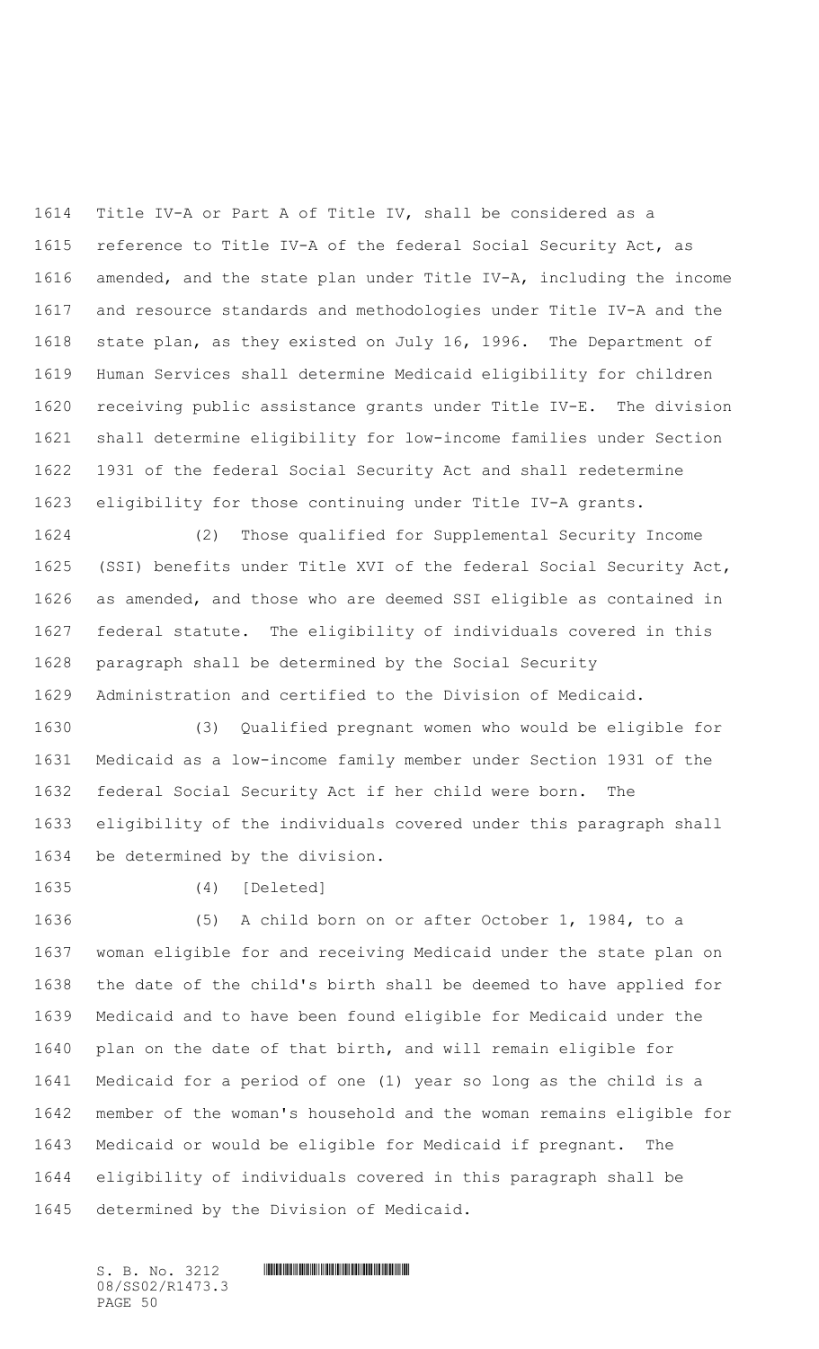Title IV-A or Part A of Title IV, shall be considered as a reference to Title IV-A of the federal Social Security Act, as amended, and the state plan under Title IV-A, including the income and resource standards and methodologies under Title IV-A and the state plan, as they existed on July 16, 1996. The Department of Human Services shall determine Medicaid eligibility for children receiving public assistance grants under Title IV-E. The division shall determine eligibility for low-income families under Section 1931 of the federal Social Security Act and shall redetermine eligibility for those continuing under Title IV-A grants.

(2) Those qualified for Supplemental Security Income (SSI) benefits under Title XVI of the federal Social Security Act, as amended, and those who are deemed SSI eligible as contained in federal statute. The eligibility of individuals covered in this paragraph shall be determined by the Social Security Administration and certified to the Division of Medicaid.

(3) Qualified pregnant women who would be eligible for Medicaid as a low-income family member under Section 1931 of the federal Social Security Act if her child were born. The eligibility of the individuals covered under this paragraph shall be determined by the division.

(4) [Deleted]

(5) A child born on or after October 1, 1984, to a woman eligible for and receiving Medicaid under the state plan on the date of the child's birth shall be deemed to have applied for Medicaid and to have been found eligible for Medicaid under the plan on the date of that birth, and will remain eligible for Medicaid for a period of one (1) year so long as the child is a member of the woman's household and the woman remains eligible for Medicaid or would be eligible for Medicaid if pregnant. The eligibility of individuals covered in this paragraph shall be determined by the Division of Medicaid.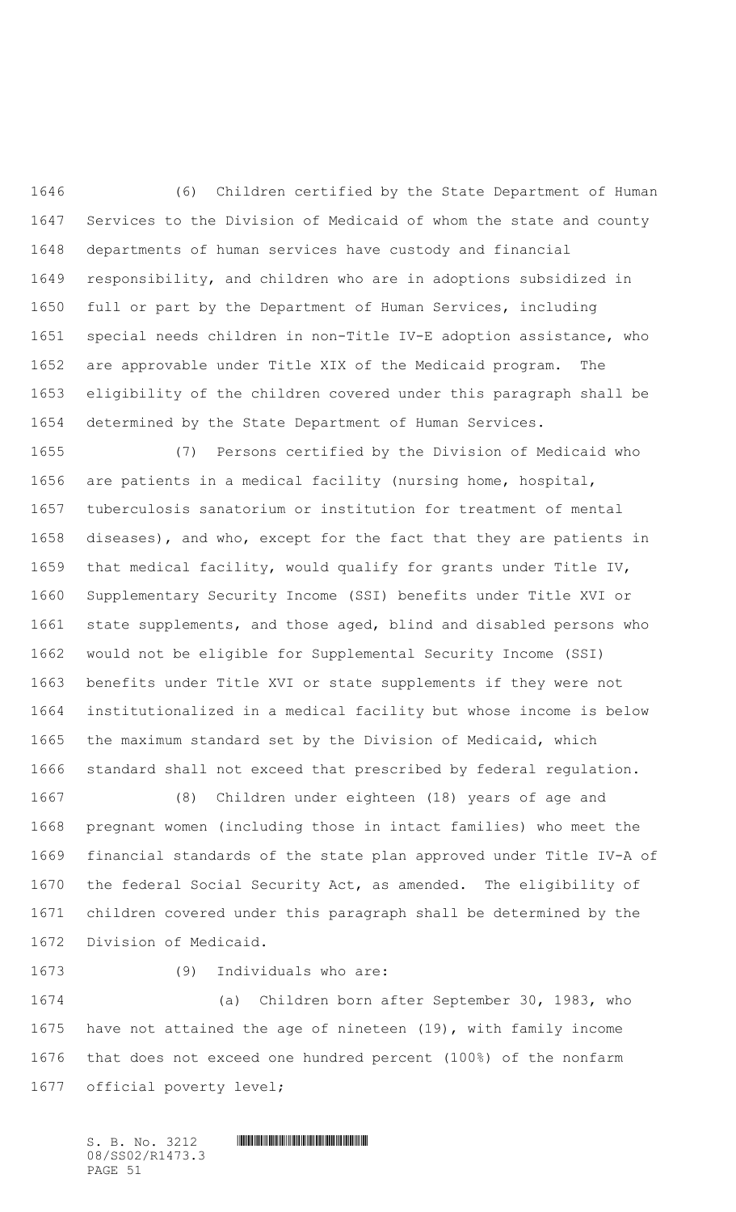(6) Children certified by the State Department of Human Services to the Division of Medicaid of whom the state and county departments of human services have custody and financial responsibility, and children who are in adoptions subsidized in full or part by the Department of Human Services, including special needs children in non-Title IV-E adoption assistance, who are approvable under Title XIX of the Medicaid program. The eligibility of the children covered under this paragraph shall be determined by the State Department of Human Services.

(7) Persons certified by the Division of Medicaid who are patients in a medical facility (nursing home, hospital, tuberculosis sanatorium or institution for treatment of mental diseases), and who, except for the fact that they are patients in that medical facility, would qualify for grants under Title IV, Supplementary Security Income (SSI) benefits under Title XVI or state supplements, and those aged, blind and disabled persons who would not be eligible for Supplemental Security Income (SSI) benefits under Title XVI or state supplements if they were not institutionalized in a medical facility but whose income is below the maximum standard set by the Division of Medicaid, which standard shall not exceed that prescribed by federal regulation.

(8) Children under eighteen (18) years of age and pregnant women (including those in intact families) who meet the financial standards of the state plan approved under Title IV-A of the federal Social Security Act, as amended. The eligibility of children covered under this paragraph shall be determined by the Division of Medicaid.

(9) Individuals who are:

(a) Children born after September 30, 1983, who have not attained the age of nineteen (19), with family income that does not exceed one hundred percent (100%) of the nonfarm official poverty level;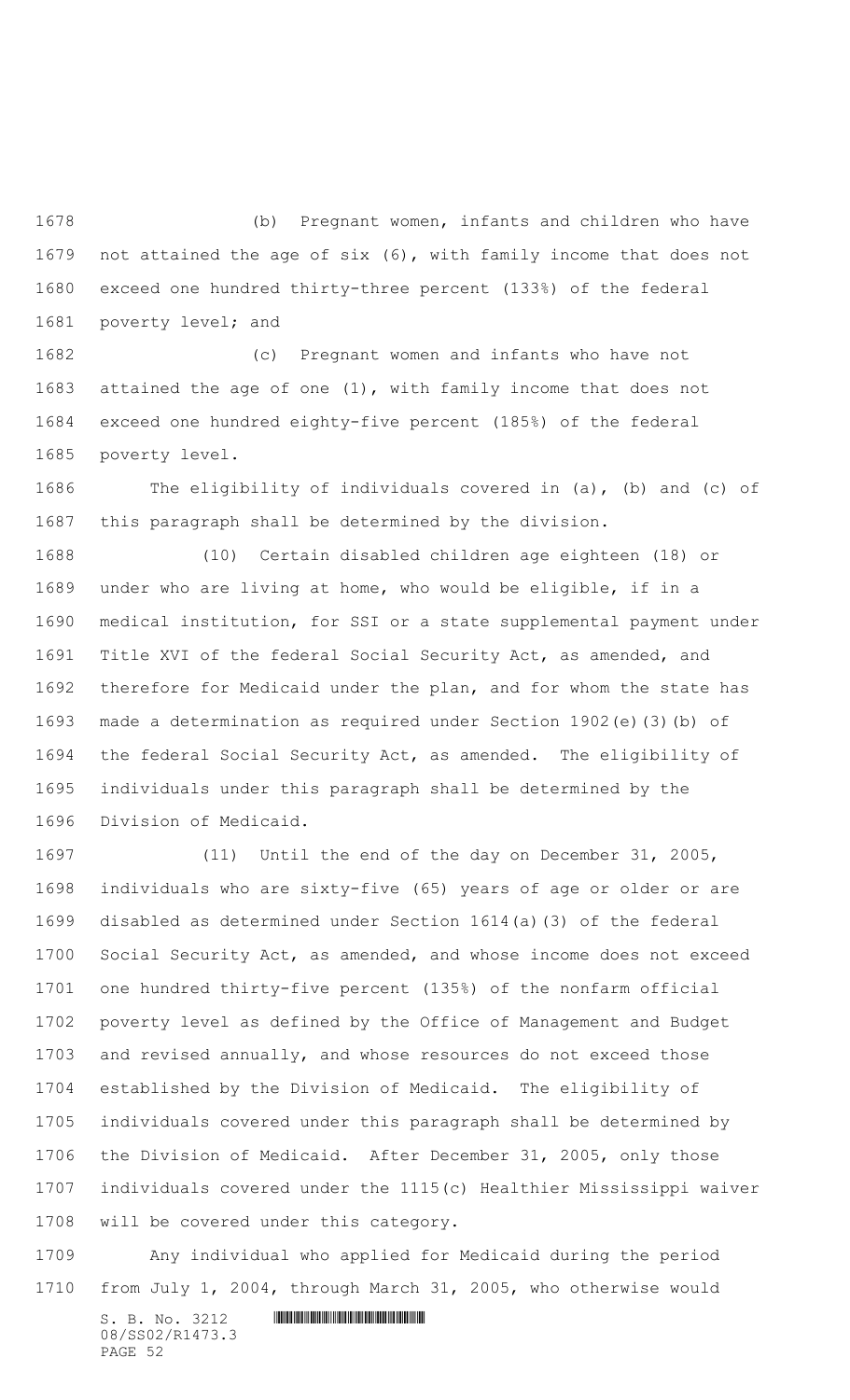(b) Pregnant women, infants and children who have not attained the age of six (6), with family income that does not exceed one hundred thirty-three percent (133%) of the federal poverty level; and

(c) Pregnant women and infants who have not attained the age of one (1), with family income that does not exceed one hundred eighty-five percent (185%) of the federal poverty level.

The eligibility of individuals covered in (a), (b) and (c) of this paragraph shall be determined by the division.

(10) Certain disabled children age eighteen (18) or under who are living at home, who would be eligible, if in a medical institution, for SSI or a state supplemental payment under Title XVI of the federal Social Security Act, as amended, and therefore for Medicaid under the plan, and for whom the state has made a determination as required under Section 1902(e)(3)(b) of the federal Social Security Act, as amended. The eligibility of individuals under this paragraph shall be determined by the Division of Medicaid.

(11) Until the end of the day on December 31, 2005, individuals who are sixty-five (65) years of age or older or are disabled as determined under Section 1614(a)(3) of the federal Social Security Act, as amended, and whose income does not exceed one hundred thirty-five percent (135%) of the nonfarm official poverty level as defined by the Office of Management and Budget and revised annually, and whose resources do not exceed those established by the Division of Medicaid. The eligibility of individuals covered under this paragraph shall be determined by the Division of Medicaid. After December 31, 2005, only those individuals covered under the 1115(c) Healthier Mississippi waiver will be covered under this category.

Any individual who applied for Medicaid during the period from July 1, 2004, through March 31, 2005, who otherwise would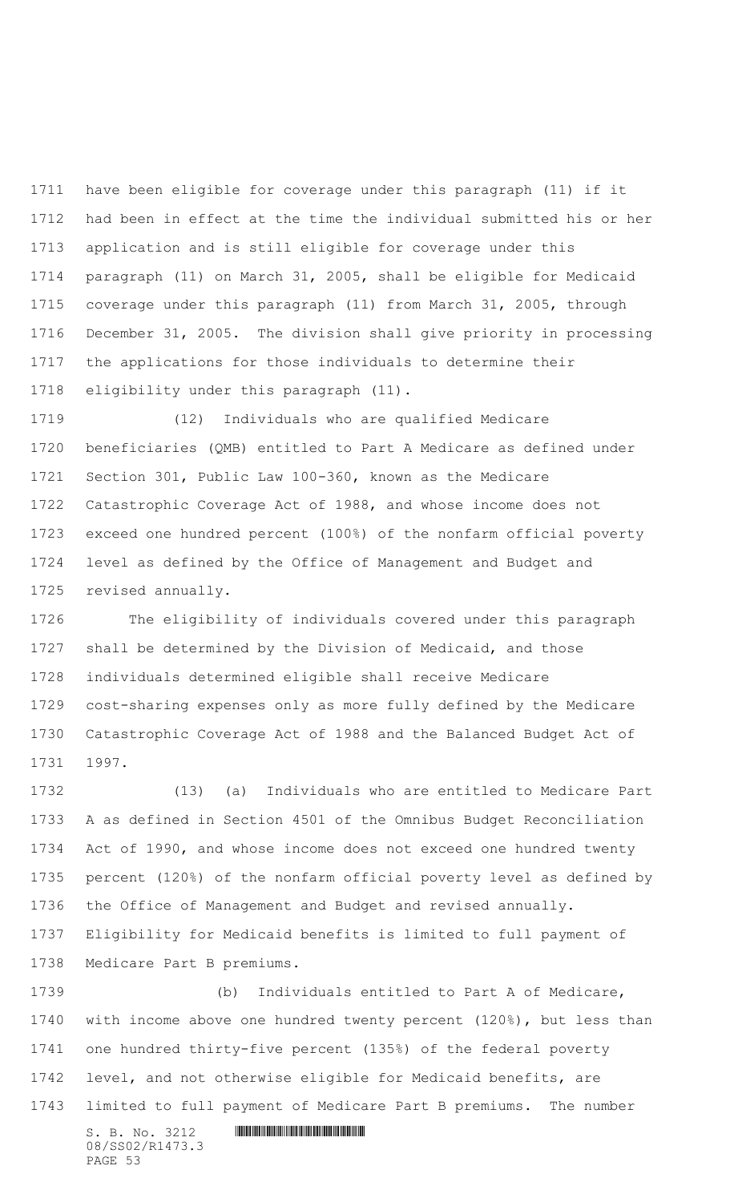have been eligible for coverage under this paragraph (11) if it had been in effect at the time the individual submitted his or her application and is still eligible for coverage under this paragraph (11) on March 31, 2005, shall be eligible for Medicaid coverage under this paragraph (11) from March 31, 2005, through December 31, 2005. The division shall give priority in processing the applications for those individuals to determine their eligibility under this paragraph (11).

(12) Individuals who are qualified Medicare beneficiaries (QMB) entitled to Part A Medicare as defined under Section 301, Public Law 100-360, known as the Medicare Catastrophic Coverage Act of 1988, and whose income does not exceed one hundred percent (100%) of the nonfarm official poverty level as defined by the Office of Management and Budget and revised annually.

The eligibility of individuals covered under this paragraph shall be determined by the Division of Medicaid, and those individuals determined eligible shall receive Medicare cost-sharing expenses only as more fully defined by the Medicare Catastrophic Coverage Act of 1988 and the Balanced Budget Act of 1997.

(13) (a) Individuals who are entitled to Medicare Part A as defined in Section 4501 of the Omnibus Budget Reconciliation Act of 1990, and whose income does not exceed one hundred twenty percent (120%) of the nonfarm official poverty level as defined by the Office of Management and Budget and revised annually. Eligibility for Medicaid benefits is limited to full payment of Medicare Part B premiums.

(b) Individuals entitled to Part A of Medicare, with income above one hundred twenty percent (120%), but less than one hundred thirty-five percent (135%) of the federal poverty level, and not otherwise eligible for Medicaid benefits, are limited to full payment of Medicare Part B premiums. The number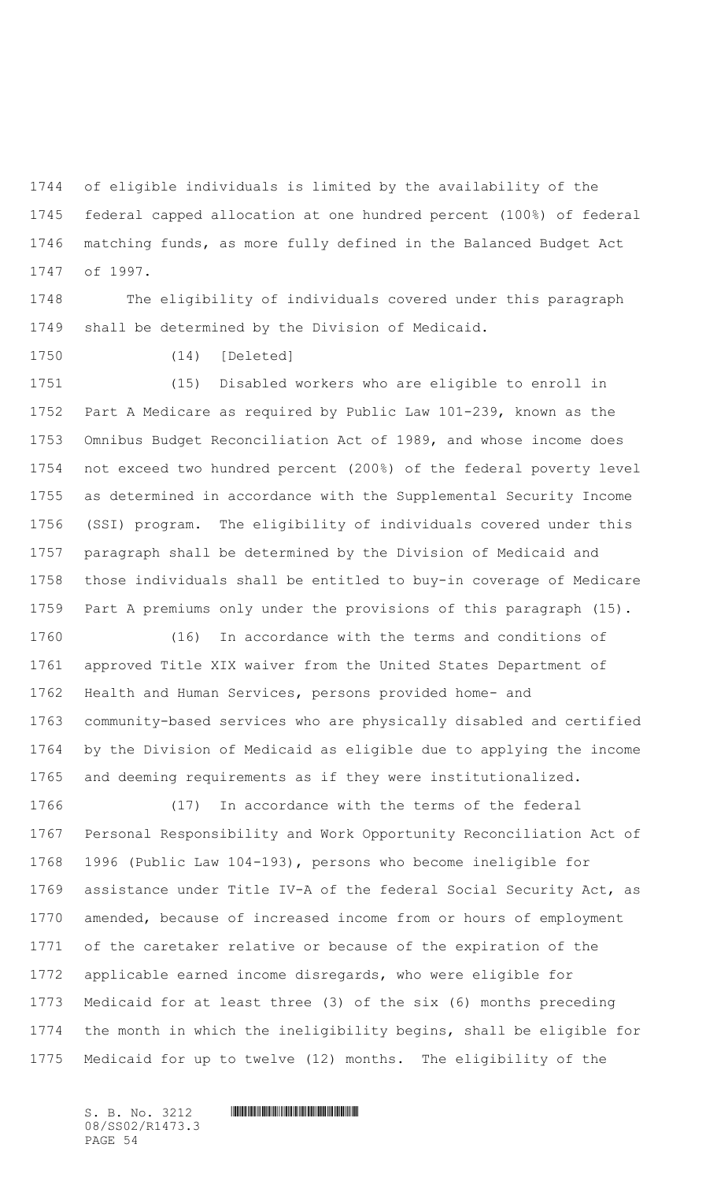of eligible individuals is limited by the availability of the federal capped allocation at one hundred percent (100%) of federal matching funds, as more fully defined in the Balanced Budget Act of 1997.

The eligibility of individuals covered under this paragraph shall be determined by the Division of Medicaid.

(14) [Deleted]

(15) Disabled workers who are eligible to enroll in Part A Medicare as required by Public Law 101-239, known as the Omnibus Budget Reconciliation Act of 1989, and whose income does not exceed two hundred percent (200%) of the federal poverty level as determined in accordance with the Supplemental Security Income (SSI) program. The eligibility of individuals covered under this paragraph shall be determined by the Division of Medicaid and those individuals shall be entitled to buy-in coverage of Medicare Part A premiums only under the provisions of this paragraph (15).

(16) In accordance with the terms and conditions of approved Title XIX waiver from the United States Department of Health and Human Services, persons provided home- and community-based services who are physically disabled and certified by the Division of Medicaid as eligible due to applying the income and deeming requirements as if they were institutionalized.

(17) In accordance with the terms of the federal Personal Responsibility and Work Opportunity Reconciliation Act of 1996 (Public Law 104-193), persons who become ineligible for assistance under Title IV-A of the federal Social Security Act, as amended, because of increased income from or hours of employment of the caretaker relative or because of the expiration of the applicable earned income disregards, who were eligible for Medicaid for at least three (3) of the six (6) months preceding the month in which the ineligibility begins, shall be eligible for Medicaid for up to twelve (12) months. The eligibility of the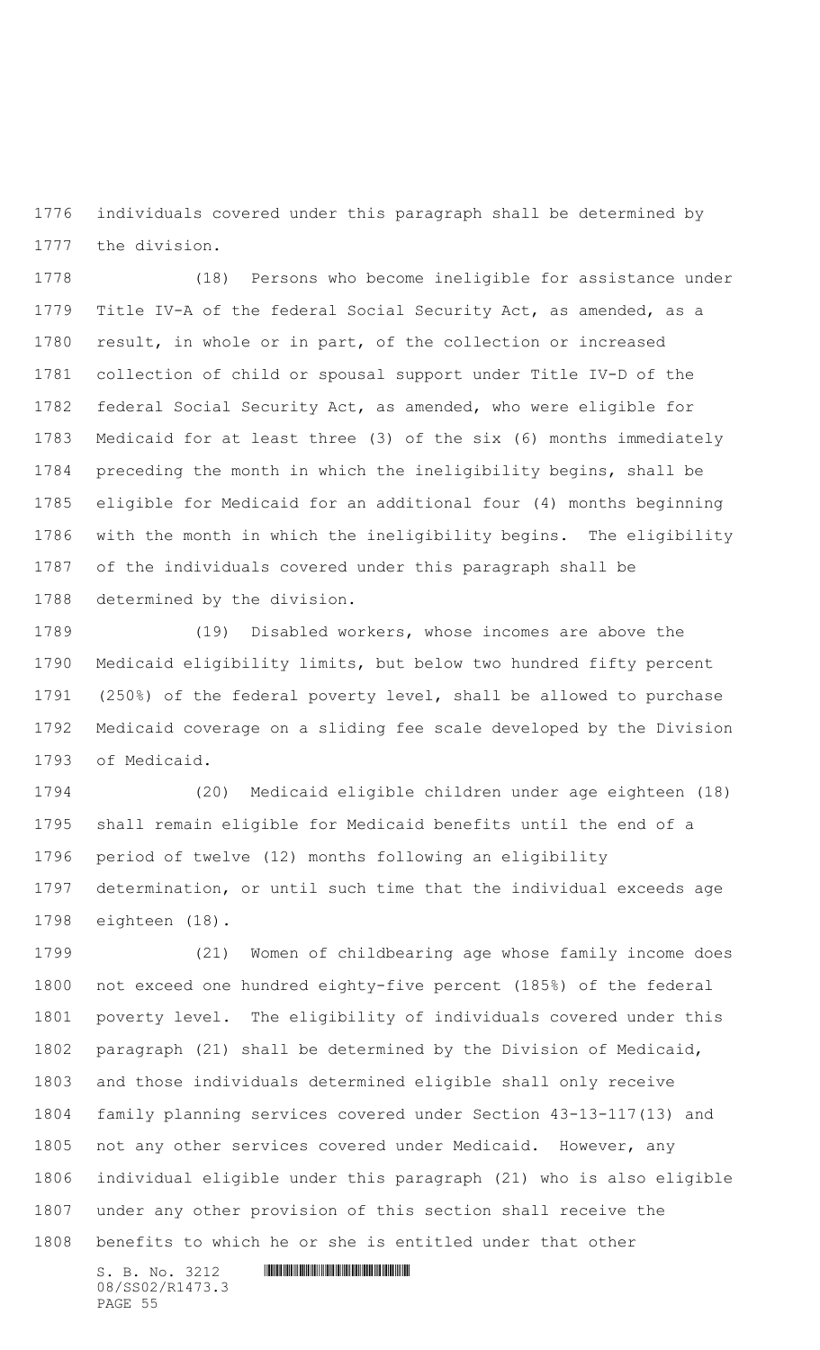individuals covered under this paragraph shall be determined by the division.

(18) Persons who become ineligible for assistance under Title IV-A of the federal Social Security Act, as amended, as a result, in whole or in part, of the collection or increased collection of child or spousal support under Title IV-D of the federal Social Security Act, as amended, who were eligible for Medicaid for at least three (3) of the six (6) months immediately preceding the month in which the ineligibility begins, shall be eligible for Medicaid for an additional four (4) months beginning with the month in which the ineligibility begins. The eligibility of the individuals covered under this paragraph shall be determined by the division.

(19) Disabled workers, whose incomes are above the Medicaid eligibility limits, but below two hundred fifty percent (250%) of the federal poverty level, shall be allowed to purchase Medicaid coverage on a sliding fee scale developed by the Division of Medicaid.

(20) Medicaid eligible children under age eighteen (18) shall remain eligible for Medicaid benefits until the end of a period of twelve (12) months following an eligibility determination, or until such time that the individual exceeds age eighteen (18).

(21) Women of childbearing age whose family income does not exceed one hundred eighty-five percent (185%) of the federal poverty level. The eligibility of individuals covered under this paragraph (21) shall be determined by the Division of Medicaid, and those individuals determined eligible shall only receive family planning services covered under Section 43-13-117(13) and not any other services covered under Medicaid. However, any individual eligible under this paragraph (21) who is also eligible under any other provision of this section shall receive the benefits to which he or she is entitled under that other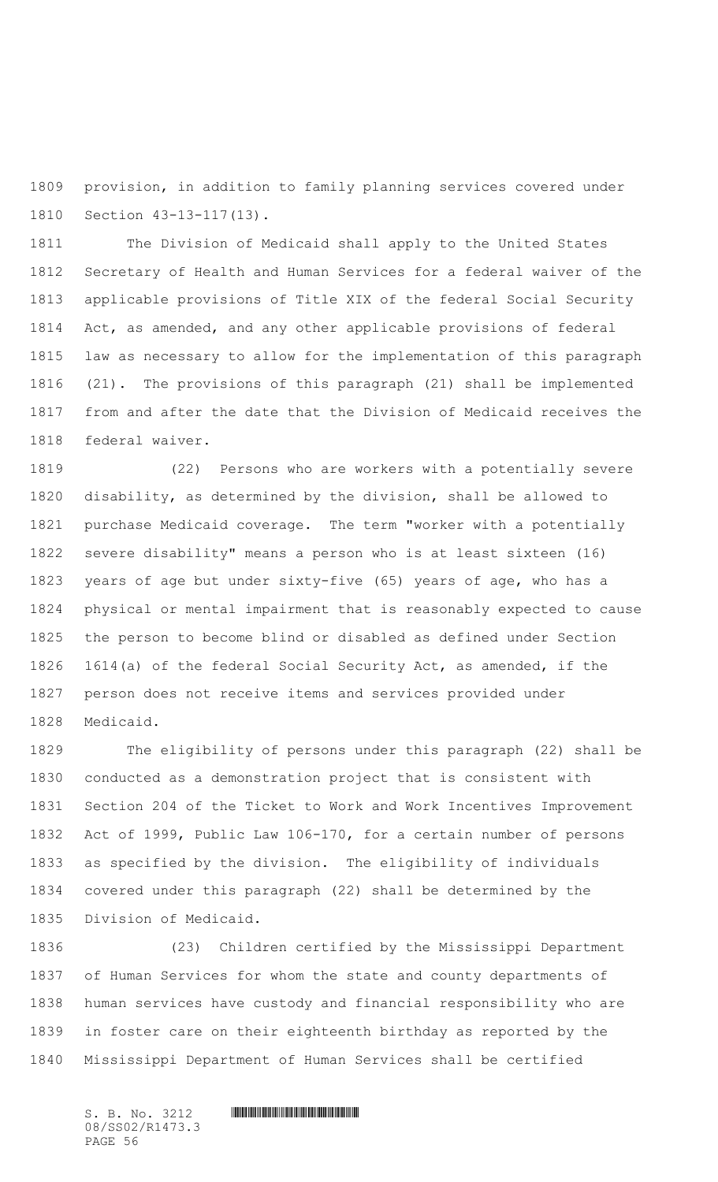provision, in addition to family planning services covered under Section 43-13-117(13).

The Division of Medicaid shall apply to the United States Secretary of Health and Human Services for a federal waiver of the applicable provisions of Title XIX of the federal Social Security Act, as amended, and any other applicable provisions of federal law as necessary to allow for the implementation of this paragraph (21). The provisions of this paragraph (21) shall be implemented from and after the date that the Division of Medicaid receives the federal waiver.

(22) Persons who are workers with a potentially severe disability, as determined by the division, shall be allowed to purchase Medicaid coverage. The term "worker with a potentially severe disability" means a person who is at least sixteen (16) years of age but under sixty-five (65) years of age, who has a physical or mental impairment that is reasonably expected to cause the person to become blind or disabled as defined under Section 1614(a) of the federal Social Security Act, as amended, if the person does not receive items and services provided under Medicaid.

The eligibility of persons under this paragraph (22) shall be conducted as a demonstration project that is consistent with Section 204 of the Ticket to Work and Work Incentives Improvement Act of 1999, Public Law 106-170, for a certain number of persons as specified by the division. The eligibility of individuals covered under this paragraph (22) shall be determined by the Division of Medicaid.

(23) Children certified by the Mississippi Department of Human Services for whom the state and county departments of human services have custody and financial responsibility who are in foster care on their eighteenth birthday as reported by the Mississippi Department of Human Services shall be certified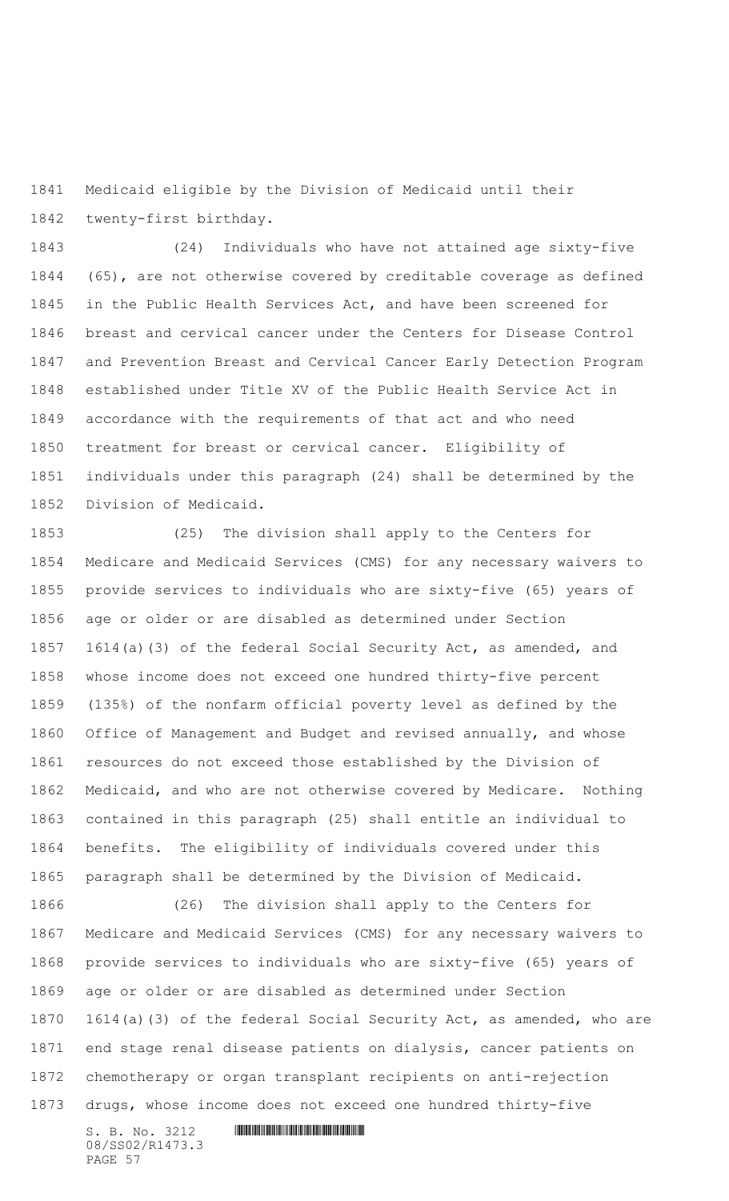Medicaid eligible by the Division of Medicaid until their twenty-first birthday.

(24) Individuals who have not attained age sixty-five (65), are not otherwise covered by creditable coverage as defined in the Public Health Services Act, and have been screened for breast and cervical cancer under the Centers for Disease Control and Prevention Breast and Cervical Cancer Early Detection Program established under Title XV of the Public Health Service Act in accordance with the requirements of that act and who need treatment for breast or cervical cancer. Eligibility of individuals under this paragraph (24) shall be determined by the Division of Medicaid.

(25) The division shall apply to the Centers for Medicare and Medicaid Services (CMS) for any necessary waivers to provide services to individuals who are sixty-five (65) years of age or older or are disabled as determined under Section 1614(a)(3) of the federal Social Security Act, as amended, and whose income does not exceed one hundred thirty-five percent (135%) of the nonfarm official poverty level as defined by the Office of Management and Budget and revised annually, and whose resources do not exceed those established by the Division of Medicaid, and who are not otherwise covered by Medicare. Nothing contained in this paragraph (25) shall entitle an individual to benefits. The eligibility of individuals covered under this paragraph shall be determined by the Division of Medicaid.

(26) The division shall apply to the Centers for Medicare and Medicaid Services (CMS) for any necessary waivers to provide services to individuals who are sixty-five (65) years of age or older or are disabled as determined under Section 1614(a)(3) of the federal Social Security Act, as amended, who are end stage renal disease patients on dialysis, cancer patients on chemotherapy or organ transplant recipients on anti-rejection drugs, whose income does not exceed one hundred thirty-five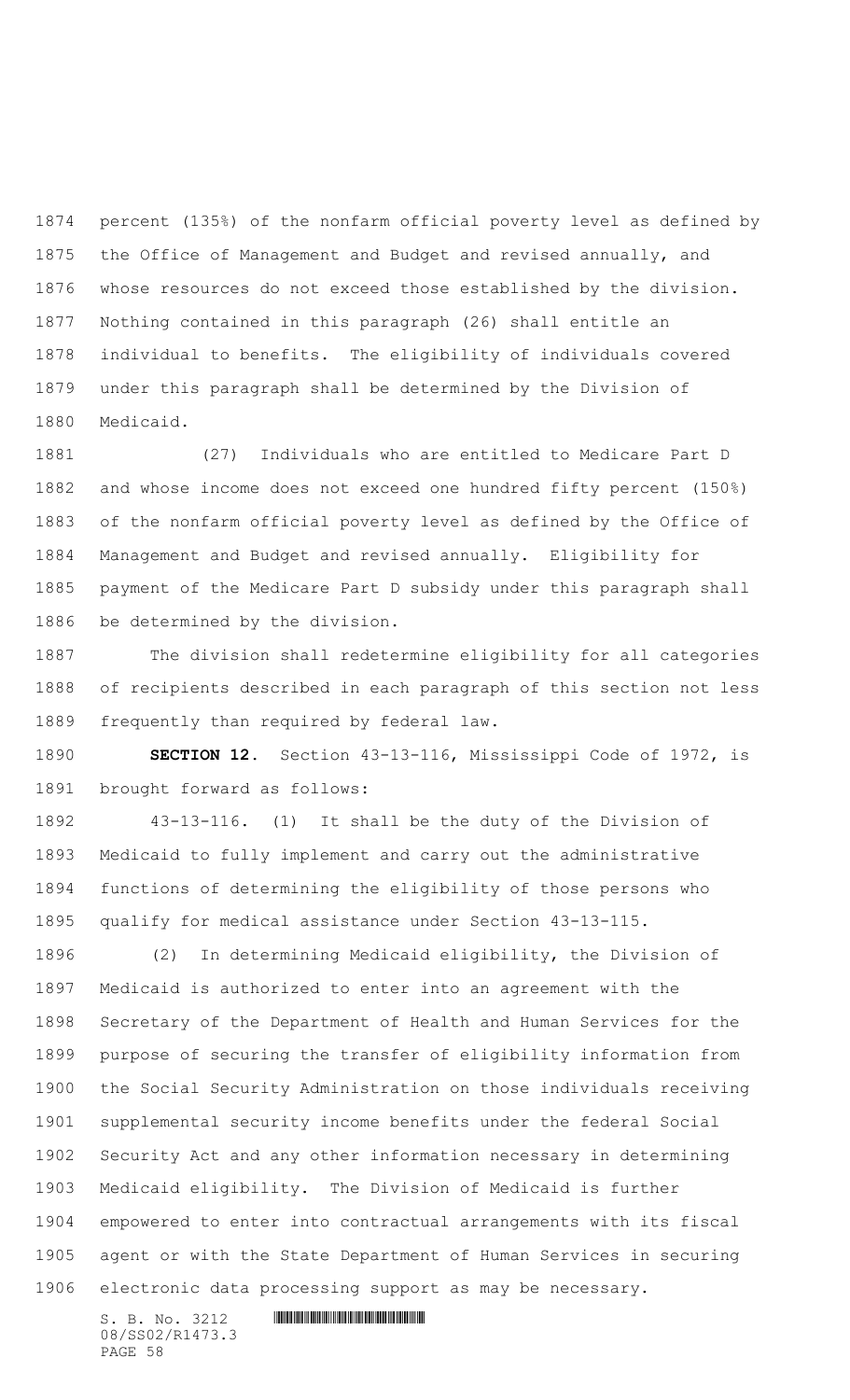percent (135%) of the nonfarm official poverty level as defined by the Office of Management and Budget and revised annually, and whose resources do not exceed those established by the division. Nothing contained in this paragraph (26) shall entitle an individual to benefits. The eligibility of individuals covered under this paragraph shall be determined by the Division of Medicaid.

(27) Individuals who are entitled to Medicare Part D and whose income does not exceed one hundred fifty percent (150%) of the nonfarm official poverty level as defined by the Office of Management and Budget and revised annually. Eligibility for payment of the Medicare Part D subsidy under this paragraph shall be determined by the division.

The division shall redetermine eligibility for all categories of recipients described in each paragraph of this section not less frequently than required by federal law.

**SECTION 12.** Section 43-13-116, Mississippi Code of 1972, is brought forward as follows:

43-13-116. (1) It shall be the duty of the Division of Medicaid to fully implement and carry out the administrative functions of determining the eligibility of those persons who qualify for medical assistance under Section 43-13-115.

(2) In determining Medicaid eligibility, the Division of Medicaid is authorized to enter into an agreement with the Secretary of the Department of Health and Human Services for the purpose of securing the transfer of eligibility information from the Social Security Administration on those individuals receiving supplemental security income benefits under the federal Social Security Act and any other information necessary in determining Medicaid eligibility. The Division of Medicaid is further empowered to enter into contractual arrangements with its fiscal agent or with the State Department of Human Services in securing electronic data processing support as may be necessary.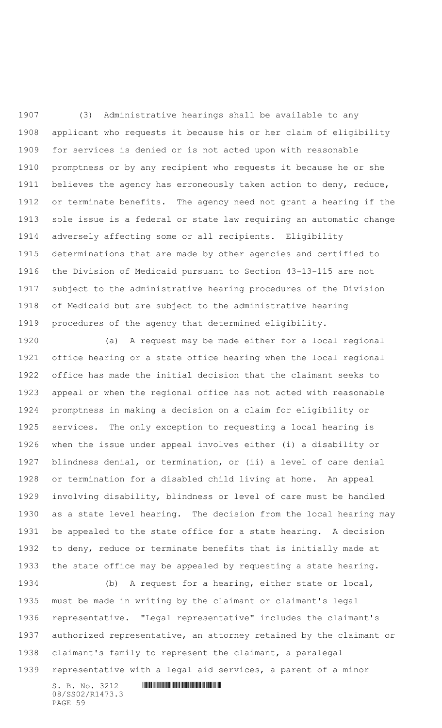(3) Administrative hearings shall be available to any applicant who requests it because his or her claim of eligibility for services is denied or is not acted upon with reasonable promptness or by any recipient who requests it because he or she believes the agency has erroneously taken action to deny, reduce, or terminate benefits. The agency need not grant a hearing if the sole issue is a federal or state law requiring an automatic change adversely affecting some or all recipients. Eligibility determinations that are made by other agencies and certified to the Division of Medicaid pursuant to Section 43-13-115 are not subject to the administrative hearing procedures of the Division of Medicaid but are subject to the administrative hearing procedures of the agency that determined eligibility.

(a) A request may be made either for a local regional office hearing or a state office hearing when the local regional office has made the initial decision that the claimant seeks to appeal or when the regional office has not acted with reasonable promptness in making a decision on a claim for eligibility or services. The only exception to requesting a local hearing is when the issue under appeal involves either (i) a disability or blindness denial, or termination, or (ii) a level of care denial or termination for a disabled child living at home. An appeal involving disability, blindness or level of care must be handled as a state level hearing. The decision from the local hearing may be appealed to the state office for a state hearing. A decision to deny, reduce or terminate benefits that is initially made at the state office may be appealed by requesting a state hearing.

(b) A request for a hearing, either state or local, must be made in writing by the claimant or claimant's legal representative. "Legal representative" includes the claimant's authorized representative, an attorney retained by the claimant or claimant's family to represent the claimant, a paralegal representative with a legal aid services, a parent of a minor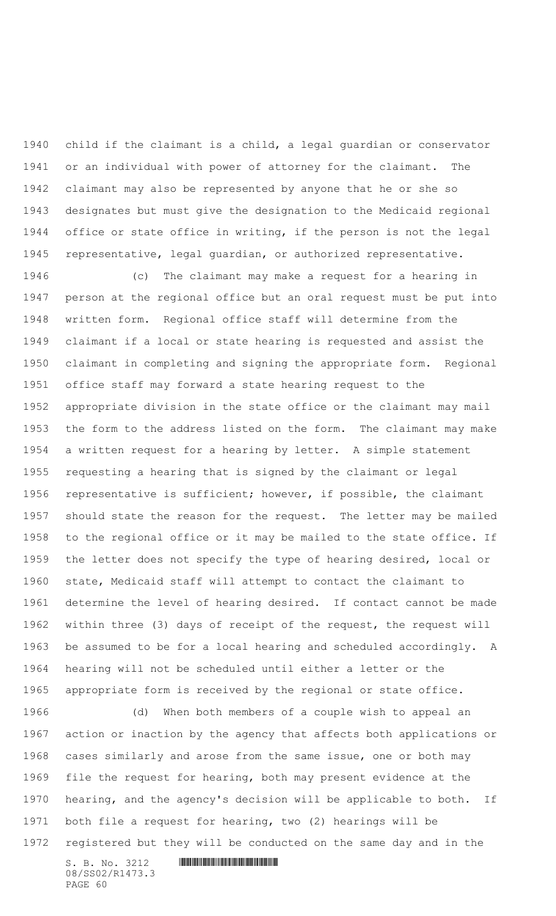child if the claimant is a child, a legal guardian or conservator or an individual with power of attorney for the claimant. The claimant may also be represented by anyone that he or she so designates but must give the designation to the Medicaid regional office or state office in writing, if the person is not the legal representative, legal guardian, or authorized representative.

(c) The claimant may make a request for a hearing in person at the regional office but an oral request must be put into written form. Regional office staff will determine from the claimant if a local or state hearing is requested and assist the claimant in completing and signing the appropriate form. Regional office staff may forward a state hearing request to the appropriate division in the state office or the claimant may mail the form to the address listed on the form. The claimant may make a written request for a hearing by letter. A simple statement requesting a hearing that is signed by the claimant or legal representative is sufficient; however, if possible, the claimant should state the reason for the request. The letter may be mailed to the regional office or it may be mailed to the state office. If the letter does not specify the type of hearing desired, local or state, Medicaid staff will attempt to contact the claimant to determine the level of hearing desired. If contact cannot be made within three (3) days of receipt of the request, the request will be assumed to be for a local hearing and scheduled accordingly. A hearing will not be scheduled until either a letter or the appropriate form is received by the regional or state office.

(d) When both members of a couple wish to appeal an action or inaction by the agency that affects both applications or cases similarly and arose from the same issue, one or both may file the request for hearing, both may present evidence at the hearing, and the agency's decision will be applicable to both. If both file a request for hearing, two (2) hearings will be registered but they will be conducted on the same day and in the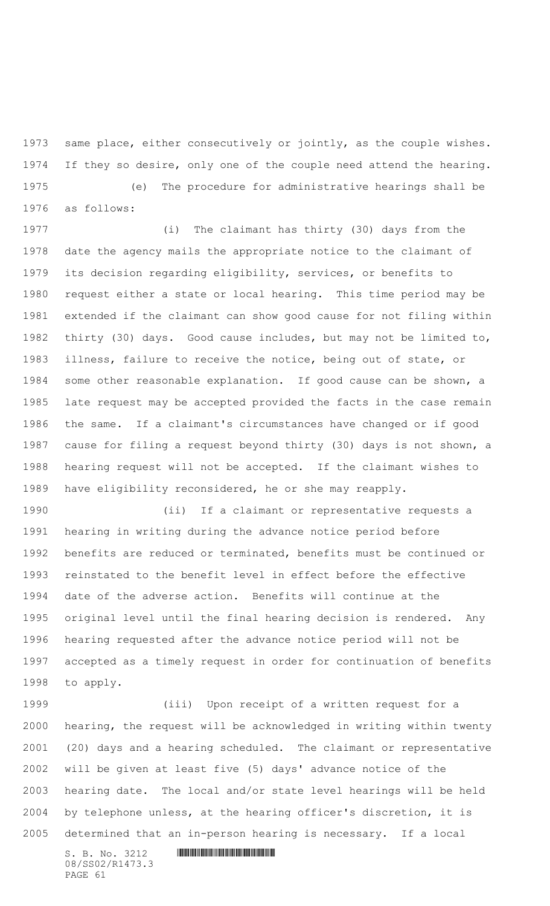same place, either consecutively or jointly, as the couple wishes. If they so desire, only one of the couple need attend the hearing.

(e) The procedure for administrative hearings shall be as follows:

(i) The claimant has thirty (30) days from the date the agency mails the appropriate notice to the claimant of its decision regarding eligibility, services, or benefits to request either a state or local hearing. This time period may be extended if the claimant can show good cause for not filing within thirty (30) days. Good cause includes, but may not be limited to, illness, failure to receive the notice, being out of state, or some other reasonable explanation. If good cause can be shown, a late request may be accepted provided the facts in the case remain the same. If a claimant's circumstances have changed or if good cause for filing a request beyond thirty (30) days is not shown, a hearing request will not be accepted. If the claimant wishes to have eligibility reconsidered, he or she may reapply.

(ii) If a claimant or representative requests a hearing in writing during the advance notice period before benefits are reduced or terminated, benefits must be continued or reinstated to the benefit level in effect before the effective date of the adverse action. Benefits will continue at the original level until the final hearing decision is rendered. Any hearing requested after the advance notice period will not be accepted as a timely request in order for continuation of benefits to apply.

(iii) Upon receipt of a written request for a hearing, the request will be acknowledged in writing within twenty (20) days and a hearing scheduled. The claimant or representative will be given at least five (5) days' advance notice of the hearing date. The local and/or state level hearings will be held by telephone unless, at the hearing officer's discretion, it is determined that an in-person hearing is necessary. If a local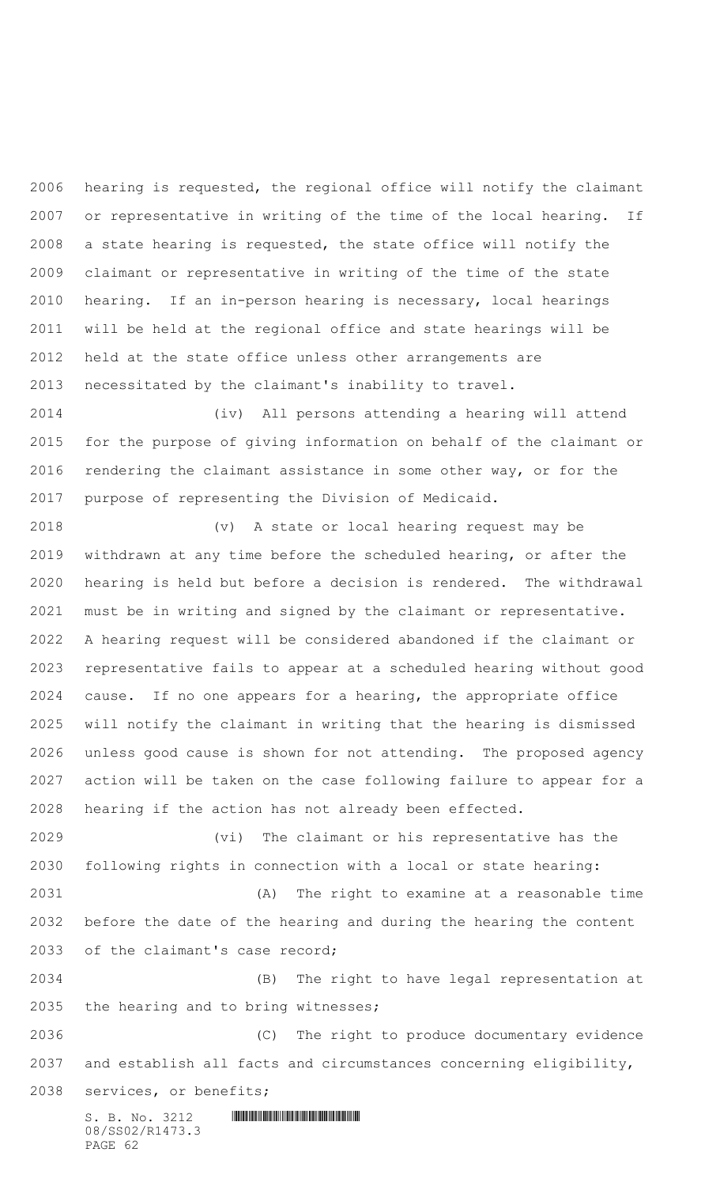hearing is requested, the regional office will notify the claimant or representative in writing of the time of the local hearing. If a state hearing is requested, the state office will notify the claimant or representative in writing of the time of the state hearing. If an in-person hearing is necessary, local hearings will be held at the regional office and state hearings will be held at the state office unless other arrangements are necessitated by the claimant's inability to travel.

(iv) All persons attending a hearing will attend for the purpose of giving information on behalf of the claimant or rendering the claimant assistance in some other way, or for the purpose of representing the Division of Medicaid.

(v) A state or local hearing request may be withdrawn at any time before the scheduled hearing, or after the hearing is held but before a decision is rendered. The withdrawal must be in writing and signed by the claimant or representative. A hearing request will be considered abandoned if the claimant or representative fails to appear at a scheduled hearing without good cause. If no one appears for a hearing, the appropriate office will notify the claimant in writing that the hearing is dismissed unless good cause is shown for not attending. The proposed agency action will be taken on the case following failure to appear for a hearing if the action has not already been effected.

(vi) The claimant or his representative has the following rights in connection with a local or state hearing:

(A) The right to examine at a reasonable time before the date of the hearing and during the hearing the content of the claimant's case record;

(B) The right to have legal representation at the hearing and to bring witnesses;

(C) The right to produce documentary evidence and establish all facts and circumstances concerning eligibility, services, or benefits;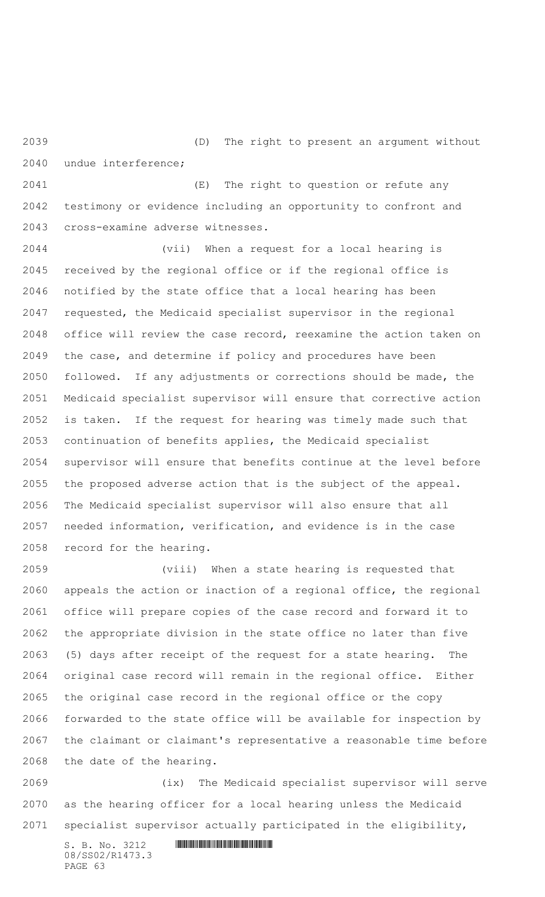(D) The right to present an argument without undue interference;

(E) The right to question or refute any testimony or evidence including an opportunity to confront and cross-examine adverse witnesses.

(vii) When a request for a local hearing is received by the regional office or if the regional office is notified by the state office that a local hearing has been requested, the Medicaid specialist supervisor in the regional office will review the case record, reexamine the action taken on the case, and determine if policy and procedures have been followed. If any adjustments or corrections should be made, the Medicaid specialist supervisor will ensure that corrective action is taken. If the request for hearing was timely made such that continuation of benefits applies, the Medicaid specialist supervisor will ensure that benefits continue at the level before the proposed adverse action that is the subject of the appeal. The Medicaid specialist supervisor will also ensure that all needed information, verification, and evidence is in the case record for the hearing.

(viii) When a state hearing is requested that appeals the action or inaction of a regional office, the regional office will prepare copies of the case record and forward it to the appropriate division in the state office no later than five (5) days after receipt of the request for a state hearing. The original case record will remain in the regional office. Either the original case record in the regional office or the copy forwarded to the state office will be available for inspection by the claimant or claimant's representative a reasonable time before the date of the hearing.

(ix) The Medicaid specialist supervisor will serve as the hearing officer for a local hearing unless the Medicaid specialist supervisor actually participated in the eligibility,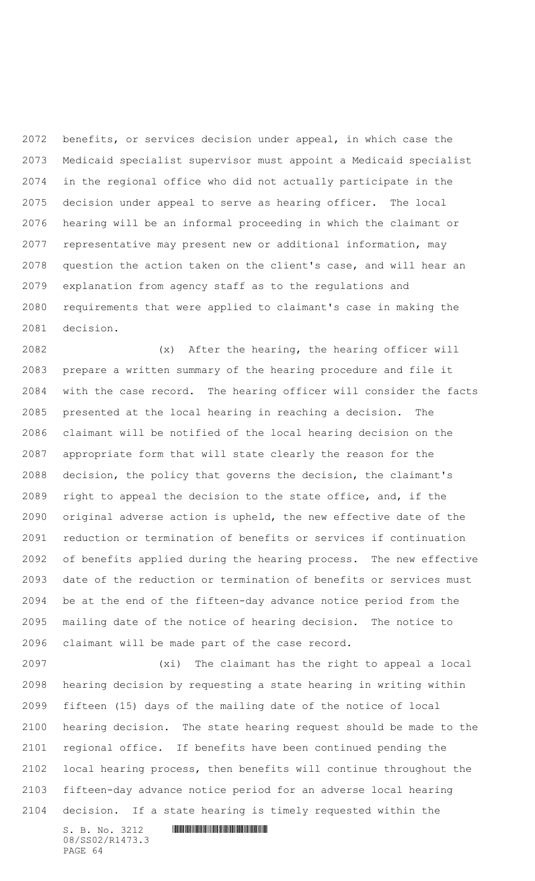benefits, or services decision under appeal, in which case the Medicaid specialist supervisor must appoint a Medicaid specialist in the regional office who did not actually participate in the decision under appeal to serve as hearing officer. The local hearing will be an informal proceeding in which the claimant or representative may present new or additional information, may question the action taken on the client's case, and will hear an explanation from agency staff as to the regulations and requirements that were applied to claimant's case in making the decision.

(x) After the hearing, the hearing officer will prepare a written summary of the hearing procedure and file it with the case record. The hearing officer will consider the facts presented at the local hearing in reaching a decision. The claimant will be notified of the local hearing decision on the appropriate form that will state clearly the reason for the decision, the policy that governs the decision, the claimant's right to appeal the decision to the state office, and, if the original adverse action is upheld, the new effective date of the reduction or termination of benefits or services if continuation of benefits applied during the hearing process. The new effective date of the reduction or termination of benefits or services must be at the end of the fifteen-day advance notice period from the mailing date of the notice of hearing decision. The notice to claimant will be made part of the case record.

(xi) The claimant has the right to appeal a local hearing decision by requesting a state hearing in writing within fifteen (15) days of the mailing date of the notice of local hearing decision. The state hearing request should be made to the regional office. If benefits have been continued pending the local hearing process, then benefits will continue throughout the fifteen-day advance notice period for an adverse local hearing decision. If a state hearing is timely requested within the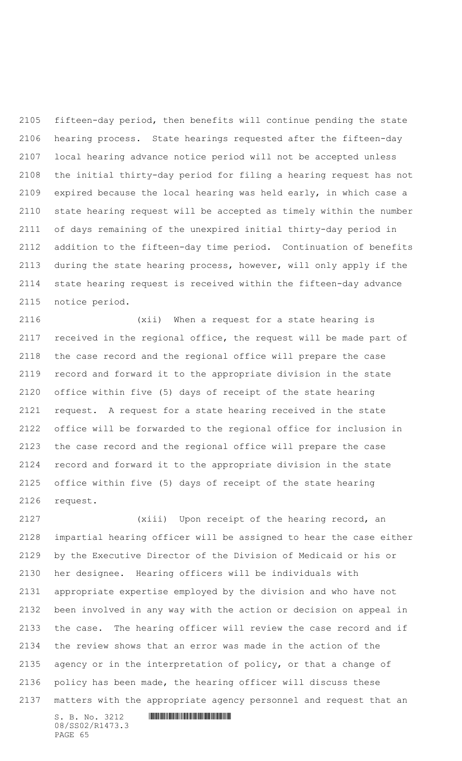fifteen-day period, then benefits will continue pending the state hearing process. State hearings requested after the fifteen-day local hearing advance notice period will not be accepted unless the initial thirty-day period for filing a hearing request has not expired because the local hearing was held early, in which case a state hearing request will be accepted as timely within the number of days remaining of the unexpired initial thirty-day period in addition to the fifteen-day time period. Continuation of benefits during the state hearing process, however, will only apply if the state hearing request is received within the fifteen-day advance notice period.

(xii) When a request for a state hearing is received in the regional office, the request will be made part of the case record and the regional office will prepare the case record and forward it to the appropriate division in the state office within five (5) days of receipt of the state hearing request. A request for a state hearing received in the state office will be forwarded to the regional office for inclusion in the case record and the regional office will prepare the case record and forward it to the appropriate division in the state office within five (5) days of receipt of the state hearing request.

(xiii) Upon receipt of the hearing record, an impartial hearing officer will be assigned to hear the case either by the Executive Director of the Division of Medicaid or his or her designee. Hearing officers will be individuals with appropriate expertise employed by the division and who have not been involved in any way with the action or decision on appeal in the case. The hearing officer will review the case record and if the review shows that an error was made in the action of the agency or in the interpretation of policy, or that a change of policy has been made, the hearing officer will discuss these matters with the appropriate agency personnel and request that an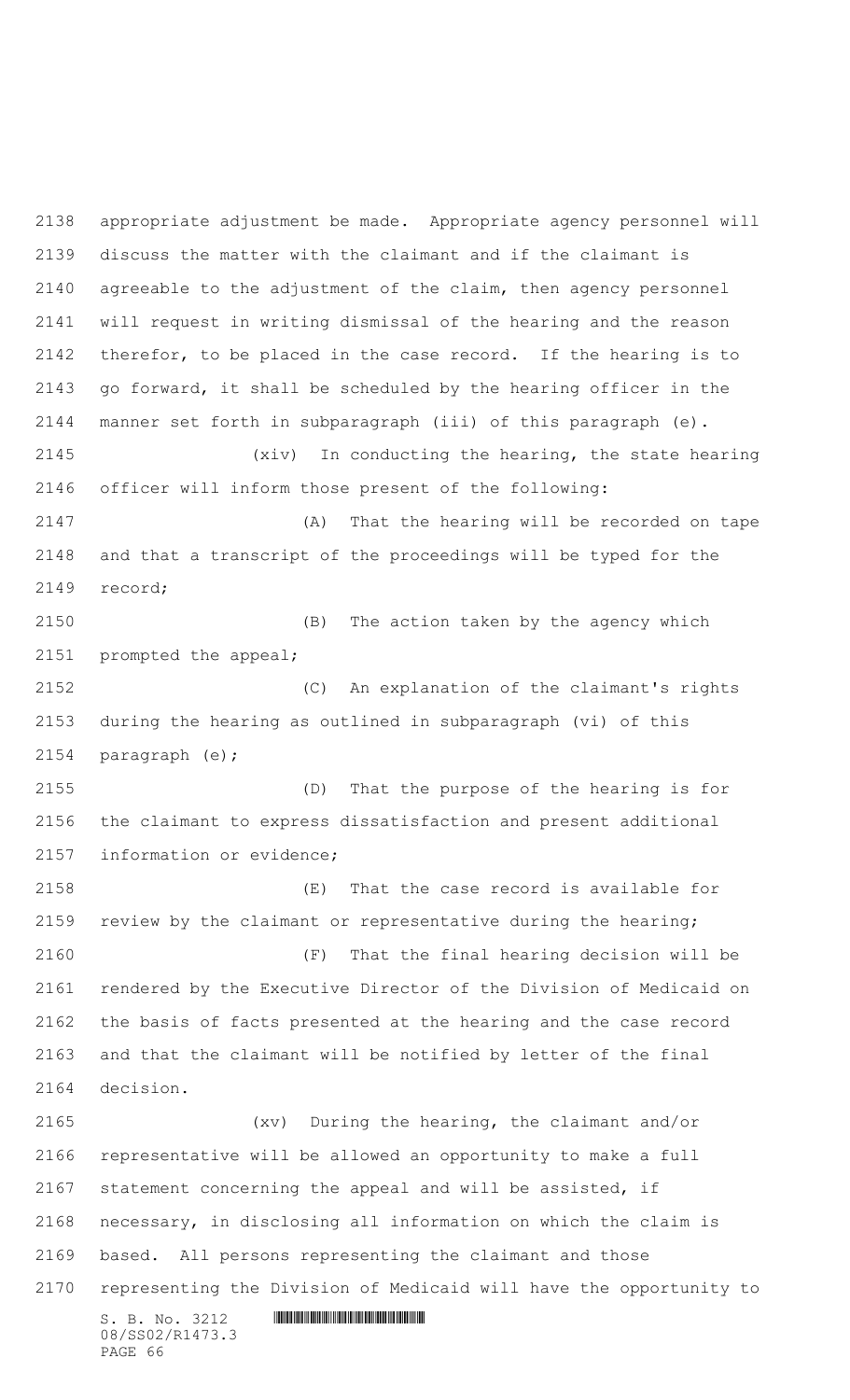appropriate adjustment be made. Appropriate agency personnel will discuss the matter with the claimant and if the claimant is agreeable to the adjustment of the claim, then agency personnel will request in writing dismissal of the hearing and the reason therefor, to be placed in the case record. If the hearing is to go forward, it shall be scheduled by the hearing officer in the manner set forth in subparagraph (iii) of this paragraph (e).

(xiv) In conducting the hearing, the state hearing officer will inform those present of the following:

(A) That the hearing will be recorded on tape and that a transcript of the proceedings will be typed for the record;

(B) The action taken by the agency which prompted the appeal;

(C) An explanation of the claimant's rights during the hearing as outlined in subparagraph (vi) of this paragraph (e);

(D) That the purpose of the hearing is for the claimant to express dissatisfaction and present additional information or evidence;

(E) That the case record is available for review by the claimant or representative during the hearing;

(F) That the final hearing decision will be rendered by the Executive Director of the Division of Medicaid on the basis of facts presented at the hearing and the case record and that the claimant will be notified by letter of the final decision.

(xv) During the hearing, the claimant and/or representative will be allowed an opportunity to make a full statement concerning the appeal and will be assisted, if necessary, in disclosing all information on which the claim is based. All persons representing the claimant and those representing the Division of Medicaid will have the opportunity to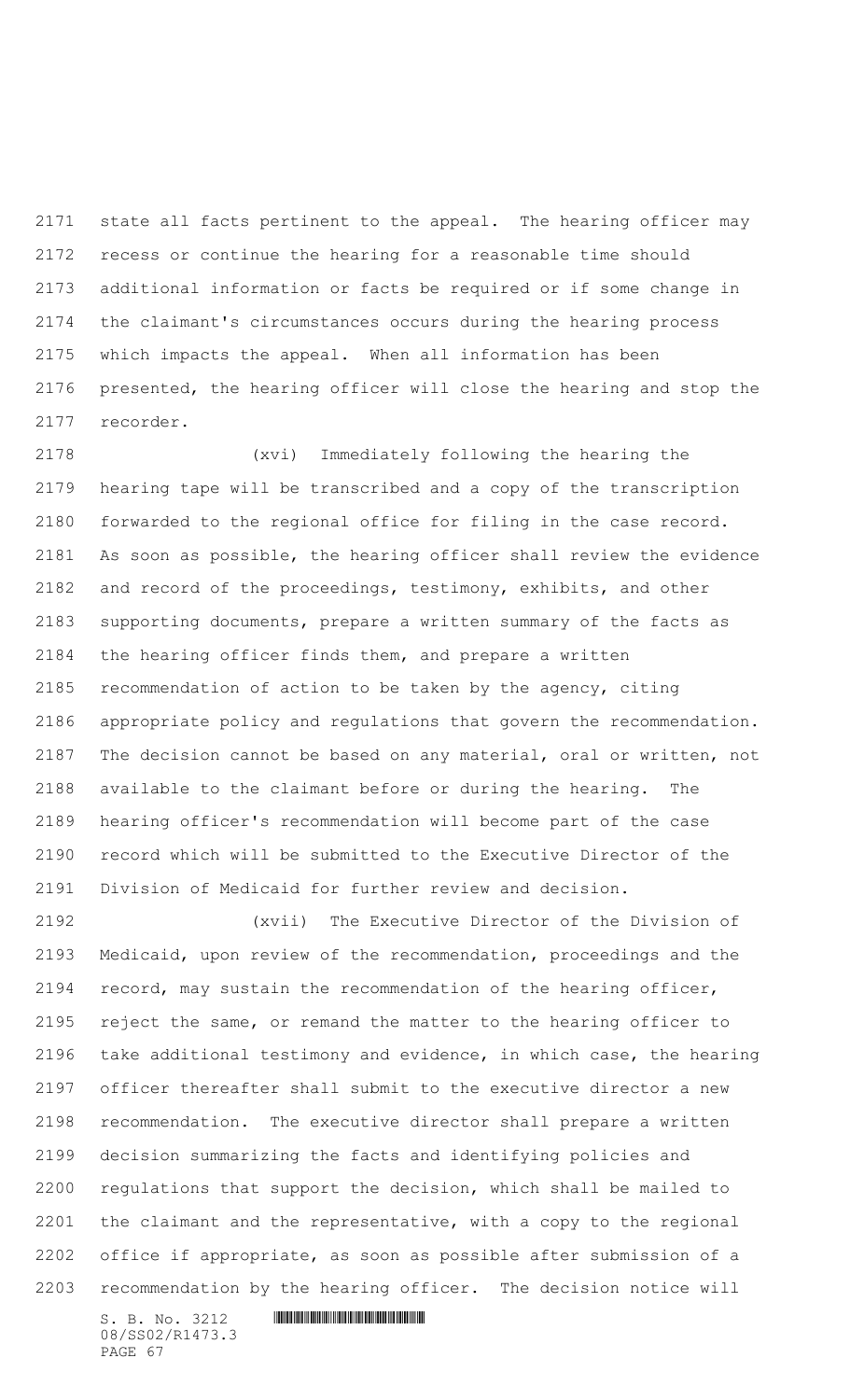state all facts pertinent to the appeal. The hearing officer may recess or continue the hearing for a reasonable time should additional information or facts be required or if some change in the claimant's circumstances occurs during the hearing process which impacts the appeal. When all information has been presented, the hearing officer will close the hearing and stop the recorder.

(xvi) Immediately following the hearing the hearing tape will be transcribed and a copy of the transcription forwarded to the regional office for filing in the case record. As soon as possible, the hearing officer shall review the evidence and record of the proceedings, testimony, exhibits, and other supporting documents, prepare a written summary of the facts as the hearing officer finds them, and prepare a written recommendation of action to be taken by the agency, citing appropriate policy and regulations that govern the recommendation. The decision cannot be based on any material, oral or written, not available to the claimant before or during the hearing. The hearing officer's recommendation will become part of the case record which will be submitted to the Executive Director of the Division of Medicaid for further review and decision.

(xvii) The Executive Director of the Division of Medicaid, upon review of the recommendation, proceedings and the record, may sustain the recommendation of the hearing officer, reject the same, or remand the matter to the hearing officer to take additional testimony and evidence, in which case, the hearing officer thereafter shall submit to the executive director a new recommendation. The executive director shall prepare a written decision summarizing the facts and identifying policies and regulations that support the decision, which shall be mailed to the claimant and the representative, with a copy to the regional office if appropriate, as soon as possible after submission of a recommendation by the hearing officer. The decision notice will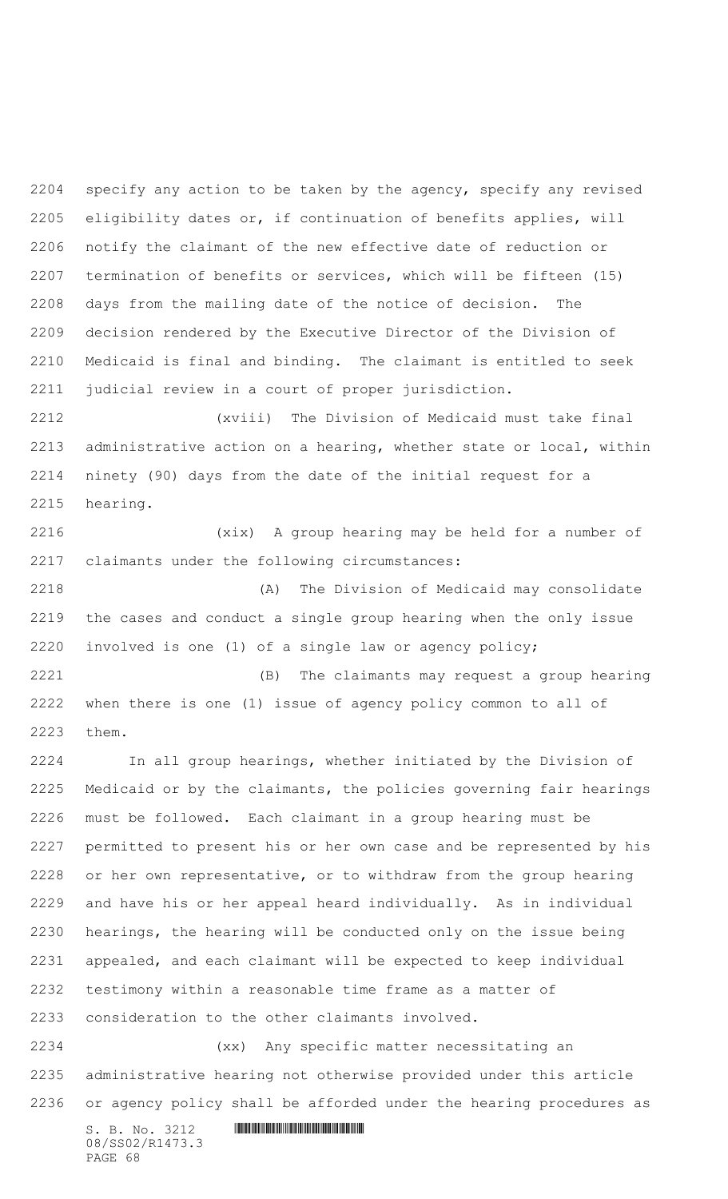specify any action to be taken by the agency, specify any revised eligibility dates or, if continuation of benefits applies, will notify the claimant of the new effective date of reduction or termination of benefits or services, which will be fifteen (15) days from the mailing date of the notice of decision. The decision rendered by the Executive Director of the Division of Medicaid is final and binding. The claimant is entitled to seek judicial review in a court of proper jurisdiction.

(xviii) The Division of Medicaid must take final administrative action on a hearing, whether state or local, within ninety (90) days from the date of the initial request for a hearing.

(xix) A group hearing may be held for a number of claimants under the following circumstances:

(A) The Division of Medicaid may consolidate the cases and conduct a single group hearing when the only issue involved is one (1) of a single law or agency policy;

(B) The claimants may request a group hearing when there is one (1) issue of agency policy common to all of them.

In all group hearings, whether initiated by the Division of Medicaid or by the claimants, the policies governing fair hearings must be followed. Each claimant in a group hearing must be permitted to present his or her own case and be represented by his or her own representative, or to withdraw from the group hearing and have his or her appeal heard individually. As in individual hearings, the hearing will be conducted only on the issue being appealed, and each claimant will be expected to keep individual testimony within a reasonable time frame as a matter of consideration to the other claimants involved.

(xx) Any specific matter necessitating an administrative hearing not otherwise provided under this article or agency policy shall be afforded under the hearing procedures as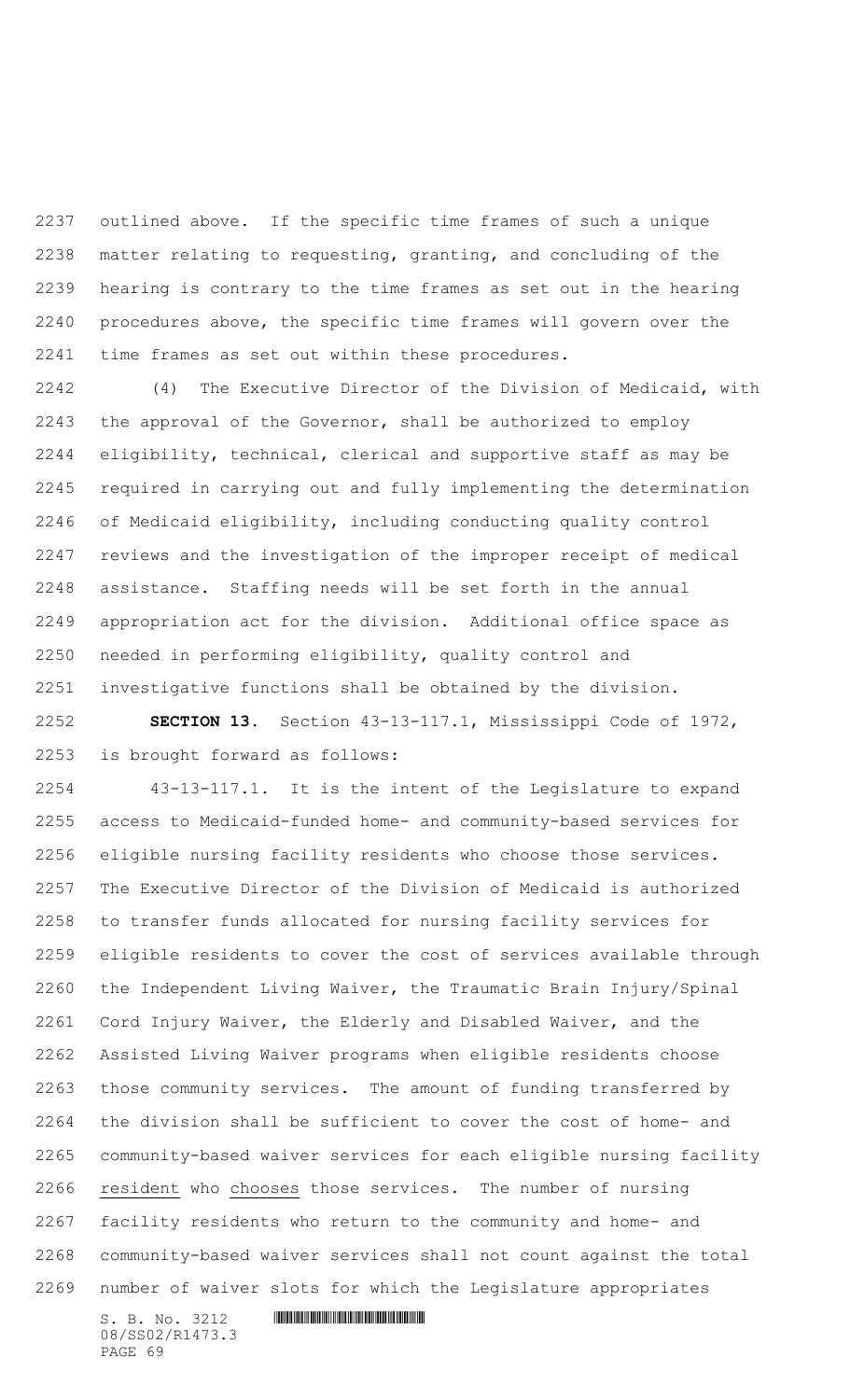outlined above. If the specific time frames of such a unique matter relating to requesting, granting, and concluding of the hearing is contrary to the time frames as set out in the hearing procedures above, the specific time frames will govern over the time frames as set out within these procedures.

(4) The Executive Director of the Division of Medicaid, with the approval of the Governor, shall be authorized to employ eligibility, technical, clerical and supportive staff as may be required in carrying out and fully implementing the determination of Medicaid eligibility, including conducting quality control reviews and the investigation of the improper receipt of medical assistance. Staffing needs will be set forth in the annual appropriation act for the division. Additional office space as needed in performing eligibility, quality control and investigative functions shall be obtained by the division.

**SECTION 13.** Section 43-13-117.1, Mississippi Code of 1972, is brought forward as follows:

43-13-117.1. It is the intent of the Legislature to expand access to Medicaid-funded home- and community-based services for eligible nursing facility residents who choose those services. The Executive Director of the Division of Medicaid is authorized to transfer funds allocated for nursing facility services for eligible residents to cover the cost of services available through the Independent Living Waiver, the Traumatic Brain Injury/Spinal Cord Injury Waiver, the Elderly and Disabled Waiver, and the Assisted Living Waiver programs when eligible residents choose those community services. The amount of funding transferred by the division shall be sufficient to cover the cost of home- and community-based waiver services for each eligible nursing facility resident who chooses those services. The number of nursing facility residents who return to the community and home- and community-based waiver services shall not count against the total number of waiver slots for which the Legislature appropriates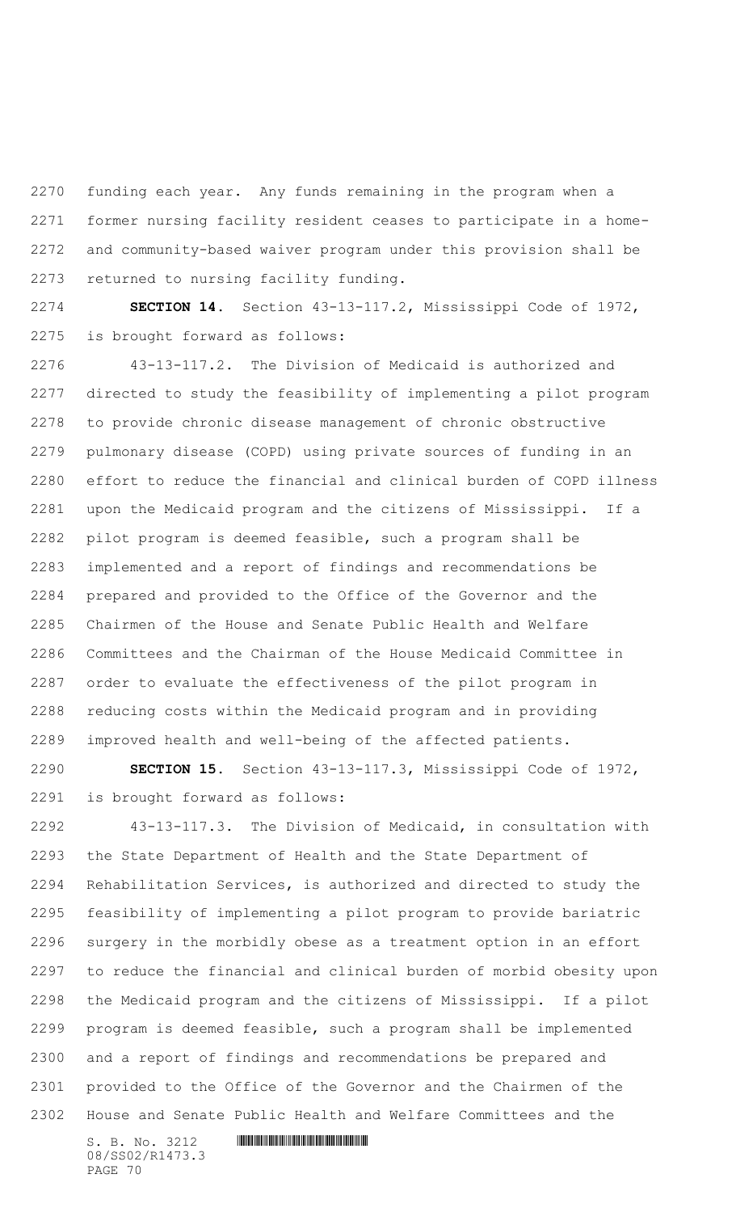funding each year. Any funds remaining in the program when a former nursing facility resident ceases to participate in a home- and community-based waiver program under this provision shall be returned to nursing facility funding.

**SECTION 14.** Section 43-13-117.2, Mississippi Code of 1972, is brought forward as follows:

43-13-117.2. The Division of Medicaid is authorized and directed to study the feasibility of implementing a pilot program to provide chronic disease management of chronic obstructive pulmonary disease (COPD) using private sources of funding in an effort to reduce the financial and clinical burden of COPD illness upon the Medicaid program and the citizens of Mississippi. If a pilot program is deemed feasible, such a program shall be implemented and a report of findings and recommendations be prepared and provided to the Office of the Governor and the Chairmen of the House and Senate Public Health and Welfare Committees and the Chairman of the House Medicaid Committee in order to evaluate the effectiveness of the pilot program in reducing costs within the Medicaid program and in providing improved health and well-being of the affected patients.

**SECTION 15.** Section 43-13-117.3, Mississippi Code of 1972, is brought forward as follows:

43-13-117.3. The Division of Medicaid, in consultation with the State Department of Health and the State Department of Rehabilitation Services, is authorized and directed to study the feasibility of implementing a pilot program to provide bariatric surgery in the morbidly obese as a treatment option in an effort to reduce the financial and clinical burden of morbid obesity upon the Medicaid program and the citizens of Mississippi. If a pilot program is deemed feasible, such a program shall be implemented and a report of findings and recommendations be prepared and provided to the Office of the Governor and the Chairmen of the House and Senate Public Health and Welfare Committees and the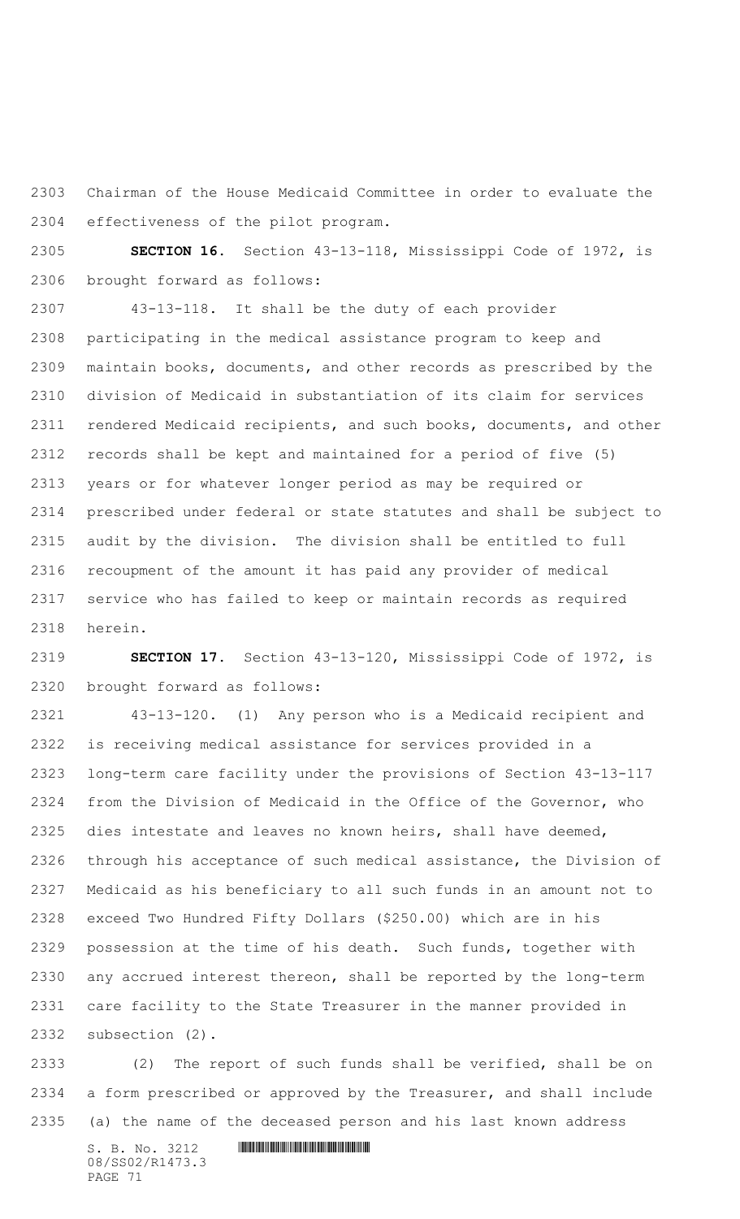Chairman of the House Medicaid Committee in order to evaluate the effectiveness of the pilot program.

**SECTION 16.** Section 43-13-118, Mississippi Code of 1972, is brought forward as follows:

43-13-118. It shall be the duty of each provider participating in the medical assistance program to keep and maintain books, documents, and other records as prescribed by the division of Medicaid in substantiation of its claim for services rendered Medicaid recipients, and such books, documents, and other records shall be kept and maintained for a period of five (5) years or for whatever longer period as may be required or prescribed under federal or state statutes and shall be subject to audit by the division. The division shall be entitled to full recoupment of the amount it has paid any provider of medical service who has failed to keep or maintain records as required herein.

**SECTION 17.** Section 43-13-120, Mississippi Code of 1972, is brought forward as follows:

43-13-120. (1) Any person who is a Medicaid recipient and is receiving medical assistance for services provided in a long-term care facility under the provisions of Section 43-13-117 from the Division of Medicaid in the Office of the Governor, who dies intestate and leaves no known heirs, shall have deemed, through his acceptance of such medical assistance, the Division of Medicaid as his beneficiary to all such funds in an amount not to exceed Two Hundred Fifty Dollars ($250.00) which are in his possession at the time of his death. Such funds, together with any accrued interest thereon, shall be reported by the long-term care facility to the State Treasurer in the manner provided in subsection (2).

(2) The report of such funds shall be verified, shall be on a form prescribed or approved by the Treasurer, and shall include (a) the name of the deceased person and his last known address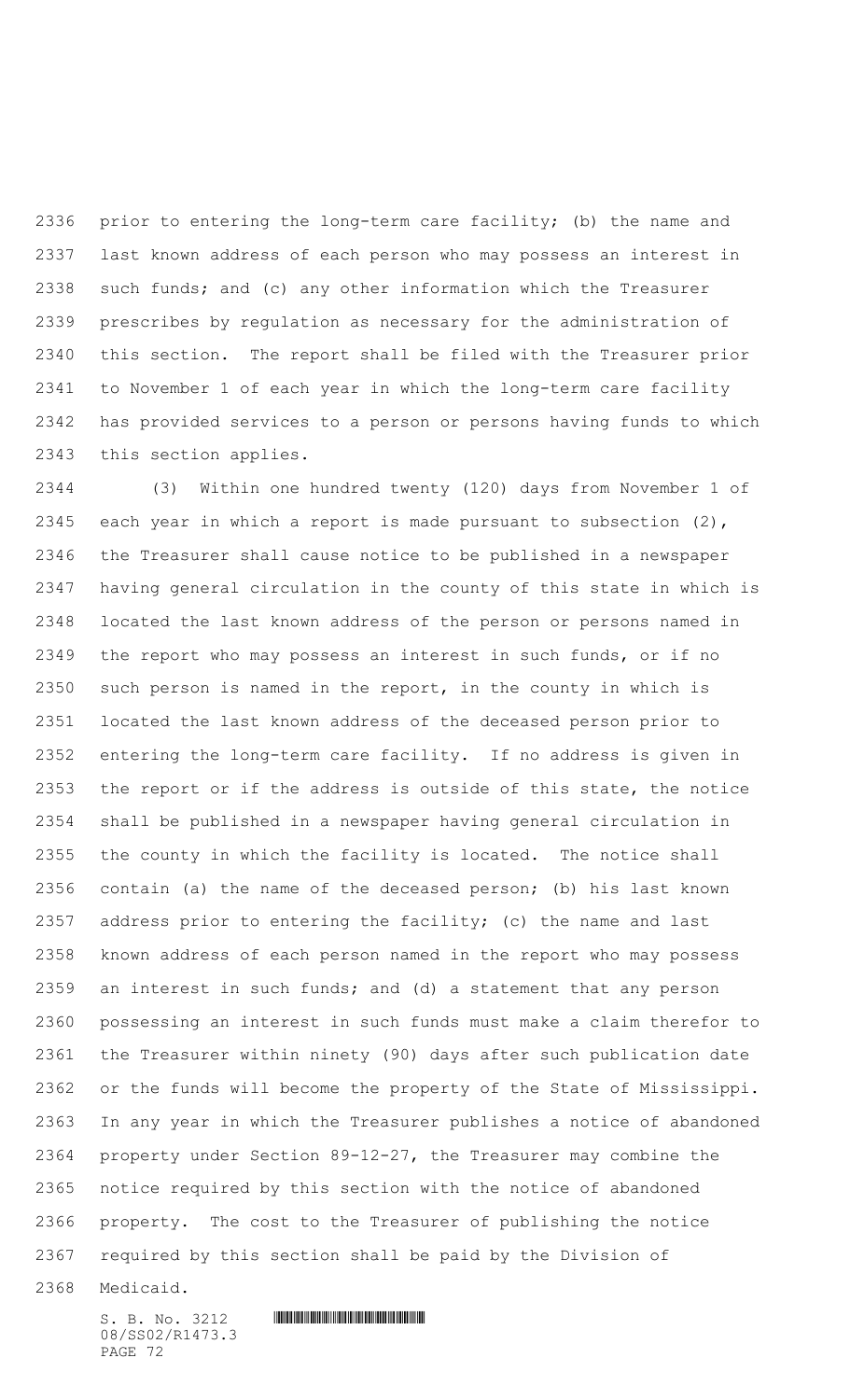prior to entering the long-term care facility; (b) the name and last known address of each person who may possess an interest in such funds; and (c) any other information which the Treasurer prescribes by regulation as necessary for the administration of this section. The report shall be filed with the Treasurer prior to November 1 of each year in which the long-term care facility has provided services to a person or persons having funds to which this section applies.

(3) Within one hundred twenty (120) days from November 1 of each year in which a report is made pursuant to subsection (2), the Treasurer shall cause notice to be published in a newspaper having general circulation in the county of this state in which is located the last known address of the person or persons named in the report who may possess an interest in such funds, or if no such person is named in the report, in the county in which is located the last known address of the deceased person prior to entering the long-term care facility. If no address is given in the report or if the address is outside of this state, the notice shall be published in a newspaper having general circulation in the county in which the facility is located. The notice shall contain (a) the name of the deceased person; (b) his last known address prior to entering the facility; (c) the name and last known address of each person named in the report who may possess an interest in such funds; and (d) a statement that any person possessing an interest in such funds must make a claim therefor to the Treasurer within ninety (90) days after such publication date or the funds will become the property of the State of Mississippi. In any year in which the Treasurer publishes a notice of abandoned property under Section 89-12-27, the Treasurer may combine the notice required by this section with the notice of abandoned property. The cost to the Treasurer of publishing the notice required by this section shall be paid by the Division of Medicaid.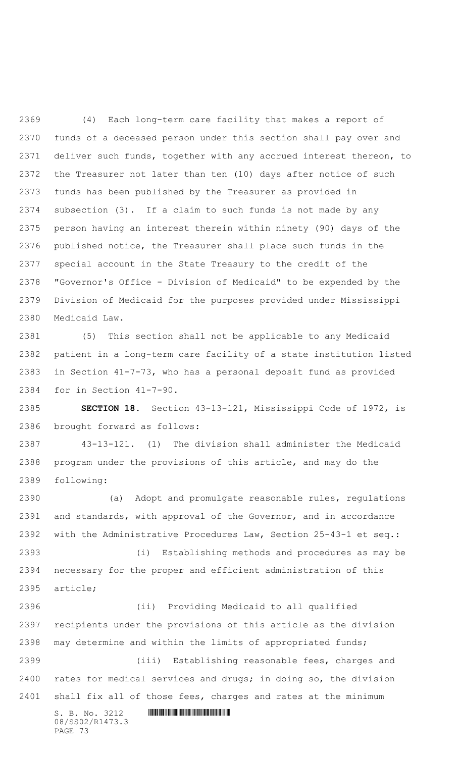(4) Each long-term care facility that makes a report of funds of a deceased person under this section shall pay over and deliver such funds, together with any accrued interest thereon, to the Treasurer not later than ten (10) days after notice of such funds has been published by the Treasurer as provided in subsection (3). If a claim to such funds is not made by any person having an interest therein within ninety (90) days of the published notice, the Treasurer shall place such funds in the special account in the State Treasury to the credit of the "Governor's Office - Division of Medicaid" to be expended by the Division of Medicaid for the purposes provided under Mississippi Medicaid Law.

(5) This section shall not be applicable to any Medicaid patient in a long-term care facility of a state institution listed in Section 41-7-73, who has a personal deposit fund as provided for in Section 41-7-90.

**SECTION 18.** Section 43-13-121, Mississippi Code of 1972, is brought forward as follows:

43-13-121. (1) The division shall administer the Medicaid program under the provisions of this article, and may do the following:

(a) Adopt and promulgate reasonable rules, regulations and standards, with approval of the Governor, and in accordance with the Administrative Procedures Law, Section 25-43-1 et seq.:

(i) Establishing methods and procedures as may be necessary for the proper and efficient administration of this article;

(ii) Providing Medicaid to all qualified recipients under the provisions of this article as the division may determine and within the limits of appropriated funds;

(iii) Establishing reasonable fees, charges and rates for medical services and drugs; in doing so, the division shall fix all of those fees, charges and rates at the minimum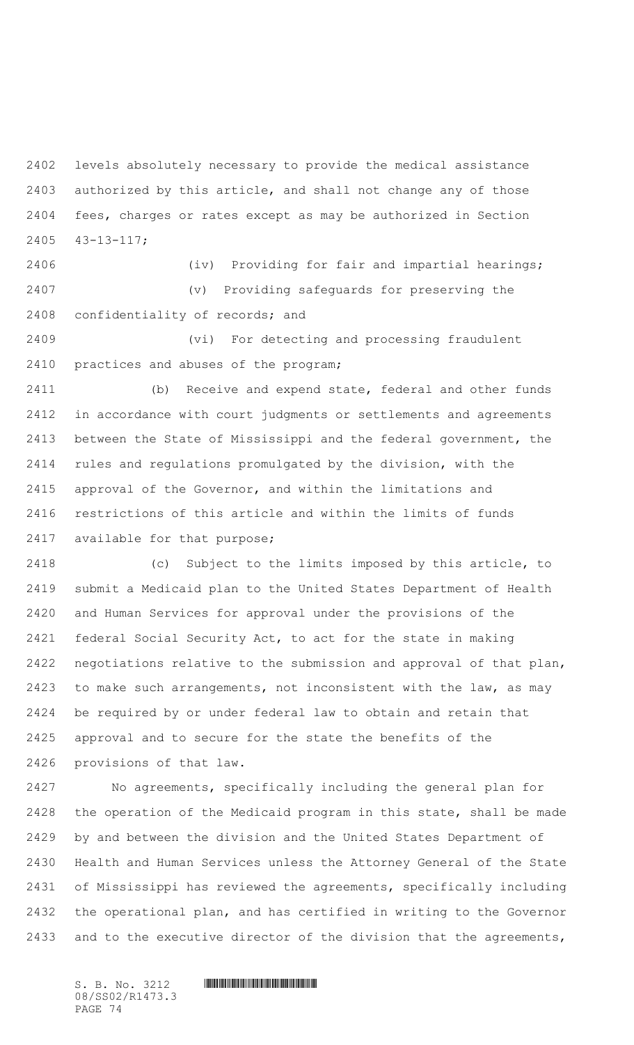levels absolutely necessary to provide the medical assistance authorized by this article, and shall not change any of those fees, charges or rates except as may be authorized in Section 43-13-117;

(iv) Providing for fair and impartial hearings;

(v) Providing safeguards for preserving the confidentiality of records; and

(vi) For detecting and processing fraudulent practices and abuses of the program;

(b) Receive and expend state, federal and other funds in accordance with court judgments or settlements and agreements between the State of Mississippi and the federal government, the rules and regulations promulgated by the division, with the approval of the Governor, and within the limitations and restrictions of this article and within the limits of funds available for that purpose;

(c) Subject to the limits imposed by this article, to submit a Medicaid plan to the United States Department of Health and Human Services for approval under the provisions of the federal Social Security Act, to act for the state in making negotiations relative to the submission and approval of that plan, to make such arrangements, not inconsistent with the law, as may be required by or under federal law to obtain and retain that approval and to secure for the state the benefits of the provisions of that law.

No agreements, specifically including the general plan for the operation of the Medicaid program in this state, shall be made by and between the division and the United States Department of Health and Human Services unless the Attorney General of the State of Mississippi has reviewed the agreements, specifically including the operational plan, and has certified in writing to the Governor and to the executive director of the division that the agreements,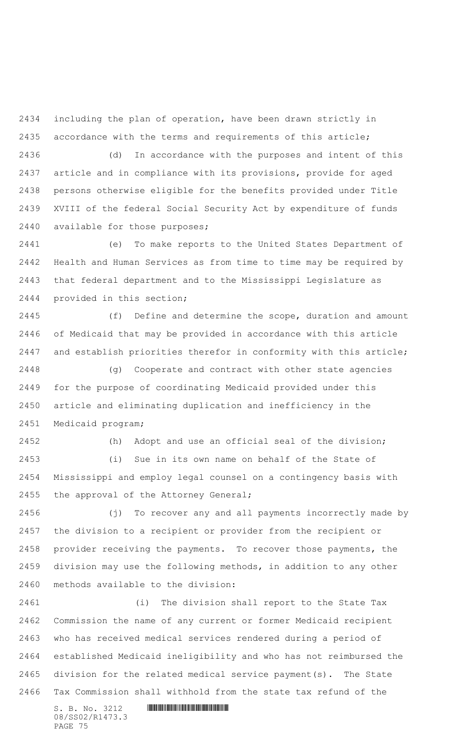including the plan of operation, have been drawn strictly in accordance with the terms and requirements of this article;

(d) In accordance with the purposes and intent of this article and in compliance with its provisions, provide for aged persons otherwise eligible for the benefits provided under Title XVIII of the federal Social Security Act by expenditure of funds available for those purposes;

(e) To make reports to the United States Department of Health and Human Services as from time to time may be required by that federal department and to the Mississippi Legislature as provided in this section;

(f) Define and determine the scope, duration and amount of Medicaid that may be provided in accordance with this article and establish priorities therefor in conformity with this article;

(g) Cooperate and contract with other state agencies for the purpose of coordinating Medicaid provided under this article and eliminating duplication and inefficiency in the Medicaid program;

(h) Adopt and use an official seal of the division;

(i) Sue in its own name on behalf of the State of Mississippi and employ legal counsel on a contingency basis with the approval of the Attorney General;

(j) To recover any and all payments incorrectly made by the division to a recipient or provider from the recipient or provider receiving the payments. To recover those payments, the division may use the following methods, in addition to any other methods available to the division:

(i) The division shall report to the State Tax Commission the name of any current or former Medicaid recipient who has received medical services rendered during a period of established Medicaid ineligibility and who has not reimbursed the division for the related medical service payment(s). The State Tax Commission shall withhold from the state tax refund of the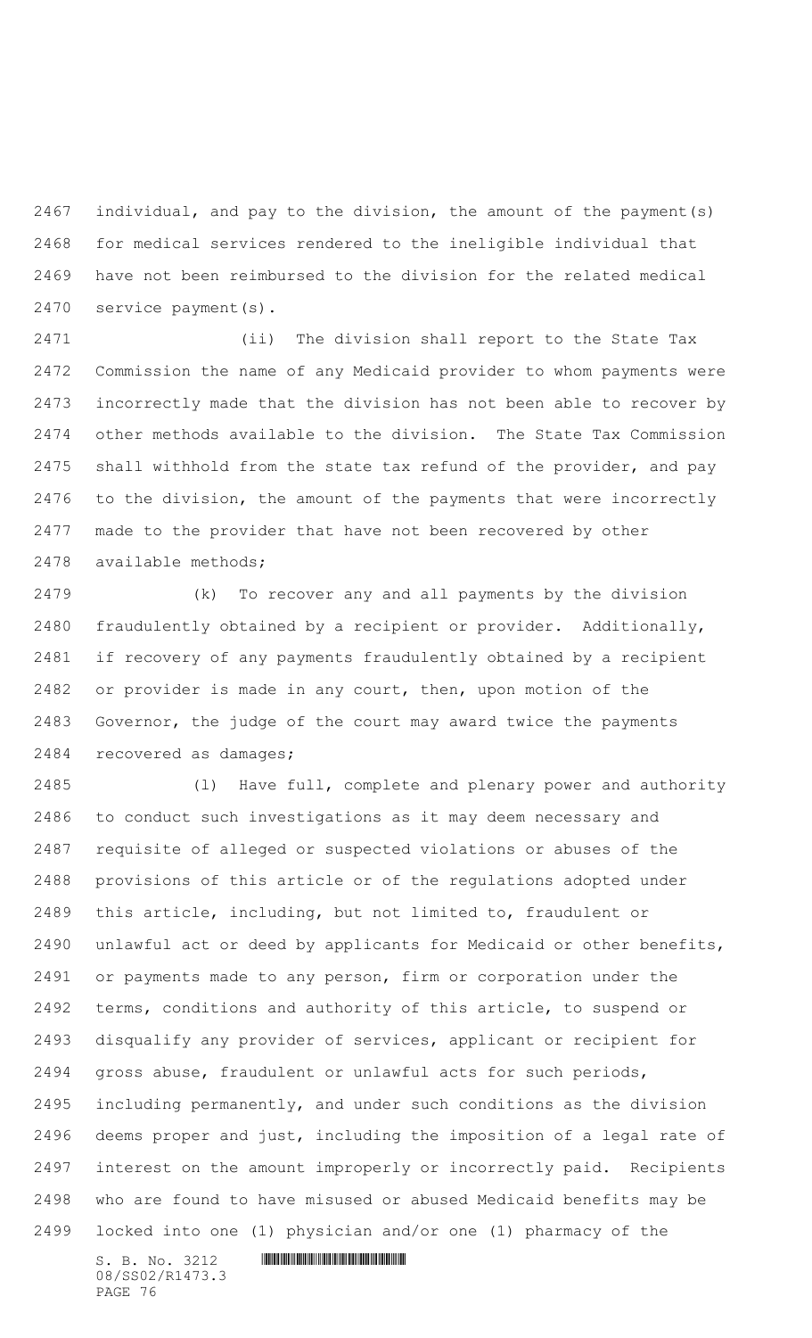individual, and pay to the division, the amount of the payment(s) for medical services rendered to the ineligible individual that have not been reimbursed to the division for the related medical service payment(s).

(ii) The division shall report to the State Tax Commission the name of any Medicaid provider to whom payments were incorrectly made that the division has not been able to recover by other methods available to the division. The State Tax Commission shall withhold from the state tax refund of the provider, and pay to the division, the amount of the payments that were incorrectly made to the provider that have not been recovered by other available methods;

(k) To recover any and all payments by the division fraudulently obtained by a recipient or provider. Additionally, if recovery of any payments fraudulently obtained by a recipient or provider is made in any court, then, upon motion of the Governor, the judge of the court may award twice the payments recovered as damages;

(l) Have full, complete and plenary power and authority to conduct such investigations as it may deem necessary and requisite of alleged or suspected violations or abuses of the provisions of this article or of the regulations adopted under this article, including, but not limited to, fraudulent or unlawful act or deed by applicants for Medicaid or other benefits, or payments made to any person, firm or corporation under the terms, conditions and authority of this article, to suspend or disqualify any provider of services, applicant or recipient for gross abuse, fraudulent or unlawful acts for such periods, including permanently, and under such conditions as the division deems proper and just, including the imposition of a legal rate of interest on the amount improperly or incorrectly paid. Recipients who are found to have misused or abused Medicaid benefits may be locked into one (1) physician and/or one (1) pharmacy of the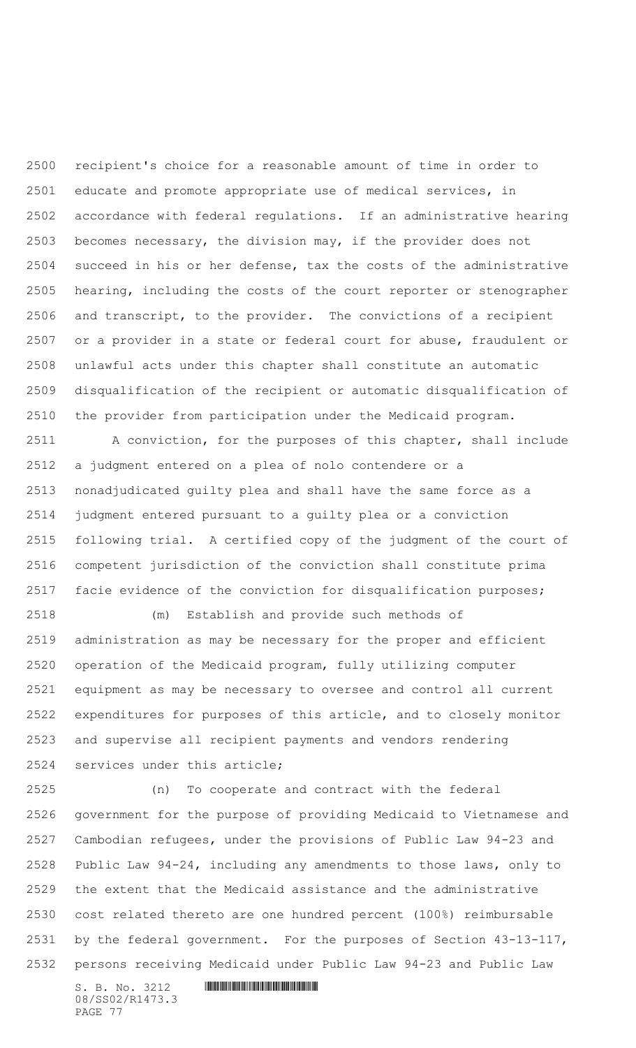recipient's choice for a reasonable amount of time in order to educate and promote appropriate use of medical services, in accordance with federal regulations. If an administrative hearing becomes necessary, the division may, if the provider does not succeed in his or her defense, tax the costs of the administrative hearing, including the costs of the court reporter or stenographer and transcript, to the provider. The convictions of a recipient or a provider in a state or federal court for abuse, fraudulent or unlawful acts under this chapter shall constitute an automatic disqualification of the recipient or automatic disqualification of the provider from participation under the Medicaid program.

A conviction, for the purposes of this chapter, shall include a judgment entered on a plea of nolo contendere or a nonadjudicated guilty plea and shall have the same force as a judgment entered pursuant to a guilty plea or a conviction following trial. A certified copy of the judgment of the court of competent jurisdiction of the conviction shall constitute prima facie evidence of the conviction for disqualification purposes;

(m) Establish and provide such methods of administration as may be necessary for the proper and efficient operation of the Medicaid program, fully utilizing computer equipment as may be necessary to oversee and control all current expenditures for purposes of this article, and to closely monitor and supervise all recipient payments and vendors rendering services under this article;

(n) To cooperate and contract with the federal government for the purpose of providing Medicaid to Vietnamese and Cambodian refugees, under the provisions of Public Law 94-23 and Public Law 94-24, including any amendments to those laws, only to the extent that the Medicaid assistance and the administrative cost related thereto are one hundred percent (100%) reimbursable by the federal government. For the purposes of Section 43-13-117, persons receiving Medicaid under Public Law 94-23 and Public Law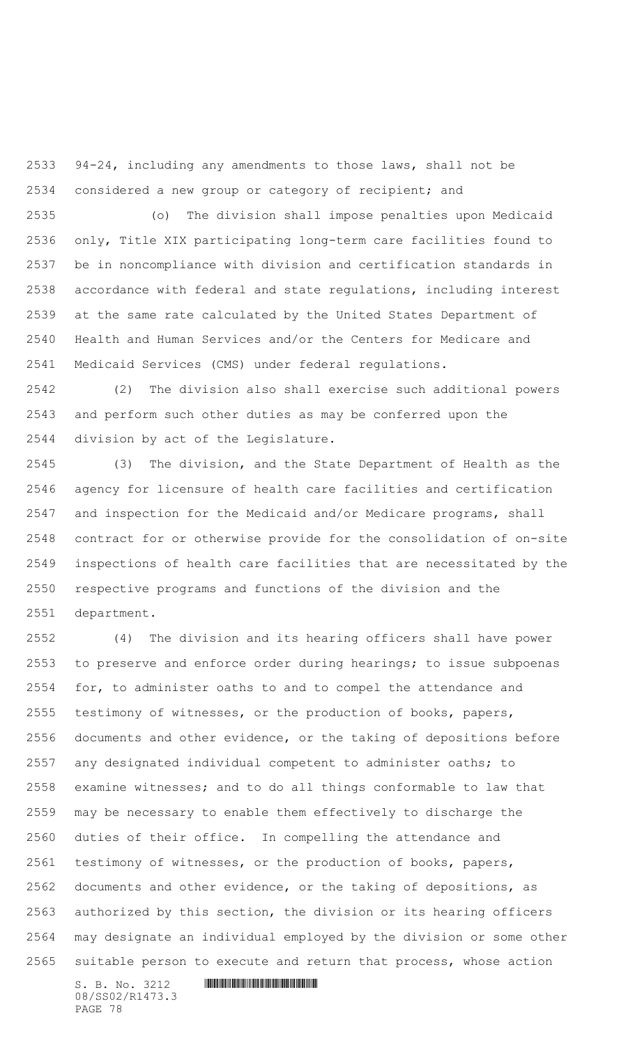94-24, including any amendments to those laws, shall not be considered a new group or category of recipient; and

(o) The division shall impose penalties upon Medicaid only, Title XIX participating long-term care facilities found to be in noncompliance with division and certification standards in accordance with federal and state regulations, including interest at the same rate calculated by the United States Department of Health and Human Services and/or the Centers for Medicare and Medicaid Services (CMS) under federal regulations.

(2) The division also shall exercise such additional powers and perform such other duties as may be conferred upon the division by act of the Legislature.

(3) The division, and the State Department of Health as the agency for licensure of health care facilities and certification and inspection for the Medicaid and/or Medicare programs, shall contract for or otherwise provide for the consolidation of on-site inspections of health care facilities that are necessitated by the respective programs and functions of the division and the department.

(4) The division and its hearing officers shall have power to preserve and enforce order during hearings; to issue subpoenas for, to administer oaths to and to compel the attendance and testimony of witnesses, or the production of books, papers, documents and other evidence, or the taking of depositions before any designated individual competent to administer oaths; to examine witnesses; and to do all things conformable to law that may be necessary to enable them effectively to discharge the duties of their office. In compelling the attendance and testimony of witnesses, or the production of books, papers, documents and other evidence, or the taking of depositions, as authorized by this section, the division or its hearing officers may designate an individual employed by the division or some other suitable person to execute and return that process, whose action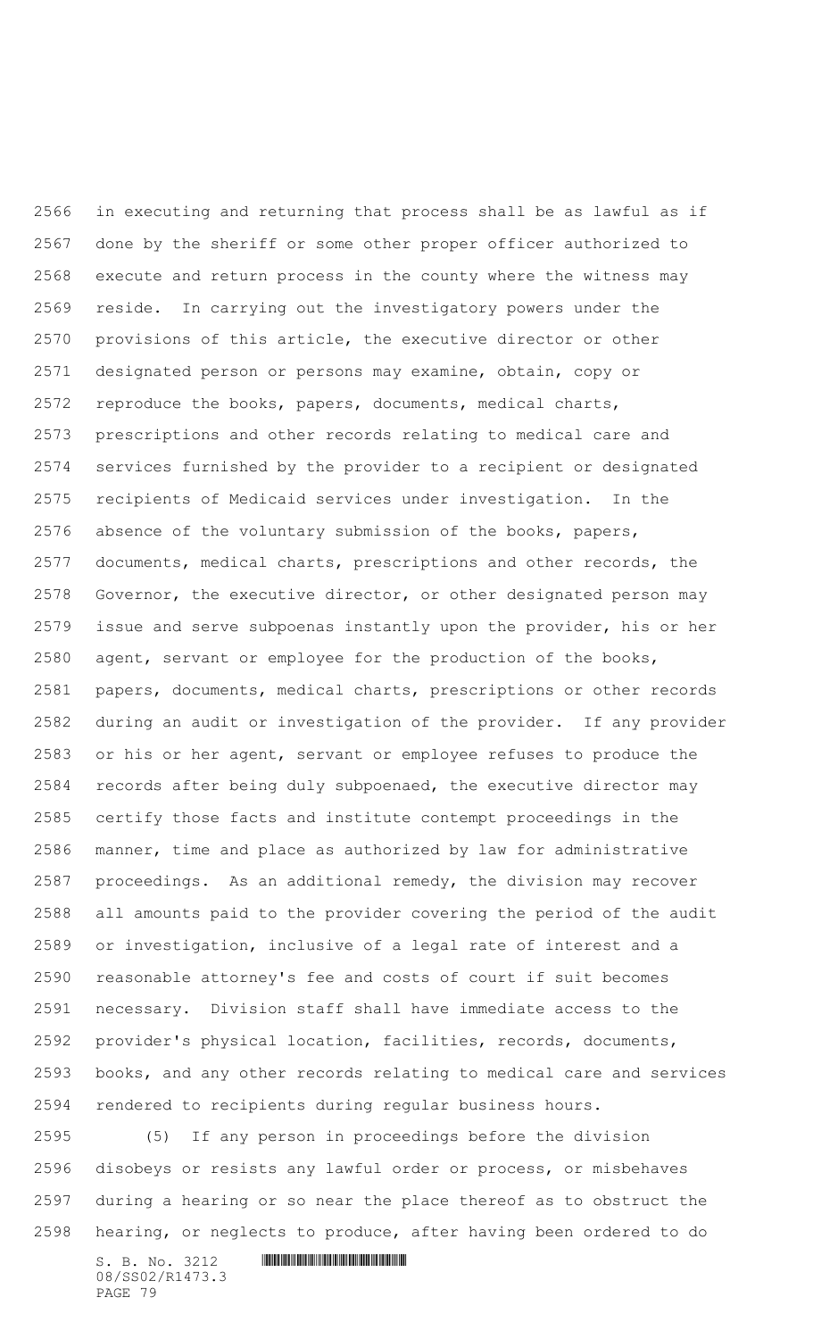in executing and returning that process shall be as lawful as if done by the sheriff or some other proper officer authorized to execute and return process in the county where the witness may reside. In carrying out the investigatory powers under the provisions of this article, the executive director or other designated person or persons may examine, obtain, copy or reproduce the books, papers, documents, medical charts, prescriptions and other records relating to medical care and services furnished by the provider to a recipient or designated recipients of Medicaid services under investigation. In the absence of the voluntary submission of the books, papers, documents, medical charts, prescriptions and other records, the Governor, the executive director, or other designated person may issue and serve subpoenas instantly upon the provider, his or her agent, servant or employee for the production of the books, papers, documents, medical charts, prescriptions or other records during an audit or investigation of the provider. If any provider or his or her agent, servant or employee refuses to produce the records after being duly subpoenaed, the executive director may certify those facts and institute contempt proceedings in the manner, time and place as authorized by law for administrative proceedings. As an additional remedy, the division may recover all amounts paid to the provider covering the period of the audit or investigation, inclusive of a legal rate of interest and a reasonable attorney's fee and costs of court if suit becomes necessary. Division staff shall have immediate access to the provider's physical location, facilities, records, documents, books, and any other records relating to medical care and services rendered to recipients during regular business hours.

(5) If any person in proceedings before the division disobeys or resists any lawful order or process, or misbehaves during a hearing or so near the place thereof as to obstruct the hearing, or neglects to produce, after having been ordered to do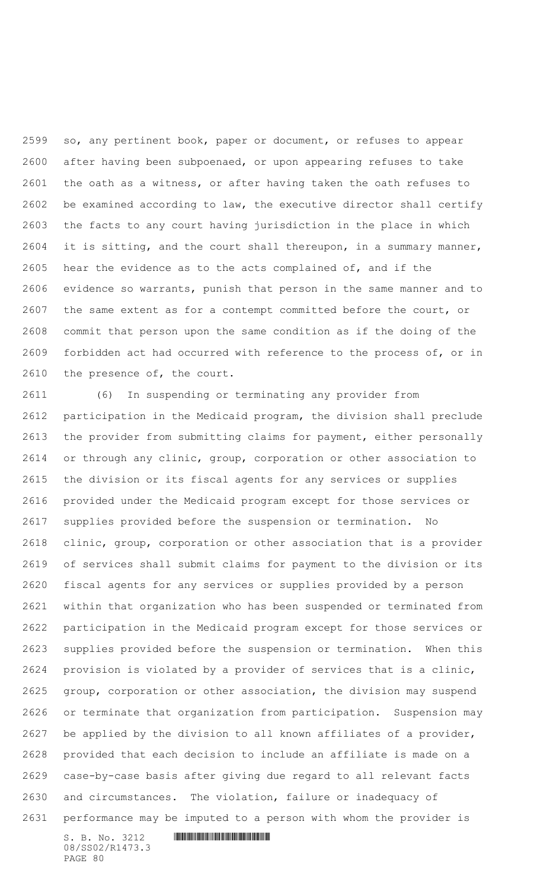so, any pertinent book, paper or document, or refuses to appear after having been subpoenaed, or upon appearing refuses to take the oath as a witness, or after having taken the oath refuses to be examined according to law, the executive director shall certify the facts to any court having jurisdiction in the place in which it is sitting, and the court shall thereupon, in a summary manner, hear the evidence as to the acts complained of, and if the evidence so warrants, punish that person in the same manner and to the same extent as for a contempt committed before the court, or commit that person upon the same condition as if the doing of the forbidden act had occurred with reference to the process of, or in the presence of, the court.

(6) In suspending or terminating any provider from participation in the Medicaid program, the division shall preclude the provider from submitting claims for payment, either personally or through any clinic, group, corporation or other association to the division or its fiscal agents for any services or supplies provided under the Medicaid program except for those services or supplies provided before the suspension or termination. No clinic, group, corporation or other association that is a provider of services shall submit claims for payment to the division or its fiscal agents for any services or supplies provided by a person within that organization who has been suspended or terminated from participation in the Medicaid program except for those services or supplies provided before the suspension or termination. When this provision is violated by a provider of services that is a clinic, group, corporation or other association, the division may suspend or terminate that organization from participation. Suspension may be applied by the division to all known affiliates of a provider, provided that each decision to include an affiliate is made on a case-by-case basis after giving due regard to all relevant facts and circumstances. The violation, failure or inadequacy of performance may be imputed to a person with whom the provider is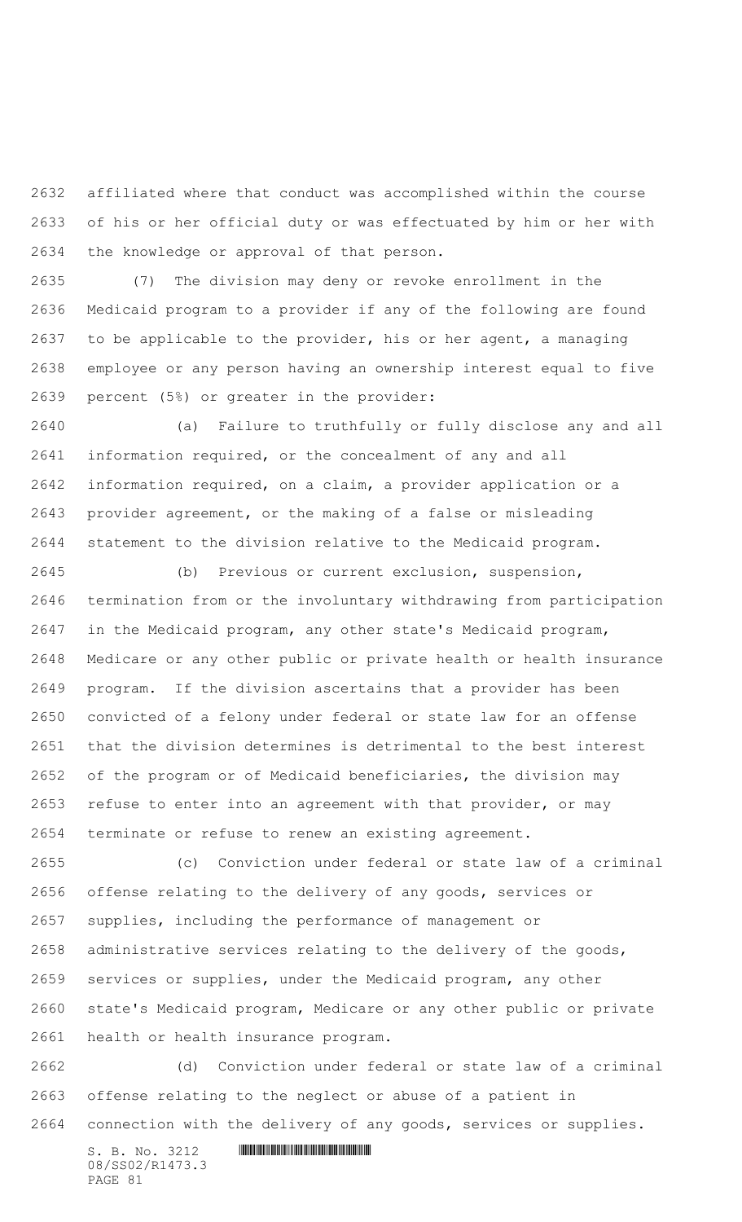affiliated where that conduct was accomplished within the course of his or her official duty or was effectuated by him or her with the knowledge or approval of that person.

(7) The division may deny or revoke enrollment in the Medicaid program to a provider if any of the following are found to be applicable to the provider, his or her agent, a managing employee or any person having an ownership interest equal to five percent (5%) or greater in the provider:

(a) Failure to truthfully or fully disclose any and all information required, or the concealment of any and all information required, on a claim, a provider application or a provider agreement, or the making of a false or misleading statement to the division relative to the Medicaid program.

(b) Previous or current exclusion, suspension, termination from or the involuntary withdrawing from participation in the Medicaid program, any other state's Medicaid program, Medicare or any other public or private health or health insurance program. If the division ascertains that a provider has been convicted of a felony under federal or state law for an offense that the division determines is detrimental to the best interest of the program or of Medicaid beneficiaries, the division may refuse to enter into an agreement with that provider, or may terminate or refuse to renew an existing agreement.

(c) Conviction under federal or state law of a criminal offense relating to the delivery of any goods, services or supplies, including the performance of management or administrative services relating to the delivery of the goods, services or supplies, under the Medicaid program, any other state's Medicaid program, Medicare or any other public or private health or health insurance program.

(d) Conviction under federal or state law of a criminal offense relating to the neglect or abuse of a patient in connection with the delivery of any goods, services or supplies.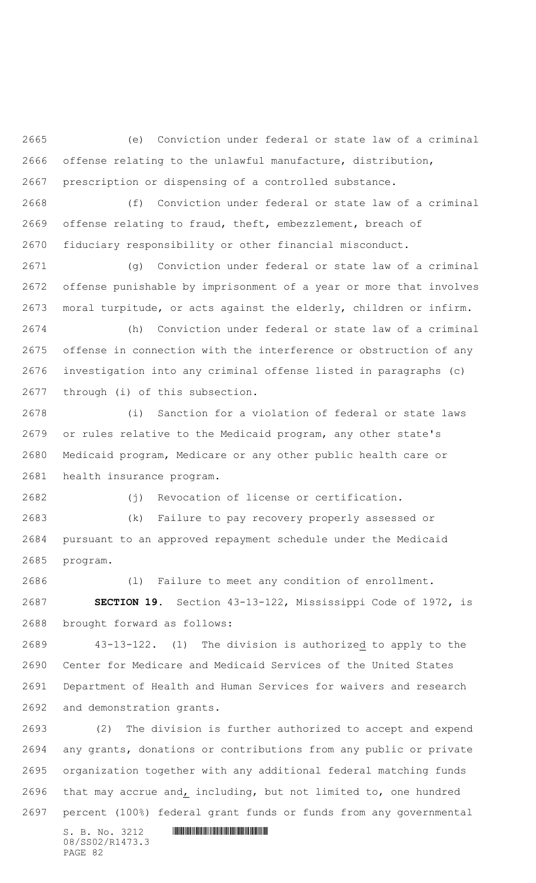(e) Conviction under federal or state law of a criminal offense relating to the unlawful manufacture, distribution, prescription or dispensing of a controlled substance.

(f) Conviction under federal or state law of a criminal offense relating to fraud, theft, embezzlement, breach of fiduciary responsibility or other financial misconduct.

(g) Conviction under federal or state law of a criminal offense punishable by imprisonment of a year or more that involves moral turpitude, or acts against the elderly, children or infirm.

(h) Conviction under federal or state law of a criminal offense in connection with the interference or obstruction of any investigation into any criminal offense listed in paragraphs (c) through (i) of this subsection.

(i) Sanction for a violation of federal or state laws or rules relative to the Medicaid program, any other state's Medicaid program, Medicare or any other public health care or health insurance program.

(j) Revocation of license or certification.

(k) Failure to pay recovery properly assessed or pursuant to an approved repayment schedule under the Medicaid program.

(l) Failure to meet any condition of enrollment.

**SECTION 19.** Section 43-13-122, Mississippi Code of 1972, is brought forward as follows:

43-13-122. (1) The division is authorized to apply to the Center for Medicare and Medicaid Services of the United States Department of Health and Human Services for waivers and research and demonstration grants.

(2) The division is further authorized to accept and expend any grants, donations or contributions from any public or private organization together with any additional federal matching funds that may accrue and, including, but not limited to, one hundred percent (100%) federal grant funds or funds from any governmental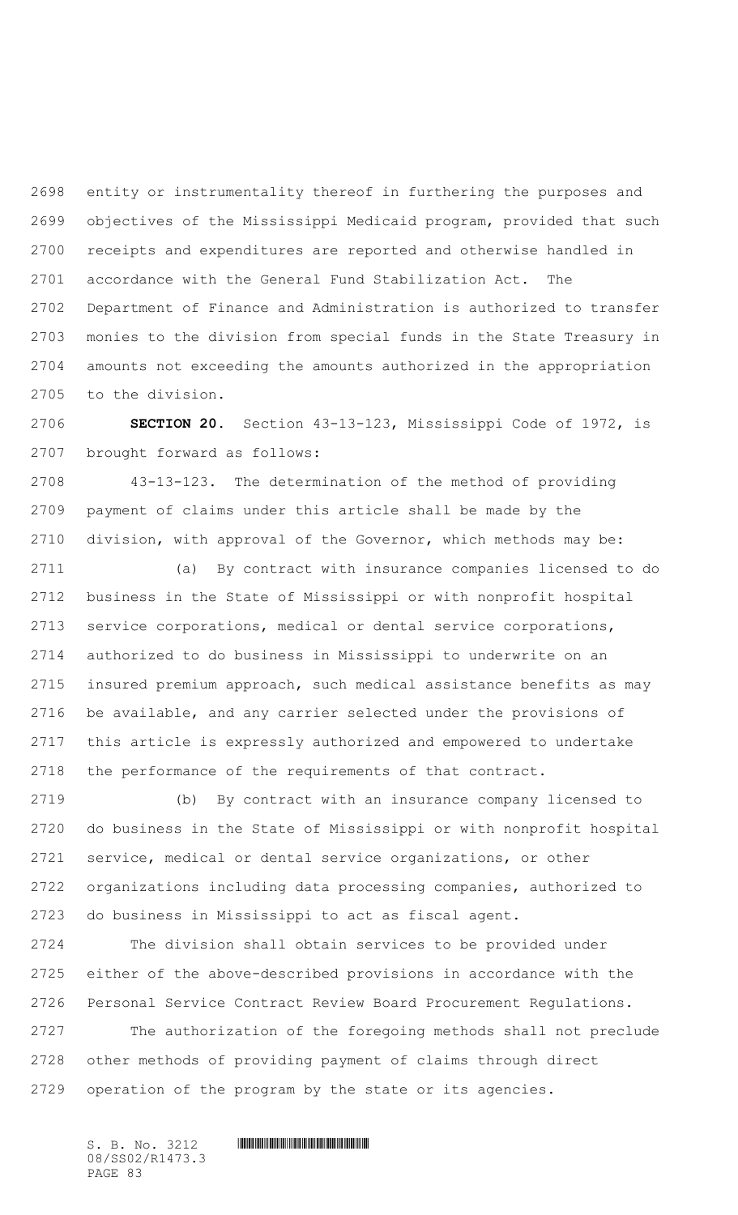entity or instrumentality thereof in furthering the purposes and objectives of the Mississippi Medicaid program, provided that such receipts and expenditures are reported and otherwise handled in accordance with the General Fund Stabilization Act. The Department of Finance and Administration is authorized to transfer monies to the division from special funds in the State Treasury in amounts not exceeding the amounts authorized in the appropriation to the division.

**SECTION 20.** Section 43-13-123, Mississippi Code of 1972, is brought forward as follows:

43-13-123. The determination of the method of providing payment of claims under this article shall be made by the division, with approval of the Governor, which methods may be:

(a) By contract with insurance companies licensed to do business in the State of Mississippi or with nonprofit hospital service corporations, medical or dental service corporations, authorized to do business in Mississippi to underwrite on an insured premium approach, such medical assistance benefits as may be available, and any carrier selected under the provisions of this article is expressly authorized and empowered to undertake the performance of the requirements of that contract.

(b) By contract with an insurance company licensed to do business in the State of Mississippi or with nonprofit hospital service, medical or dental service organizations, or other organizations including data processing companies, authorized to do business in Mississippi to act as fiscal agent.

The division shall obtain services to be provided under either of the above-described provisions in accordance with the Personal Service Contract Review Board Procurement Regulations.

The authorization of the foregoing methods shall not preclude other methods of providing payment of claims through direct operation of the program by the state or its agencies.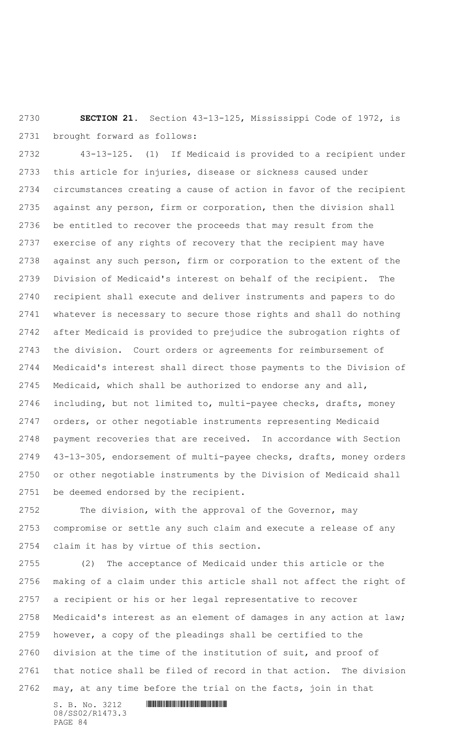**SECTION 21.** Section 43-13-125, Mississippi Code of 1972, is brought forward as follows:

43-13-125. (1) If Medicaid is provided to a recipient under this article for injuries, disease or sickness caused under circumstances creating a cause of action in favor of the recipient against any person, firm or corporation, then the division shall be entitled to recover the proceeds that may result from the exercise of any rights of recovery that the recipient may have against any such person, firm or corporation to the extent of the Division of Medicaid's interest on behalf of the recipient. The recipient shall execute and deliver instruments and papers to do whatever is necessary to secure those rights and shall do nothing after Medicaid is provided to prejudice the subrogation rights of the division. Court orders or agreements for reimbursement of Medicaid's interest shall direct those payments to the Division of Medicaid, which shall be authorized to endorse any and all, including, but not limited to, multi-payee checks, drafts, money orders, or other negotiable instruments representing Medicaid payment recoveries that are received. In accordance with Section 43-13-305, endorsement of multi-payee checks, drafts, money orders or other negotiable instruments by the Division of Medicaid shall be deemed endorsed by the recipient.

The division, with the approval of the Governor, may compromise or settle any such claim and execute a release of any claim it has by virtue of this section.

(2) The acceptance of Medicaid under this article or the making of a claim under this article shall not affect the right of a recipient or his or her legal representative to recover Medicaid's interest as an element of damages in any action at law; however, a copy of the pleadings shall be certified to the division at the time of the institution of suit, and proof of that notice shall be filed of record in that action. The division may, at any time before the trial on the facts, join in that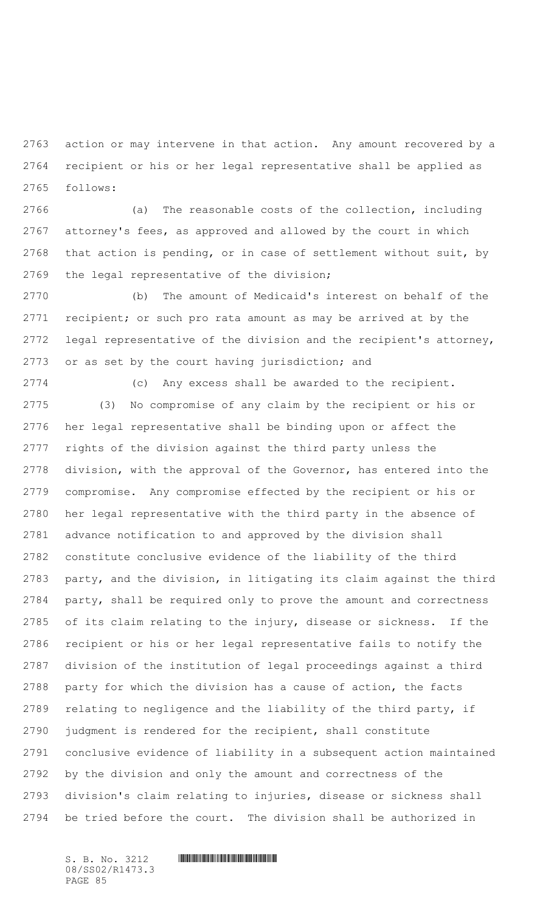action or may intervene in that action. Any amount recovered by a recipient or his or her legal representative shall be applied as follows:

(a) The reasonable costs of the collection, including attorney's fees, as approved and allowed by the court in which that action is pending, or in case of settlement without suit, by the legal representative of the division;

(b) The amount of Medicaid's interest on behalf of the recipient; or such pro rata amount as may be arrived at by the legal representative of the division and the recipient's attorney, or as set by the court having jurisdiction; and

(c) Any excess shall be awarded to the recipient.

(3) No compromise of any claim by the recipient or his or her legal representative shall be binding upon or affect the rights of the division against the third party unless the division, with the approval of the Governor, has entered into the compromise. Any compromise effected by the recipient or his or her legal representative with the third party in the absence of advance notification to and approved by the division shall constitute conclusive evidence of the liability of the third party, and the division, in litigating its claim against the third party, shall be required only to prove the amount and correctness of its claim relating to the injury, disease or sickness. If the recipient or his or her legal representative fails to notify the division of the institution of legal proceedings against a third party for which the division has a cause of action, the facts relating to negligence and the liability of the third party, if judgment is rendered for the recipient, shall constitute conclusive evidence of liability in a subsequent action maintained by the division and only the amount and correctness of the division's claim relating to injuries, disease or sickness shall be tried before the court. The division shall be authorized in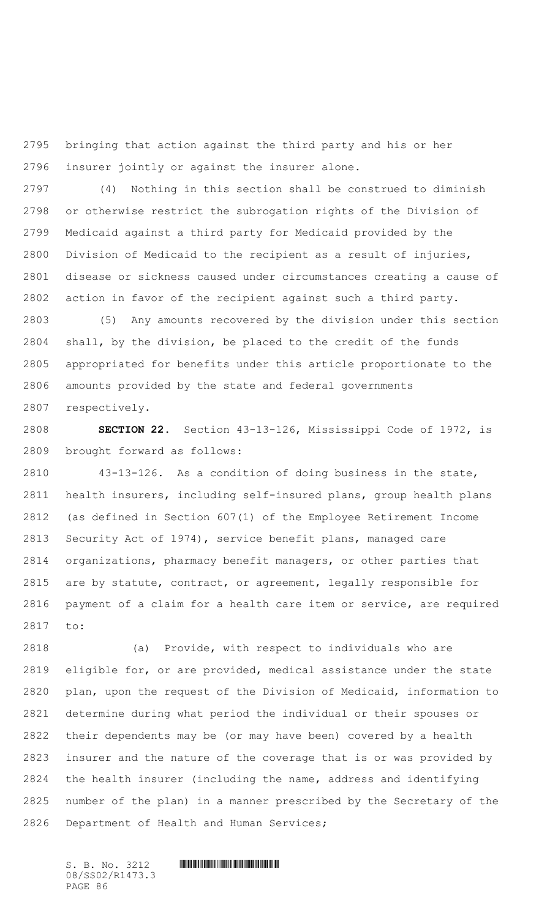bringing that action against the third party and his or her insurer jointly or against the insurer alone.

(4) Nothing in this section shall be construed to diminish or otherwise restrict the subrogation rights of the Division of Medicaid against a third party for Medicaid provided by the Division of Medicaid to the recipient as a result of injuries, disease or sickness caused under circumstances creating a cause of action in favor of the recipient against such a third party.

(5) Any amounts recovered by the division under this section shall, by the division, be placed to the credit of the funds appropriated for benefits under this article proportionate to the amounts provided by the state and federal governments respectively.

**SECTION 22.** Section 43-13-126, Mississippi Code of 1972, is brought forward as follows:

43-13-126. As a condition of doing business in the state, health insurers, including self-insured plans, group health plans (as defined in Section 607(1) of the Employee Retirement Income Security Act of 1974), service benefit plans, managed care organizations, pharmacy benefit managers, or other parties that are by statute, contract, or agreement, legally responsible for payment of a claim for a health care item or service, are required to:

(a) Provide, with respect to individuals who are eligible for, or are provided, medical assistance under the state plan, upon the request of the Division of Medicaid, information to determine during what period the individual or their spouses or their dependents may be (or may have been) covered by a health insurer and the nature of the coverage that is or was provided by the health insurer (including the name, address and identifying number of the plan) in a manner prescribed by the Secretary of the Department of Health and Human Services;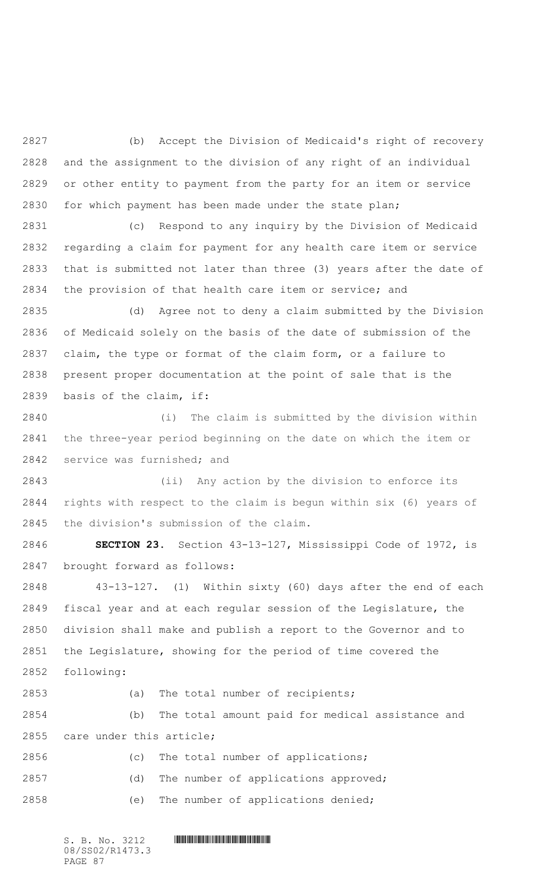(b) Accept the Division of Medicaid's right of recovery and the assignment to the division of any right of an individual or other entity to payment from the party for an item or service for which payment has been made under the state plan;

(c) Respond to any inquiry by the Division of Medicaid regarding a claim for payment for any health care item or service that is submitted not later than three (3) years after the date of the provision of that health care item or service; and

(d) Agree not to deny a claim submitted by the Division of Medicaid solely on the basis of the date of submission of the claim, the type or format of the claim form, or a failure to present proper documentation at the point of sale that is the basis of the claim, if:

(i) The claim is submitted by the division within the three-year period beginning on the date on which the item or service was furnished; and

(ii) Any action by the division to enforce its rights with respect to the claim is begun within six (6) years of the division's submission of the claim.

**SECTION 23.** Section 43-13-127, Mississippi Code of 1972, is brought forward as follows:

43-13-127. (1) Within sixty (60) days after the end of each fiscal year and at each regular session of the Legislature, the division shall make and publish a report to the Governor and to the Legislature, showing for the period of time covered the following:

(a) The total number of recipients;

(b) The total amount paid for medical assistance and care under this article;

(c) The total number of applications;

(d) The number of applications approved;

(e) The number of applications denied;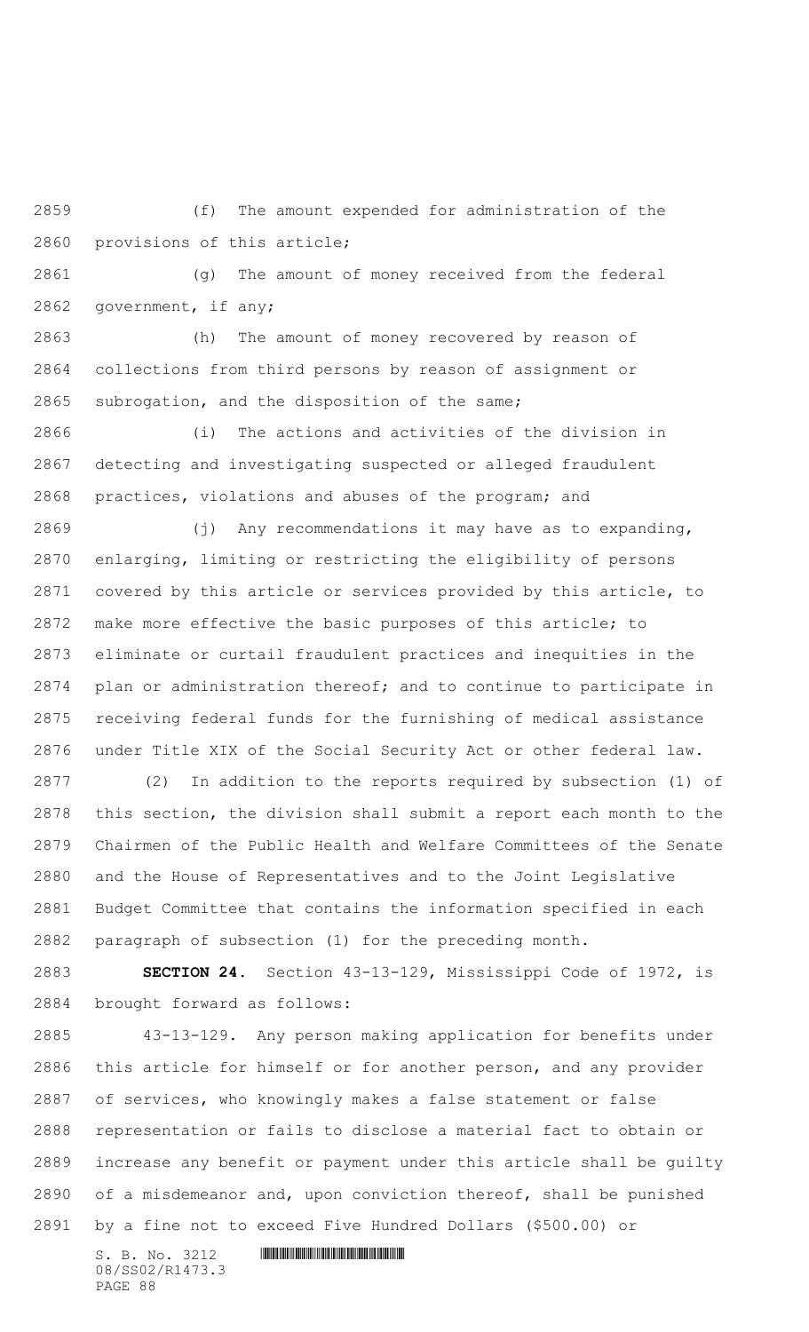(f) The amount expended for administration of the provisions of this article;

(g) The amount of money received from the federal government, if any;

(h) The amount of money recovered by reason of collections from third persons by reason of assignment or subrogation, and the disposition of the same;

(i) The actions and activities of the division in detecting and investigating suspected or alleged fraudulent practices, violations and abuses of the program; and

(j) Any recommendations it may have as to expanding, enlarging, limiting or restricting the eligibility of persons covered by this article or services provided by this article, to make more effective the basic purposes of this article; to eliminate or curtail fraudulent practices and inequities in the plan or administration thereof; and to continue to participate in receiving federal funds for the furnishing of medical assistance under Title XIX of the Social Security Act or other federal law.

(2) In addition to the reports required by subsection (1) of this section, the division shall submit a report each month to the Chairmen of the Public Health and Welfare Committees of the Senate and the House of Representatives and to the Joint Legislative Budget Committee that contains the information specified in each paragraph of subsection (1) for the preceding month.

**SECTION 24.** Section 43-13-129, Mississippi Code of 1972, is brought forward as follows:

43-13-129. Any person making application for benefits under this article for himself or for another person, and any provider of services, who knowingly makes a false statement or false representation or fails to disclose a material fact to obtain or increase any benefit or payment under this article shall be guilty of a misdemeanor and, upon conviction thereof, shall be punished by a fine not to exceed Five Hundred Dollars ($500.00) or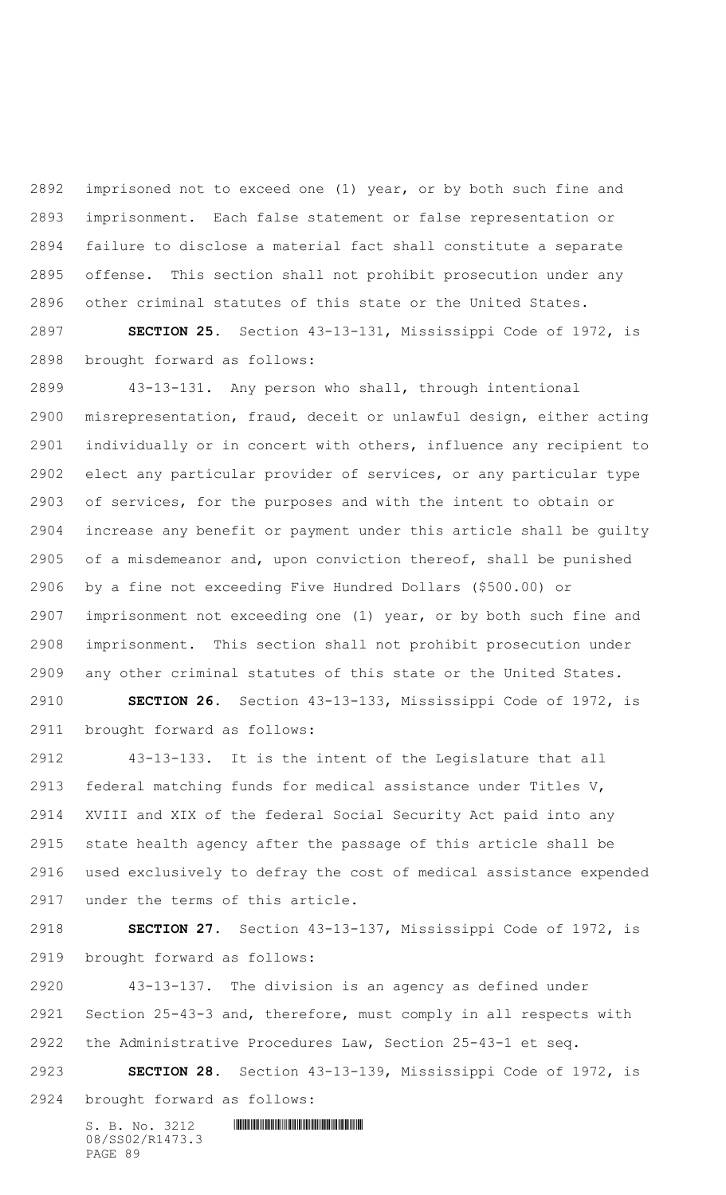imprisoned not to exceed one (1) year, or by both such fine and imprisonment. Each false statement or false representation or failure to disclose a material fact shall constitute a separate offense. This section shall not prohibit prosecution under any other criminal statutes of this state or the United States.

**SECTION 25.** Section 43-13-131, Mississippi Code of 1972, is brought forward as follows:

43-13-131. Any person who shall, through intentional misrepresentation, fraud, deceit or unlawful design, either acting individually or in concert with others, influence any recipient to elect any particular provider of services, or any particular type of services, for the purposes and with the intent to obtain or increase any benefit or payment under this article shall be guilty of a misdemeanor and, upon conviction thereof, shall be punished by a fine not exceeding Five Hundred Dollars ($500.00) or imprisonment not exceeding one (1) year, or by both such fine and imprisonment. This section shall not prohibit prosecution under any other criminal statutes of this state or the United States.

**SECTION 26.** Section 43-13-133, Mississippi Code of 1972, is brought forward as follows:

43-13-133. It is the intent of the Legislature that all federal matching funds for medical assistance under Titles V, XVIII and XIX of the federal Social Security Act paid into any state health agency after the passage of this article shall be used exclusively to defray the cost of medical assistance expended under the terms of this article.

**SECTION 27.** Section 43-13-137, Mississippi Code of 1972, is brought forward as follows:

43-13-137. The division is an agency as defined under Section 25-43-3 and, therefore, must comply in all respects with the Administrative Procedures Law, Section 25-43-1 et seq.

**SECTION 28.** Section 43-13-139, Mississippi Code of 1972, is brought forward as follows: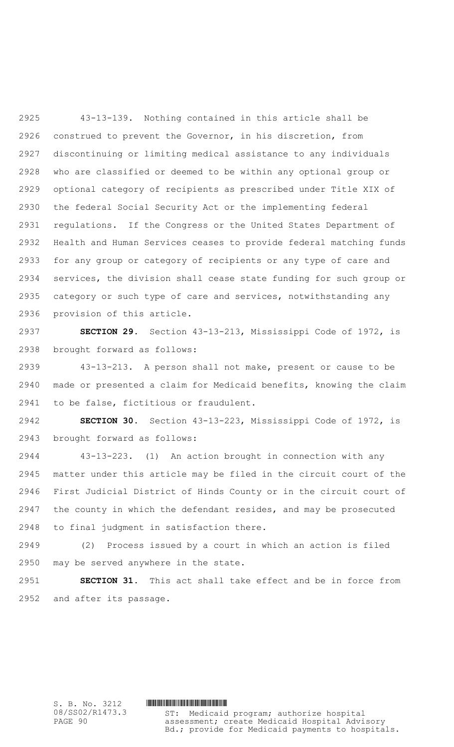43-13-139. Nothing contained in this article shall be construed to prevent the Governor, in his discretion, from discontinuing or limiting medical assistance to any individuals who are classified or deemed to be within any optional group or optional category of recipients as prescribed under Title XIX of the federal Social Security Act or the implementing federal regulations. If the Congress or the United States Department of Health and Human Services ceases to provide federal matching funds for any group or category of recipients or any type of care and services, the division shall cease state funding for such group or category or such type of care and services, notwithstanding any provision of this article.

**SECTION 29.** Section 43-13-213, Mississippi Code of 1972, is brought forward as follows:

43-13-213. A person shall not make, present or cause to be made or presented a claim for Medicaid benefits, knowing the claim to be false, fictitious or fraudulent.

**SECTION 30.** Section 43-13-223, Mississippi Code of 1972, is brought forward as follows:

43-13-223. (1) An action brought in connection with any matter under this article may be filed in the circuit court of the First Judicial District of Hinds County or in the circuit court of the county in which the defendant resides, and may be prosecuted to final judgment in satisfaction there.

(2) Process issued by a court in which an action is filed may be served anywhere in the state.

**SECTION 31.** This act shall take effect and be in force from and after its passage.

ST: Medicaid program; authorize hospital assessment; create Medicaid Hospital Advisory Bd.; provide for Medicaid payments to hospitals.